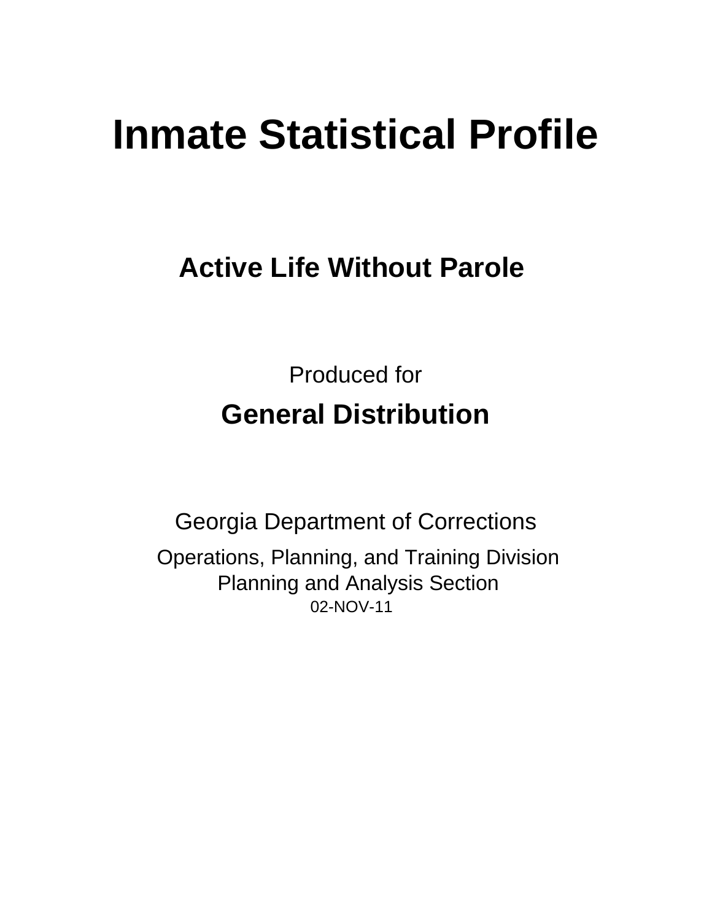# Inmate Statistical Profile

## Active Life Without Parole

Produced for

## General Distribution

Georgia Department of Corrections

Operations, Planning, and Training Division
Planning and Analysis Section
02-NOV-11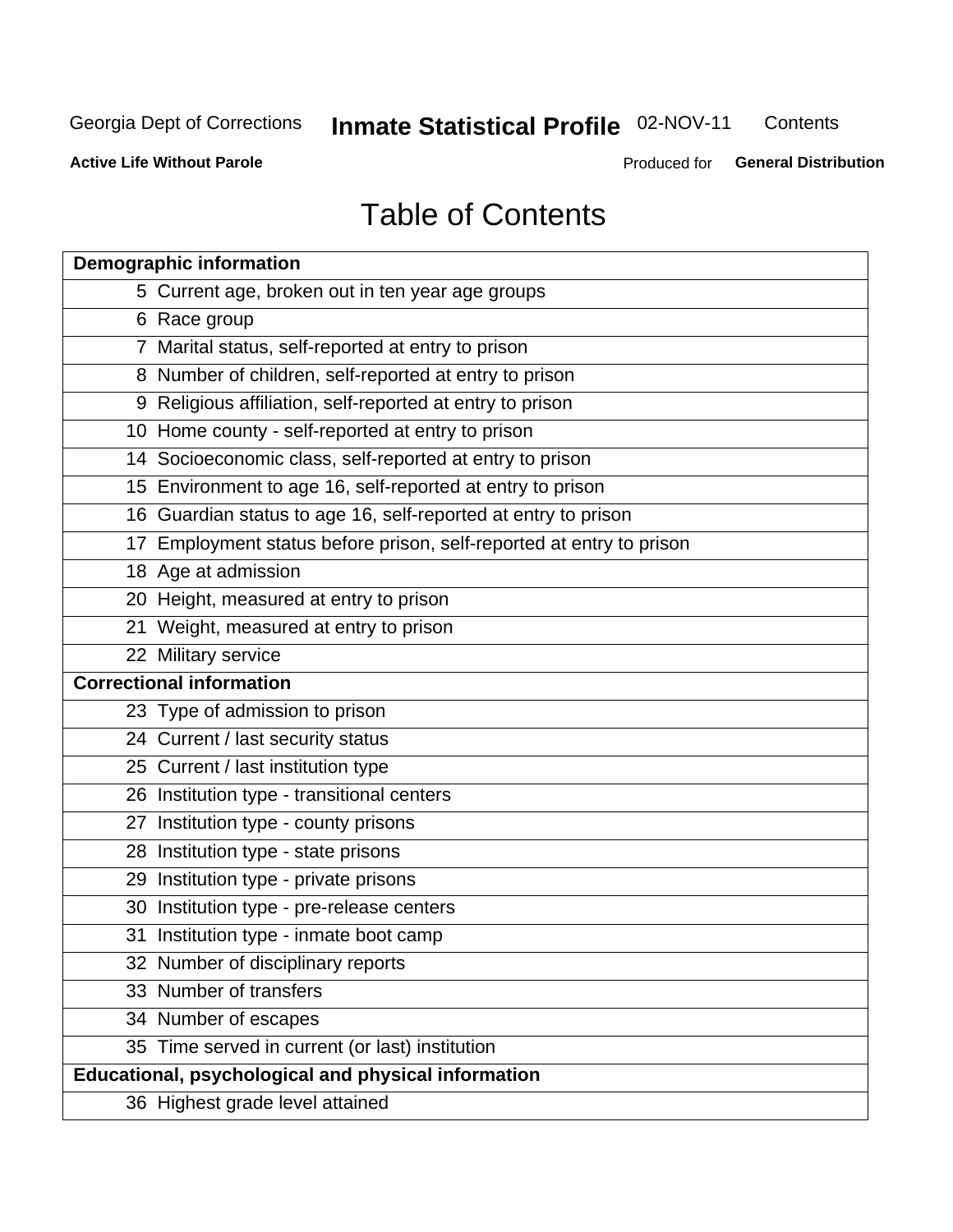# Table of Contents

| | |
|---|---|
| **Demographic information** | |
| 5 | Current age, broken out in ten year age groups |
| 6 | Race group |
| 7 | Marital status, self-reported at entry to prison |
| 8 | Number of children, self-reported at entry to prison |
| 9 | Religious affiliation, self-reported at entry to prison |
| 10 | Home county - self-reported at entry to prison |
| 14 | Socioeconomic class, self-reported at entry to prison |
| 15 | Environment to age 16, self-reported at entry to prison |
| 16 | Guardian status to age 16, self-reported at entry to prison |
| 17 | Employment status before prison, self-reported at entry to prison |
| 18 | Age at admission |
| 20 | Height, measured at entry to prison |
| 21 | Weight, measured at entry to prison |
| 22 | Military service |
| **Correctional information** | |
| 23 | Type of admission to prison |
| 24 | Current / last security status |
| 25 | Current / last institution type |
| 26 | Institution type - transitional centers |
| 27 | Institution type - county prisons |
| 28 | Institution type - state prisons |
| 29 | Institution type - private prisons |
| 30 | Institution type - pre-release centers |
| 31 | Institution type - inmate boot camp |
| 32 | Number of disciplinary reports |
| 33 | Number of transfers |
| 34 | Number of escapes |
| 35 | Time served in current (or last) institution |
| **Educational, psychological and physical information** | |
| 36 | Highest grade level attained |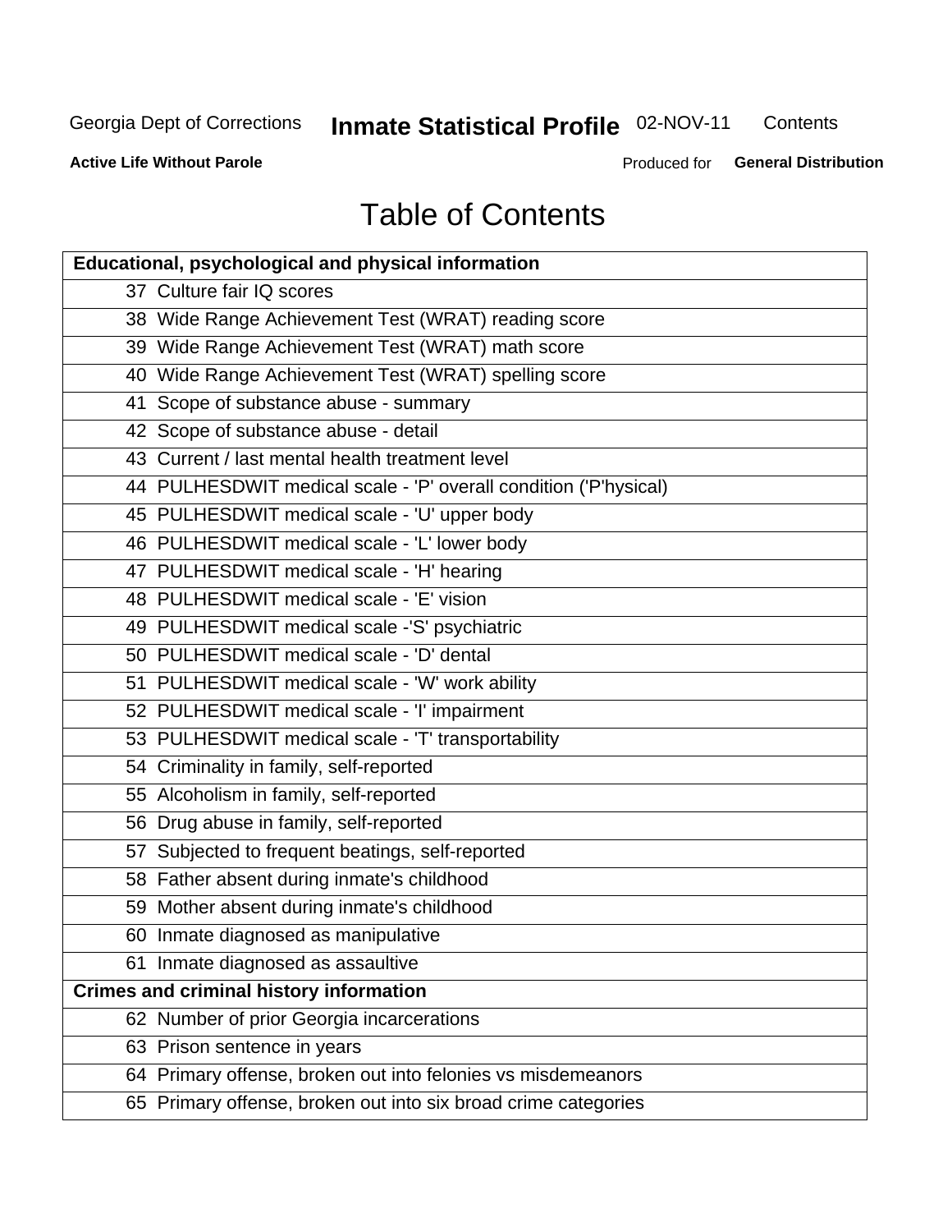# Table of Contents

| Educational, psychological and physical information |
|---|
| 37 Culture fair IQ scores |
| 38 Wide Range Achievement Test (WRAT) reading score |
| 39 Wide Range Achievement Test (WRAT) math score |
| 40 Wide Range Achievement Test (WRAT) spelling score |
| 41 Scope of substance abuse - summary |
| 42 Scope of substance abuse - detail |
| 43 Current / last mental health treatment level |
| 44 PULHESDWIT medical scale - 'P' overall condition ('P'hysical) |
| 45 PULHESDWIT medical scale - 'U' upper body |
| 46 PULHESDWIT medical scale - 'L' lower body |
| 47 PULHESDWIT medical scale - 'H' hearing |
| 48 PULHESDWIT medical scale - 'E' vision |
| 49 PULHESDWIT medical scale -'S' psychiatric |
| 50 PULHESDWIT medical scale - 'D' dental |
| 51 PULHESDWIT medical scale - 'W' work ability |
| 52 PULHESDWIT medical scale - 'I' impairment |
| 53 PULHESDWIT medical scale - 'T' transportability |
| 54 Criminality in family, self-reported |
| 55 Alcoholism in family, self-reported |
| 56 Drug abuse in family, self-reported |
| 57 Subjected to frequent beatings, self-reported |
| 58 Father absent during inmate's childhood |
| 59 Mother absent during inmate's childhood |
| 60 Inmate diagnosed as manipulative |
| 61 Inmate diagnosed as assaultive |
| **Crimes and criminal history information** |
| 62 Number of prior Georgia incarcerations |
| 63 Prison sentence in years |
| 64 Primary offense, broken out into felonies vs misdemeanors |
| 65 Primary offense, broken out into six broad crime categories |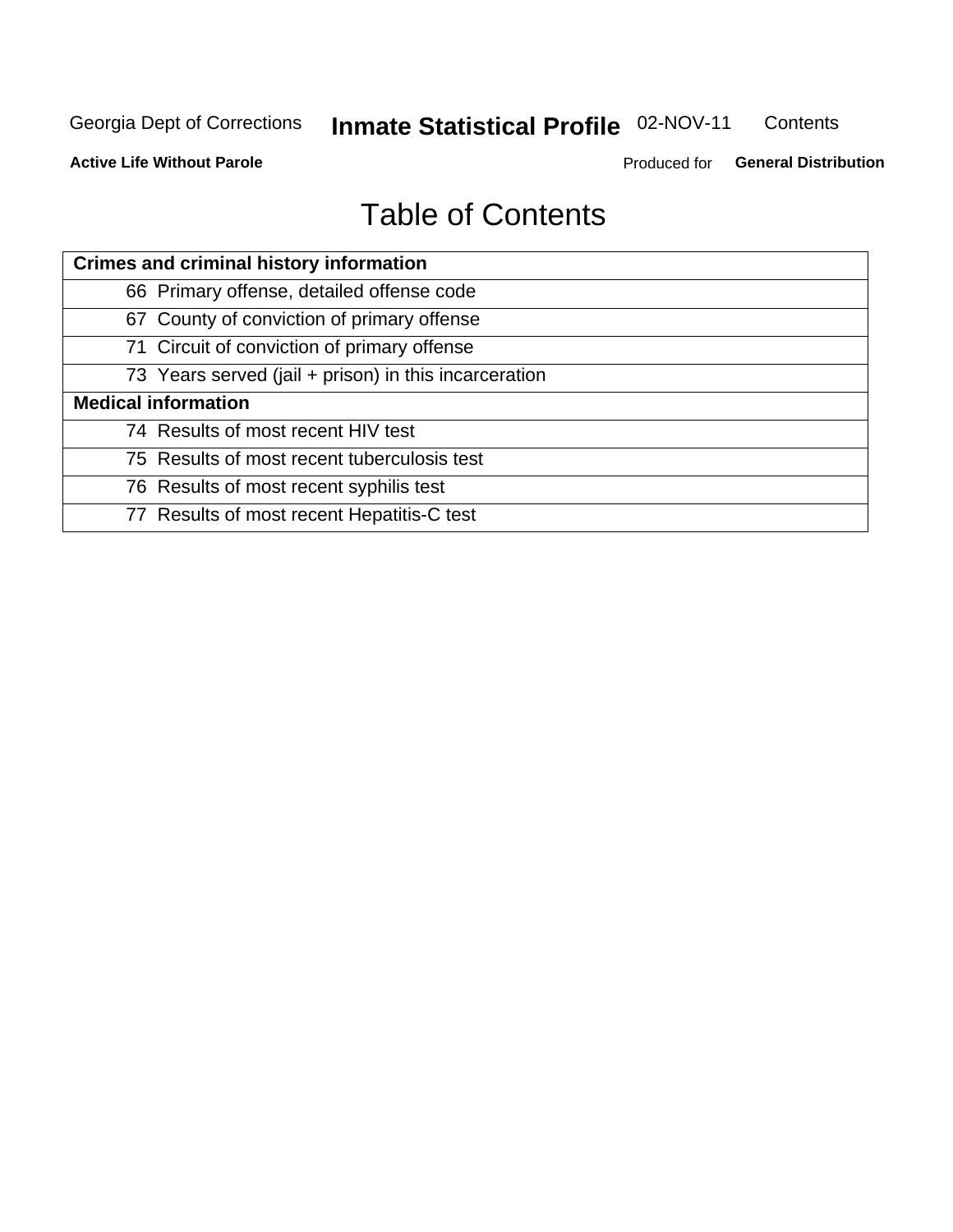# Table of Contents

| Crimes and criminal history information |
|---|
| 66 Primary offense, detailed offense code |
| 67 County of conviction of primary offense |
| 71 Circuit of conviction of primary offense |
| 73 Years served (jail + prison) in this incarceration |
| **Medical information** |
| 74 Results of most recent HIV test |
| 75 Results of most recent tuberculosis test |
| 76 Results of most recent syphilis test |
| 77 Results of most recent Hepatitis-C test |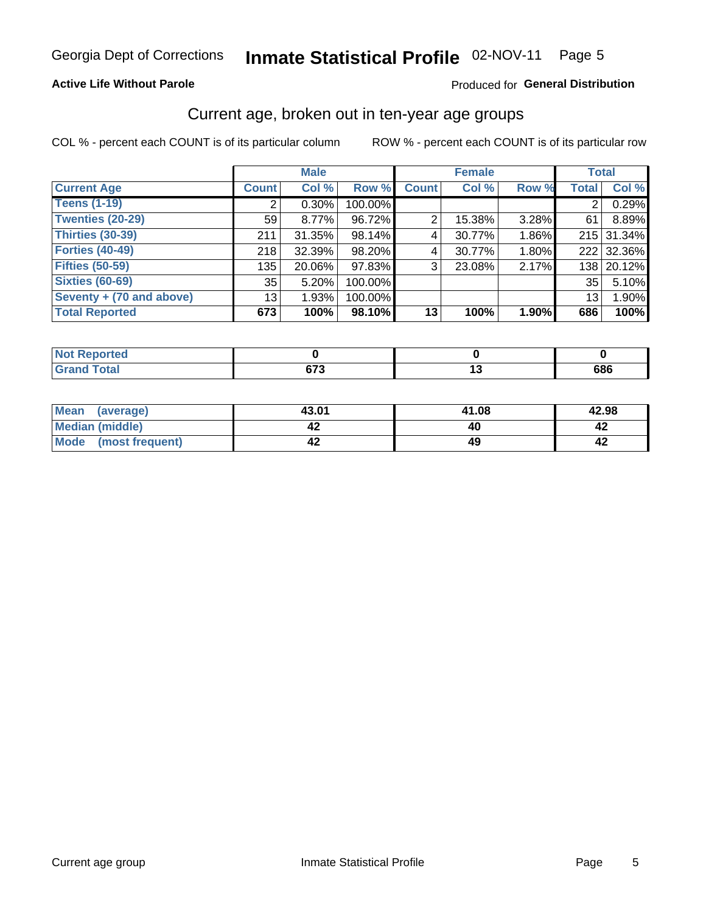Georgia Dept of Corrections **Inmate Statistical Profile** 02-NOV-11

**Active Life Without Parole**

Produced for **General Distribution**

## Current age, broken out in ten-year age groups

COL % - percent each COUNT is of its particular column

ROW % - percent each COUNT is of its particular row

| | Male | | | Female | | | Total | |
|---|---|---|---|---|---|---|---|---|
| **Current Age** | **Count** | **Col %** | **Row %** | **Count** | **Col %** | **Row %** | **Total** | **Col %** |
| **Teens (1-19)** | 2 | 0.30% | 100.00% | | | | 2 | 0.29% |
| **Twenties (20-29)** | 59 | 8.77% | 96.72% | 2 | 15.38% | 3.28% | 61 | 8.89% |
| **Thirties (30-39)** | 211 | 31.35% | 98.14% | 4 | 30.77% | 1.86% | 215 | 31.34% |
| **Forties (40-49)** | 218 | 32.39% | 98.20% | 4 | 30.77% | 1.80% | 222 | 32.36% |
| **Fifties (50-59)** | 135 | 20.06% | 97.83% | 3 | 23.08% | 2.17% | 138 | 20.12% |
| **Sixties (60-69)** | 35 | 5.20% | 100.00% | | | | 35 | 5.10% |
| **Seventy + (70 and above)** | 13 | 1.93% | 100.00% | | | | 13 | 1.90% |
| **Total Reported** | **673** | **100%** | **98.10%** | **13** | **100%** | **1.90%** | **686** | **100%** |

| | Male | Female | Total |
|---|---|---|---|
| **Not Reported** | **0** | **0** | **0** |
| **Grand Total** | **673** | **13** | **686** |

| | Male | Female | Total |
|---|---|---|---|
| **Mean (average)** | **43.01** | **41.08** | **42.98** |
| **Median (middle)** | **42** | **40** | **42** |
| **Mode (most frequent)** | **42** | **49** | **42** |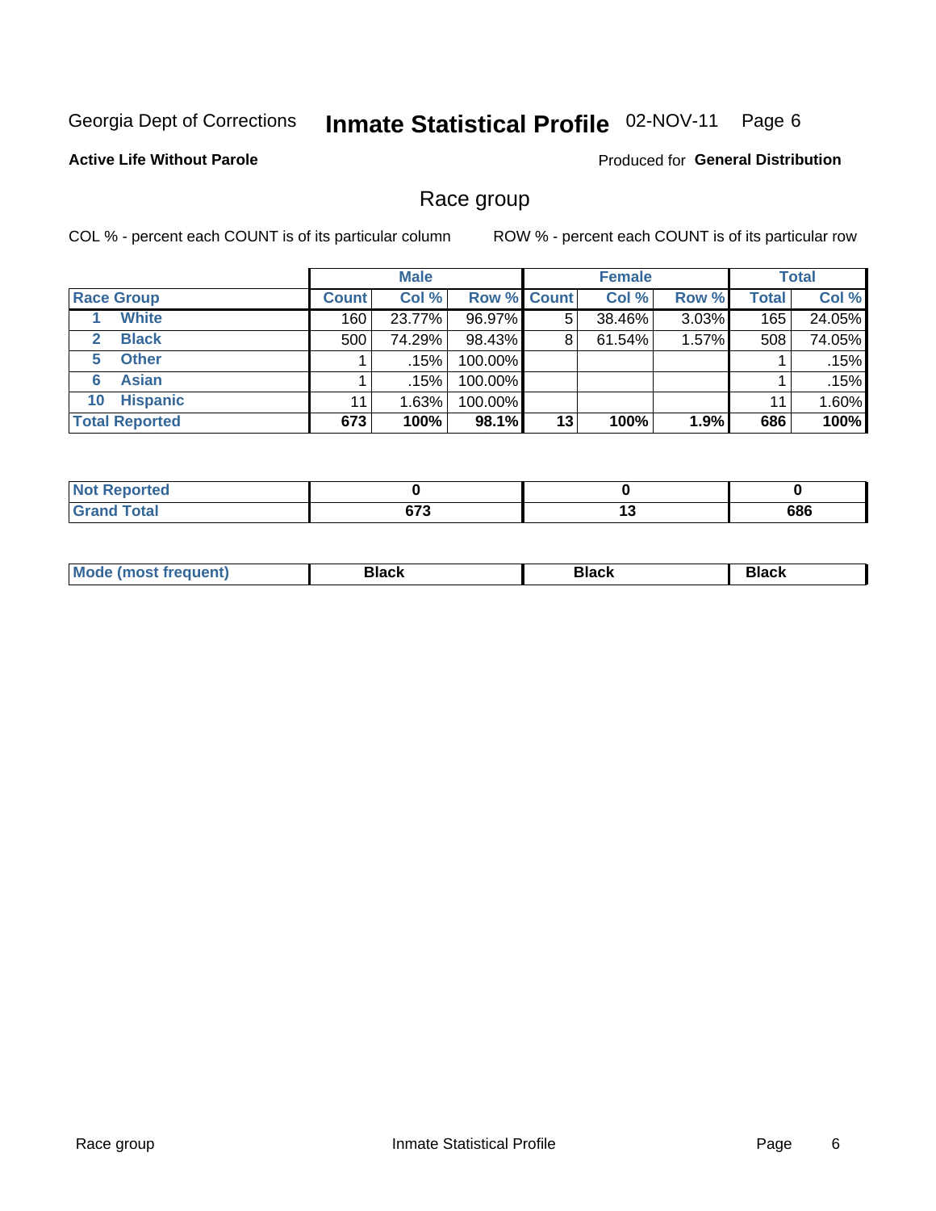Georgia Dept of Corrections **Inmate Statistical Profile** 02-NOV-11

**Active Life Without Parole**

Produced for **General Distribution**

## Race group

COL % - percent each COUNT is of its particular column    ROW % - percent each COUNT is of its particular row

| | Male | | | Female | | | Total | |
|---|---|---|---|---|---|---|---|---|
| **Race Group** | **Count** | **Col %** | **Row %** | **Count** | **Col %** | **Row %** | **Total** | **Col %** |
| **1 White** | 160 | 23.77% | 96.97% | 5 | 38.46% | 3.03% | 165 | 24.05% |
| **2 Black** | 500 | 74.29% | 98.43% | 8 | 61.54% | 1.57% | 508 | 74.05% |
| **5 Other** | 1 | .15% | 100.00% | | | | 1 | .15% |
| **6 Asian** | 1 | .15% | 100.00% | | | | 1 | .15% |
| **10 Hispanic** | 11 | 1.63% | 100.00% | | | | 11 | 1.60% |
| **Total Reported** | **673** | **100%** | **98.1%** | **13** | **100%** | **1.9%** | **686** | **100%** |

| | Male | Female | Total |
|---|---|---|---|
| **Not Reported** | **0** | **0** | **0** |
| **Grand Total** | **673** | **13** | **686** |

| | Male | Female | Total |
|---|---|---|---|
| **Mode (most frequent)** | **Black** | **Black** | **Black** |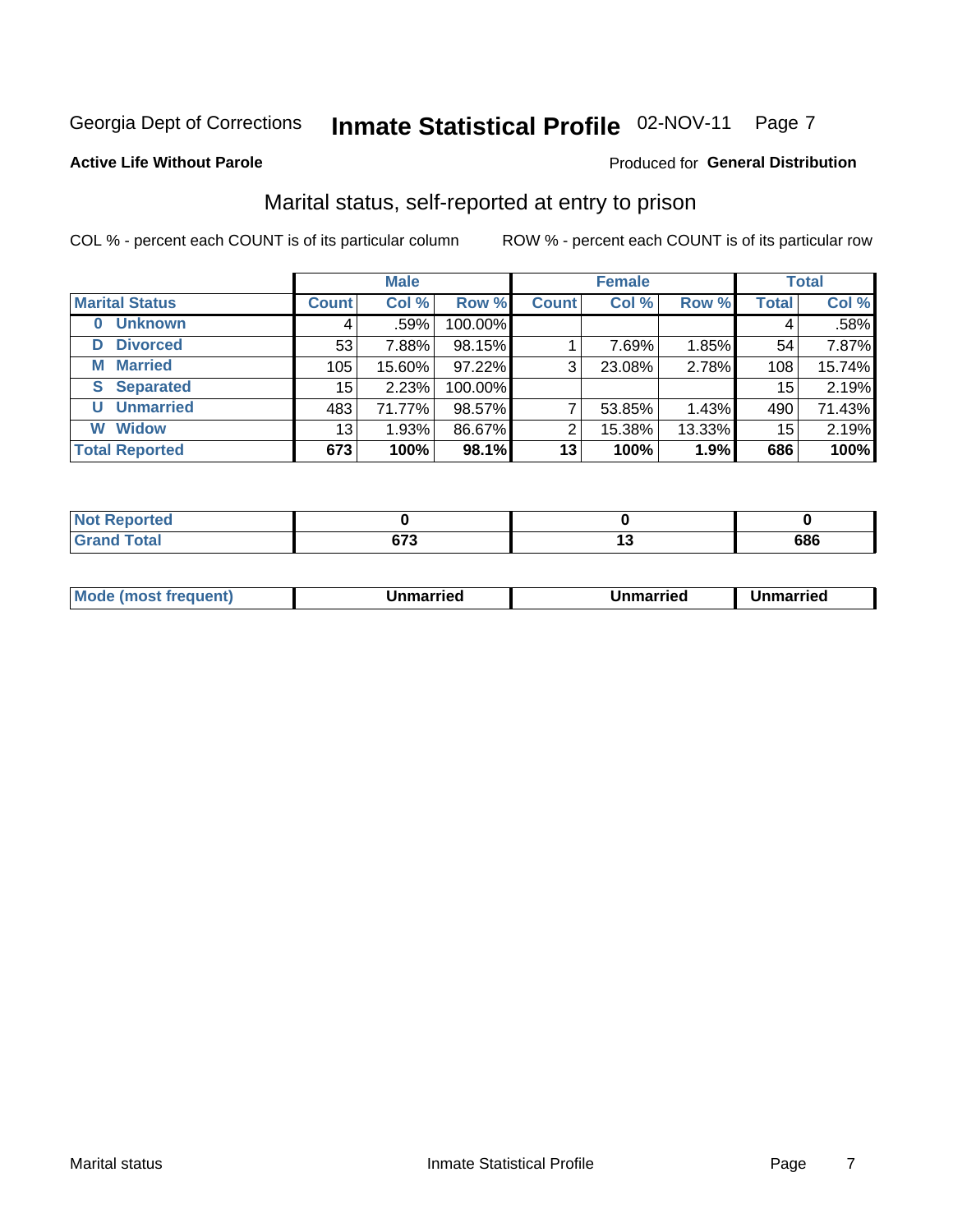Georgia Dept of Corrections **Inmate Statistical Profile** 02-NOV-11 Page 7

**Active Life Without Parole**

Produced for **General Distribution**

## Marital status, self-reported at entry to prison

COL % - percent each COUNT is of its particular column

ROW % - percent each COUNT is of its particular row

| | Male | | | Female | | | Total | |
|---|---|---|---|---|---|---|---|---|
| **Marital Status** | **Count** | **Col %** | **Row %** | **Count** | **Col %** | **Row %** | **Total** | **Col %** |
| **0 Unknown** | 4 | .59% | 100.00% | | | | 4 | .58% |
| **D Divorced** | 53 | 7.88% | 98.15% | 1 | 7.69% | 1.85% | 54 | 7.87% |
| **M Married** | 105 | 15.60% | 97.22% | 3 | 23.08% | 2.78% | 108 | 15.74% |
| **S Separated** | 15 | 2.23% | 100.00% | | | | 15 | 2.19% |
| **U Unmarried** | 483 | 71.77% | 98.57% | 7 | 53.85% | 1.43% | 490 | 71.43% |
| **W Widow** | 13 | 1.93% | 86.67% | 2 | 15.38% | 13.33% | 15 | 2.19% |
| **Total Reported** | **673** | **100%** | **98.1%** | **13** | **100%** | **1.9%** | **686** | **100%** |

| | Male | Female | Total |
|---|---|---|---|
| **Not Reported** | **0** | **0** | **0** |
| **Grand Total** | **673** | **13** | **686** |

| | Male | Female | Total |
|---|---|---|---|
| **Mode (most frequent)** | **Unmarried** | **Unmarried** | **Unmarried** |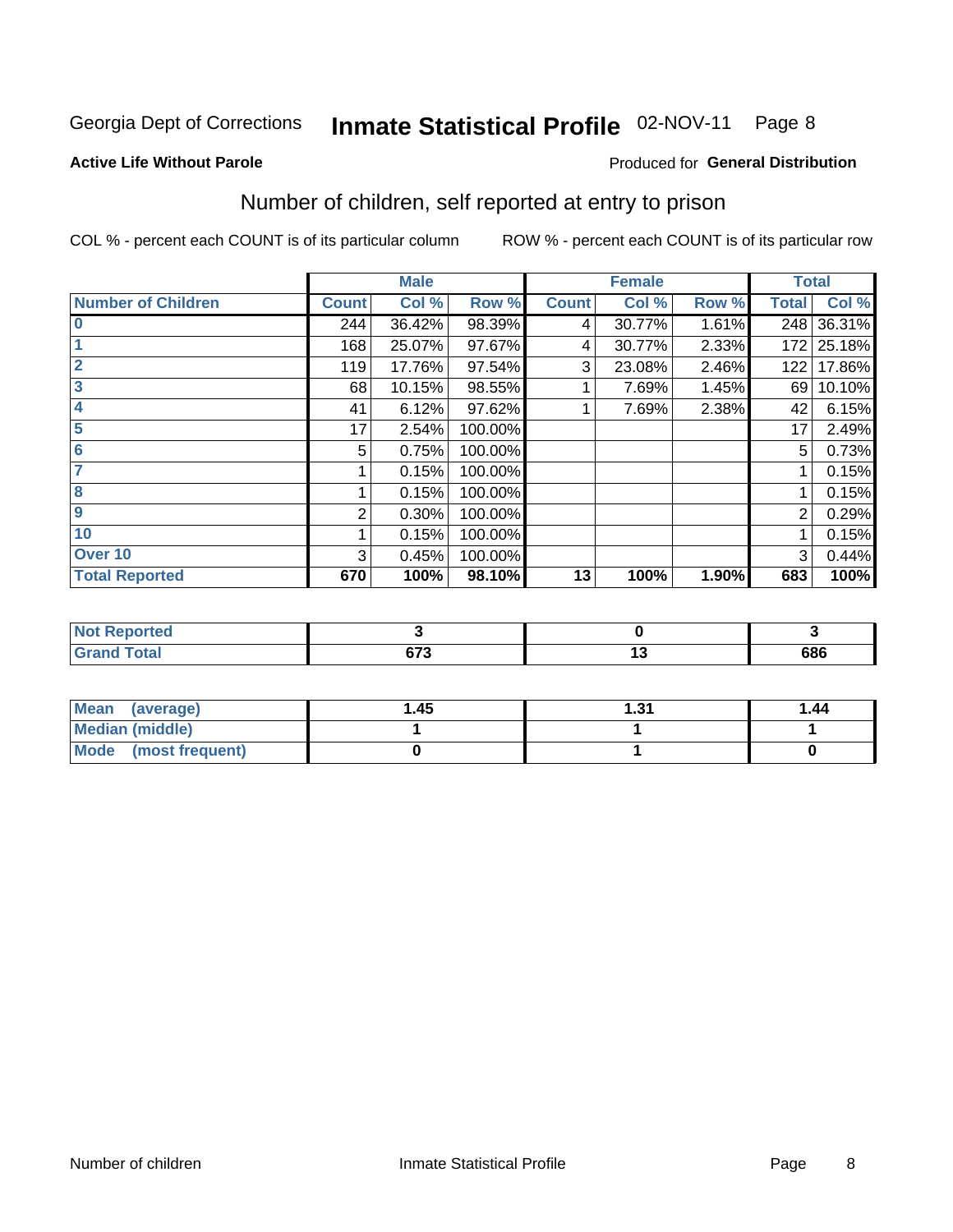Georgia Dept of Corrections **Inmate Statistical Profile** 02-NOV-11

**Active Life Without Parole**

Produced for **General Distribution**

## Number of children, self reported at entry to prison

COL % - percent each COUNT is of its particular column

ROW % - percent each COUNT is of its particular row

| | Male | | | Female | | | Total | |
|---|---|---|---|---|---|---|---|---|
| **Number of Children** | **Count** | **Col %** | **Row %** | **Count** | **Col %** | **Row %** | **Total** | **Col %** |
| 0 | 244 | 36.42% | 98.39% | 4 | 30.77% | 1.61% | 248 | 36.31% |
| 1 | 168 | 25.07% | 97.67% | 4 | 30.77% | 2.33% | 172 | 25.18% |
| 2 | 119 | 17.76% | 97.54% | 3 | 23.08% | 2.46% | 122 | 17.86% |
| 3 | 68 | 10.15% | 98.55% | 1 | 7.69% | 1.45% | 69 | 10.10% |
| 4 | 41 | 6.12% | 97.62% | 1 | 7.69% | 2.38% | 42 | 6.15% |
| 5 | 17 | 2.54% | 100.00% | | | | 17 | 2.49% |
| 6 | 5 | 0.75% | 100.00% | | | | 5 | 0.73% |
| 7 | 1 | 0.15% | 100.00% | | | | 1 | 0.15% |
| 8 | 1 | 0.15% | 100.00% | | | | 1 | 0.15% |
| 9 | 2 | 0.30% | 100.00% | | | | 2 | 0.29% |
| 10 | 1 | 0.15% | 100.00% | | | | 1 | 0.15% |
| Over 10 | 3 | 0.45% | 100.00% | | | | 3 | 0.44% |
| **Total Reported** | **670** | **100%** | **98.10%** | **13** | **100%** | **1.90%** | **683** | **100%** |

| | Male | Female | Total |
|---|---|---|---|
| Not Reported | 3 | 0 | 3 |
| Grand Total | 673 | 13 | 686 |

| | Male | Female | Total |
|---|---|---|---|
| Mean (average) | 1.45 | 1.31 | 1.44 |
| Median (middle) | 1 | 1 | 1 |
| Mode (most frequent) | 0 | 1 | 0 |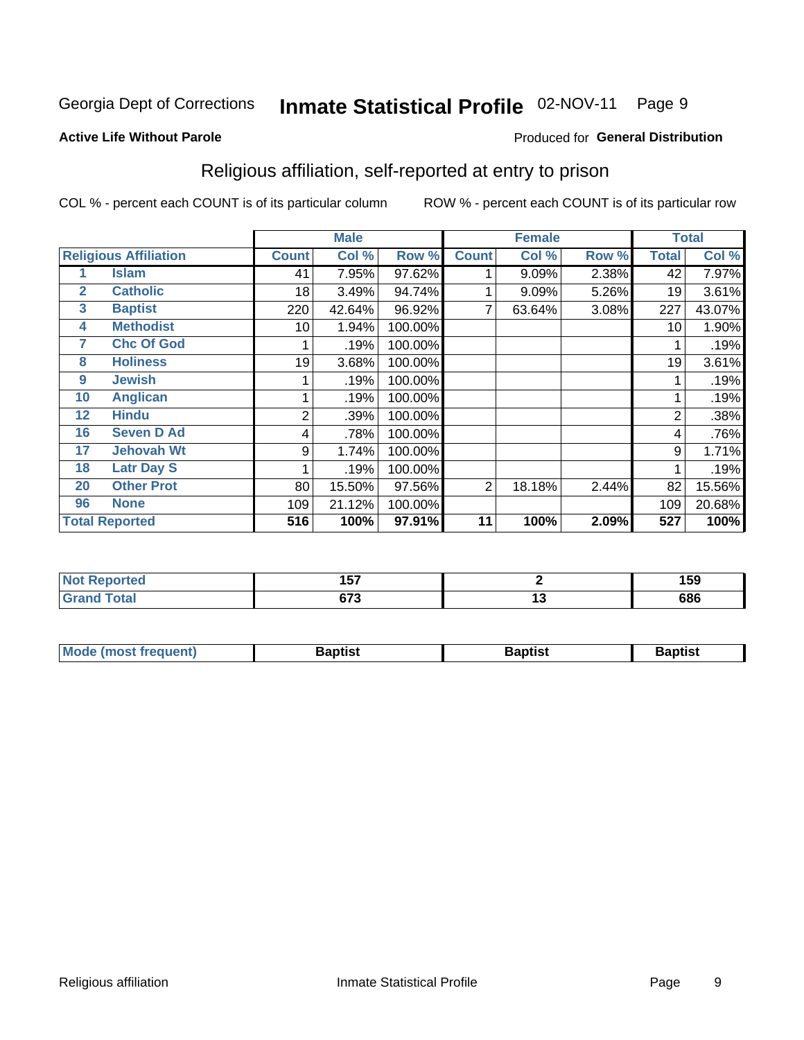Georgia Dept of Corrections **Inmate Statistical Profile** 02-NOV-11

**Active Life Without Parole**

Produced for **General Distribution**

## Religious affiliation, self-reported at entry to prison

COL % - percent each COUNT is of its particular column ROW % - percent each COUNT is of its particular row

| Religious Affiliation | | Male | | | Female | | | Total | |
|---|---|---|---|---|---|---|---|---|---|
| | | Count | Col % | Row % | Count | Col % | Row % | Total | Col % |
| 1 | Islam | 41 | 7.95% | 97.62% | 1 | 9.09% | 2.38% | 42 | 7.97% |
| 2 | Catholic | 18 | 3.49% | 94.74% | 1 | 9.09% | 5.26% | 19 | 3.61% |
| 3 | Baptist | 220 | 42.64% | 96.92% | 7 | 63.64% | 3.08% | 227 | 43.07% |
| 4 | Methodist | 10 | 1.94% | 100.00% | | | | 10 | 1.90% |
| 7 | Chc Of God | 1 | .19% | 100.00% | | | | 1 | .19% |
| 8 | Holiness | 19 | 3.68% | 100.00% | | | | 19 | 3.61% |
| 9 | Jewish | 1 | .19% | 100.00% | | | | 1 | .19% |
| 10 | Anglican | 1 | .19% | 100.00% | | | | 1 | .19% |
| 12 | Hindu | 2 | .39% | 100.00% | | | | 2 | .38% |
| 16 | Seven D Ad | 4 | .78% | 100.00% | | | | 4 | .76% |
| 17 | Jehovah Wt | 9 | 1.74% | 100.00% | | | | 9 | 1.71% |
| 18 | Latr Day S | 1 | .19% | 100.00% | | | | 1 | .19% |
| 20 | Other Prot | 80 | 15.50% | 97.56% | 2 | 18.18% | 2.44% | 82 | 15.56% |
| 96 | None | 109 | 21.12% | 100.00% | | | | 109 | 20.68% |
| **Total Reported** | | **516** | **100%** | **97.91%** | **11** | **100%** | **2.09%** | **527** | **100%** |

| | Male | Female | Total |
|---|---|---|---|
| Not Reported | 157 | 2 | 159 |
| Grand Total | 673 | 13 | 686 |

| | Male | Female | Total |
|---|---|---|---|
| Mode (most frequent) | Baptist | Baptist | Baptist |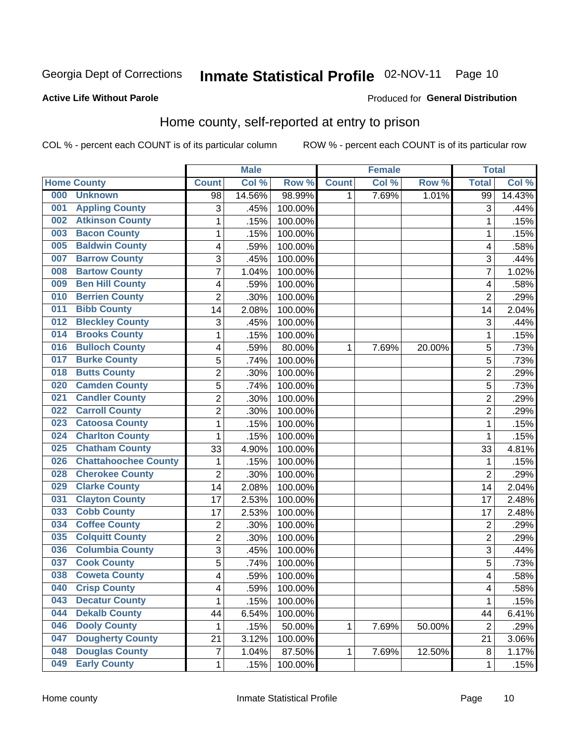Georgia Dept of Corrections **Inmate Statistical Profile** 02-NOV-11 Page 10

**Active Life Without Parole**

Produced for **General Distribution**

## Home county, self-reported at entry to prison

COL % - percent each COUNT is of its particular column ROW % - percent each COUNT is of its particular row

| Home County | | Male | | | Female | | | Total | |
|---|---|---|---|---|---|---|---|---|---|
| | | Count | Col % | Row % | Count | Col % | Row % | Total | Col % |
| 000 | Unknown | 98 | 14.56% | 98.99% | 1 | 7.69% | 1.01% | 99 | 14.43% |
| 001 | Appling County | 3 | .45% | 100.00% | | | | 3 | .44% |
| 002 | Atkinson County | 1 | .15% | 100.00% | | | | 1 | .15% |
| 003 | Bacon County | 1 | .15% | 100.00% | | | | 1 | .15% |
| 005 | Baldwin County | 4 | .59% | 100.00% | | | | 4 | .58% |
| 007 | Barrow County | 3 | .45% | 100.00% | | | | 3 | .44% |
| 008 | Bartow County | 7 | 1.04% | 100.00% | | | | 7 | 1.02% |
| 009 | Ben Hill County | 4 | .59% | 100.00% | | | | 4 | .58% |
| 010 | Berrien County | 2 | .30% | 100.00% | | | | 2 | .29% |
| 011 | Bibb County | 14 | 2.08% | 100.00% | | | | 14 | 2.04% |
| 012 | Bleckley County | 3 | .45% | 100.00% | | | | 3 | .44% |
| 014 | Brooks County | 1 | .15% | 100.00% | | | | 1 | .15% |
| 016 | Bulloch County | 4 | .59% | 80.00% | 1 | 7.69% | 20.00% | 5 | .73% |
| 017 | Burke County | 5 | .74% | 100.00% | | | | 5 | .73% |
| 018 | Butts County | 2 | .30% | 100.00% | | | | 2 | .29% |
| 020 | Camden County | 5 | .74% | 100.00% | | | | 5 | .73% |
| 021 | Candler County | 2 | .30% | 100.00% | | | | 2 | .29% |
| 022 | Carroll County | 2 | .30% | 100.00% | | | | 2 | .29% |
| 023 | Catoosa County | 1 | .15% | 100.00% | | | | 1 | .15% |
| 024 | Charlton County | 1 | .15% | 100.00% | | | | 1 | .15% |
| 025 | Chatham County | 33 | 4.90% | 100.00% | | | | 33 | 4.81% |
| 026 | Chattahoochee County | 1 | .15% | 100.00% | | | | 1 | .15% |
| 028 | Cherokee County | 2 | .30% | 100.00% | | | | 2 | .29% |
| 029 | Clarke County | 14 | 2.08% | 100.00% | | | | 14 | 2.04% |
| 031 | Clayton County | 17 | 2.53% | 100.00% | | | | 17 | 2.48% |
| 033 | Cobb County | 17 | 2.53% | 100.00% | | | | 17 | 2.48% |
| 034 | Coffee County | 2 | .30% | 100.00% | | | | 2 | .29% |
| 035 | Colquitt County | 2 | .30% | 100.00% | | | | 2 | .29% |
| 036 | Columbia County | 3 | .45% | 100.00% | | | | 3 | .44% |
| 037 | Cook County | 5 | .74% | 100.00% | | | | 5 | .73% |
| 038 | Coweta County | 4 | .59% | 100.00% | | | | 4 | .58% |
| 040 | Crisp County | 4 | .59% | 100.00% | | | | 4 | .58% |
| 043 | Decatur County | 1 | .15% | 100.00% | | | | 1 | .15% |
| 044 | Dekalb County | 44 | 6.54% | 100.00% | | | | 44 | 6.41% |
| 046 | Dooly County | 1 | .15% | 50.00% | 1 | 7.69% | 50.00% | 2 | .29% |
| 047 | Dougherty County | 21 | 3.12% | 100.00% | | | | 21 | 3.06% |
| 048 | Douglas County | 7 | 1.04% | 87.50% | 1 | 7.69% | 12.50% | 8 | 1.17% |
| 049 | Early County | 1 | .15% | 100.00% | | | | 1 | .15% |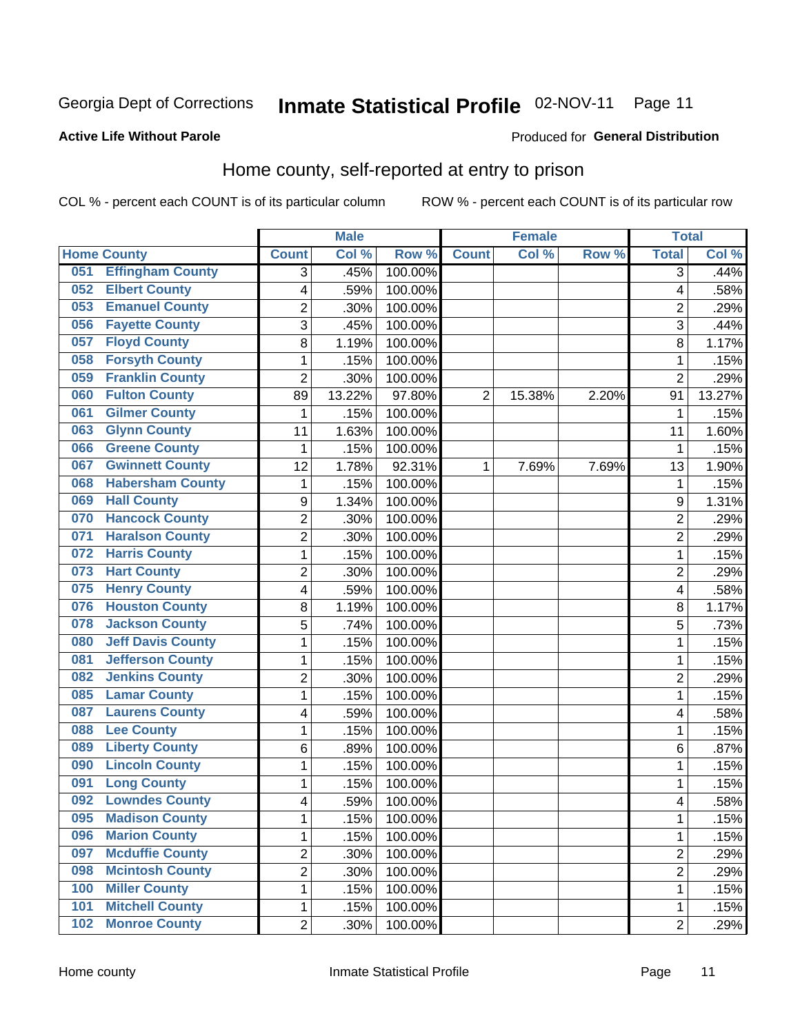Georgia Dept of Corrections **Inmate Statistical Profile** 02-NOV-11

**Active Life Without Parole**

Produced for **General Distribution**

## Home county, self-reported at entry to prison

COL % - percent each COUNT is of its particular column ROW % - percent each COUNT is of its particular row

| Home County | | Male | | | Female | | | Total | |
|---|---|---|---|---|---|---|---|---|---|
| | | Count | Col % | Row % | Count | Col % | Row % | Total | Col % |
| 051 | Effingham County | 3 | .45% | 100.00% | | | | 3 | .44% |
| 052 | Elbert County | 4 | .59% | 100.00% | | | | 4 | .58% |
| 053 | Emanuel County | 2 | .30% | 100.00% | | | | 2 | .29% |
| 056 | Fayette County | 3 | .45% | 100.00% | | | | 3 | .44% |
| 057 | Floyd County | 8 | 1.19% | 100.00% | | | | 8 | 1.17% |
| 058 | Forsyth County | 1 | .15% | 100.00% | | | | 1 | .15% |
| 059 | Franklin County | 2 | .30% | 100.00% | | | | 2 | .29% |
| 060 | Fulton County | 89 | 13.22% | 97.80% | 2 | 15.38% | 2.20% | 91 | 13.27% |
| 061 | Gilmer County | 1 | .15% | 100.00% | | | | 1 | .15% |
| 063 | Glynn County | 11 | 1.63% | 100.00% | | | | 11 | 1.60% |
| 066 | Greene County | 1 | .15% | 100.00% | | | | 1 | .15% |
| 067 | Gwinnett County | 12 | 1.78% | 92.31% | 1 | 7.69% | 7.69% | 13 | 1.90% |
| 068 | Habersham County | 1 | .15% | 100.00% | | | | 1 | .15% |
| 069 | Hall County | 9 | 1.34% | 100.00% | | | | 9 | 1.31% |
| 070 | Hancock County | 2 | .30% | 100.00% | | | | 2 | .29% |
| 071 | Haralson County | 2 | .30% | 100.00% | | | | 2 | .29% |
| 072 | Harris County | 1 | .15% | 100.00% | | | | 1 | .15% |
| 073 | Hart County | 2 | .30% | 100.00% | | | | 2 | .29% |
| 075 | Henry County | 4 | .59% | 100.00% | | | | 4 | .58% |
| 076 | Houston County | 8 | 1.19% | 100.00% | | | | 8 | 1.17% |
| 078 | Jackson County | 5 | .74% | 100.00% | | | | 5 | .73% |
| 080 | Jeff Davis County | 1 | .15% | 100.00% | | | | 1 | .15% |
| 081 | Jefferson County | 1 | .15% | 100.00% | | | | 1 | .15% |
| 082 | Jenkins County | 2 | .30% | 100.00% | | | | 2 | .29% |
| 085 | Lamar County | 1 | .15% | 100.00% | | | | 1 | .15% |
| 087 | Laurens County | 4 | .59% | 100.00% | | | | 4 | .58% |
| 088 | Lee County | 1 | .15% | 100.00% | | | | 1 | .15% |
| 089 | Liberty County | 6 | .89% | 100.00% | | | | 6 | .87% |
| 090 | Lincoln County | 1 | .15% | 100.00% | | | | 1 | .15% |
| 091 | Long County | 1 | .15% | 100.00% | | | | 1 | .15% |
| 092 | Lowndes County | 4 | .59% | 100.00% | | | | 4 | .58% |
| 095 | Madison County | 1 | .15% | 100.00% | | | | 1 | .15% |
| 096 | Marion County | 1 | .15% | 100.00% | | | | 1 | .15% |
| 097 | Mcduffie County | 2 | .30% | 100.00% | | | | 2 | .29% |
| 098 | Mcintosh County | 2 | .30% | 100.00% | | | | 2 | .29% |
| 100 | Miller County | 1 | .15% | 100.00% | | | | 1 | .15% |
| 101 | Mitchell County | 1 | .15% | 100.00% | | | | 1 | .15% |
| 102 | Monroe County | 2 | .30% | 100.00% | | | | 2 | .29% |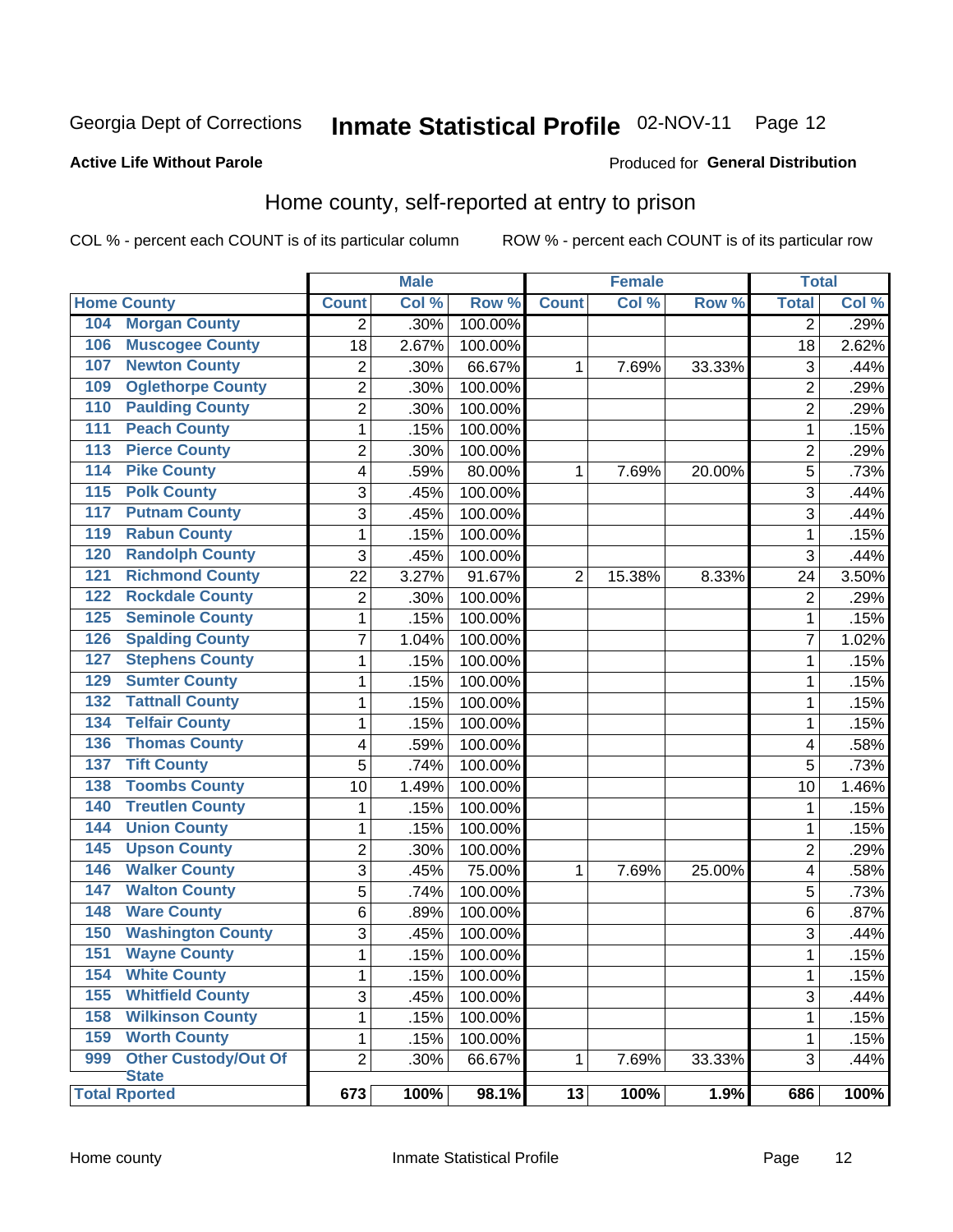Georgia Dept of Corrections **Inmate Statistical Profile** 02-NOV-11 Page 12

**Active Life Without Parole**

Produced for **General Distribution**

## Home county, self-reported at entry to prison

COL % - percent each COUNT is of its particular column ROW % - percent each COUNT is of its particular row

| Home County | | Male | | | Female | | | Total | |
|---|---|---|---|---|---|---|---|---|---|
| | | Count | Col % | Row % | Count | Col % | Row % | Total | Col % |
| 104 | Morgan County | 2 | .30% | 100.00% | | | | 2 | .29% |
| 106 | Muscogee County | 18 | 2.67% | 100.00% | | | | 18 | 2.62% |
| 107 | Newton County | 2 | .30% | 66.67% | 1 | 7.69% | 33.33% | 3 | .44% |
| 109 | Oglethorpe County | 2 | .30% | 100.00% | | | | 2 | .29% |
| 110 | Paulding County | 2 | .30% | 100.00% | | | | 2 | .29% |
| 111 | Peach County | 1 | .15% | 100.00% | | | | 1 | .15% |
| 113 | Pierce County | 2 | .30% | 100.00% | | | | 2 | .29% |
| 114 | Pike County | 4 | .59% | 80.00% | 1 | 7.69% | 20.00% | 5 | .73% |
| 115 | Polk County | 3 | .45% | 100.00% | | | | 3 | .44% |
| 117 | Putnam County | 3 | .45% | 100.00% | | | | 3 | .44% |
| 119 | Rabun County | 1 | .15% | 100.00% | | | | 1 | .15% |
| 120 | Randolph County | 3 | .45% | 100.00% | | | | 3 | .44% |
| 121 | Richmond County | 22 | 3.27% | 91.67% | 2 | 15.38% | 8.33% | 24 | 3.50% |
| 122 | Rockdale County | 2 | .30% | 100.00% | | | | 2 | .29% |
| 125 | Seminole County | 1 | .15% | 100.00% | | | | 1 | .15% |
| 126 | Spalding County | 7 | 1.04% | 100.00% | | | | 7 | 1.02% |
| 127 | Stephens County | 1 | .15% | 100.00% | | | | 1 | .15% |
| 129 | Sumter County | 1 | .15% | 100.00% | | | | 1 | .15% |
| 132 | Tattnall County | 1 | .15% | 100.00% | | | | 1 | .15% |
| 134 | Telfair County | 1 | .15% | 100.00% | | | | 1 | .15% |
| 136 | Thomas County | 4 | .59% | 100.00% | | | | 4 | .58% |
| 137 | Tift County | 5 | .74% | 100.00% | | | | 5 | .73% |
| 138 | Toombs County | 10 | 1.49% | 100.00% | | | | 10 | 1.46% |
| 140 | Treutlen County | 1 | .15% | 100.00% | | | | 1 | .15% |
| 144 | Union County | 1 | .15% | 100.00% | | | | 1 | .15% |
| 145 | Upson County | 2 | .30% | 100.00% | | | | 2 | .29% |
| 146 | Walker County | 3 | .45% | 75.00% | 1 | 7.69% | 25.00% | 4 | .58% |
| 147 | Walton County | 5 | .74% | 100.00% | | | | 5 | .73% |
| 148 | Ware County | 6 | .89% | 100.00% | | | | 6 | .87% |
| 150 | Washington County | 3 | .45% | 100.00% | | | | 3 | .44% |
| 151 | Wayne County | 1 | .15% | 100.00% | | | | 1 | .15% |
| 154 | White County | 1 | .15% | 100.00% | | | | 1 | .15% |
| 155 | Whitfield County | 3 | .45% | 100.00% | | | | 3 | .44% |
| 158 | Wilkinson County | 1 | .15% | 100.00% | | | | 1 | .15% |
| 159 | Worth County | 1 | .15% | 100.00% | | | | 1 | .15% |
| 999 | Other Custody/Out Of State | 2 | .30% | 66.67% | 1 | 7.69% | 33.33% | 3 | .44% |
| Total Rported | | 673 | 100% | 98.1% | 13 | 100% | 1.9% | 686 | 100% |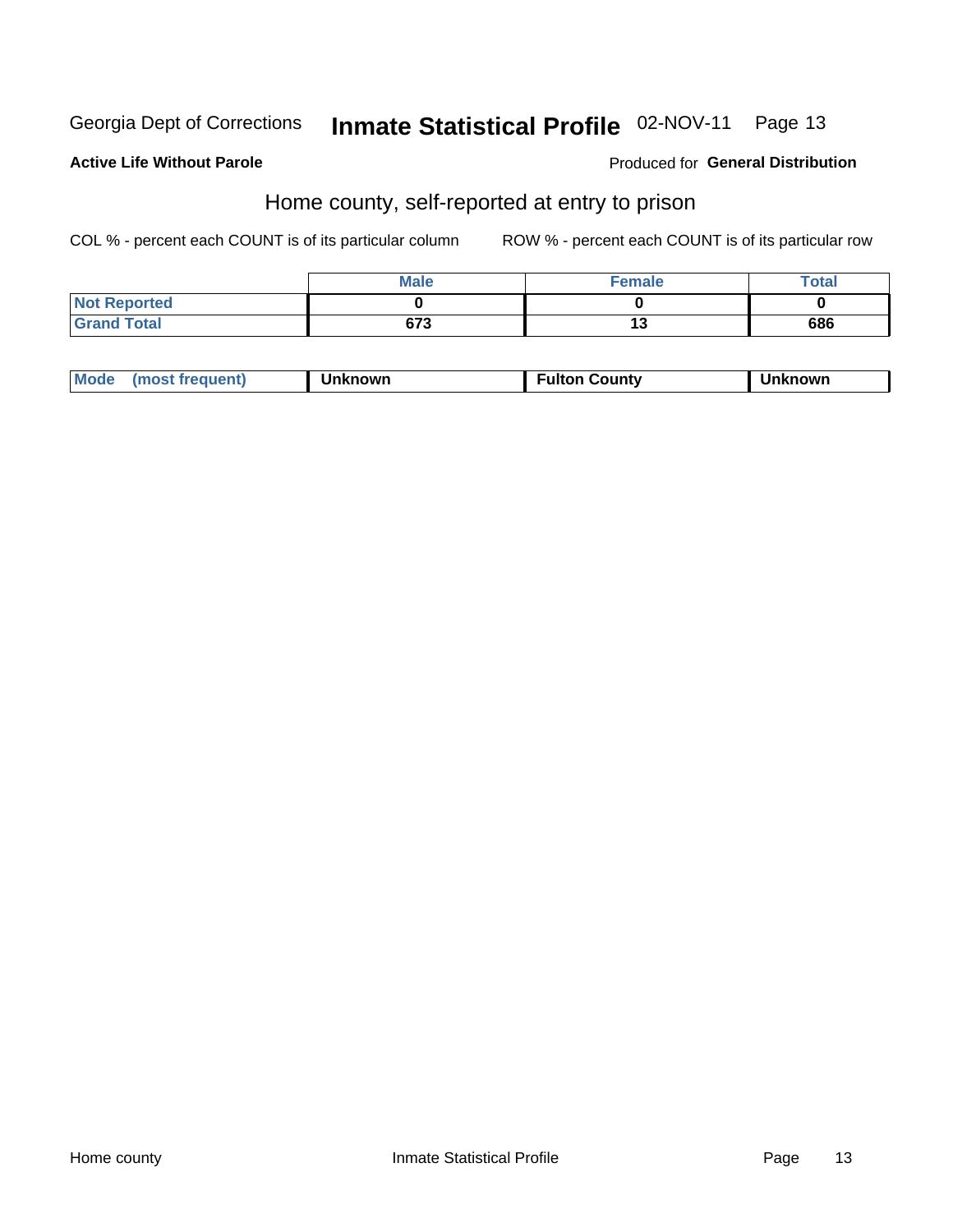Georgia Dept of Corrections **Inmate Statistical Profile** 02-NOV-11

**Active Life Without Parole**

Produced for **General Distribution**

## Home county, self-reported at entry to prison

COL % - percent each COUNT is of its particular column

ROW % - percent each COUNT is of its particular row

| | Male | Female | Total |
|---|---|---|---|
| Not Reported | 0 | 0 | 0 |
| Grand Total | 673 | 13 | 686 |

| Mode (most frequent) | Unknown | Fulton County | Unknown |
|---|---|---|---|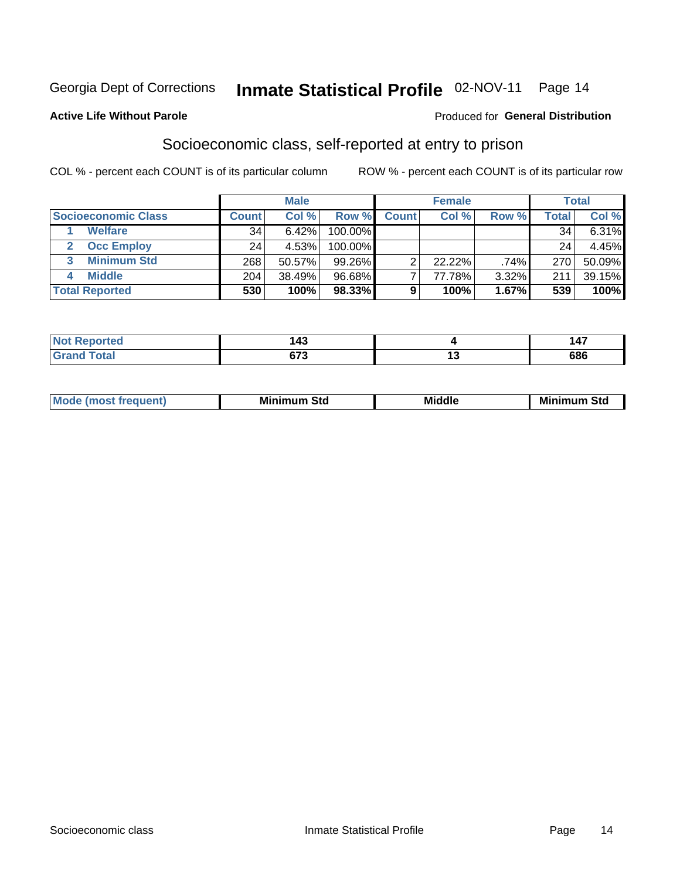Georgia Dept of Corrections **Inmate Statistical Profile** 02-NOV-11

**Active Life Without Parole**

Produced for **General Distribution**

## Socioeconomic class, self-reported at entry to prison

COL % - percent each COUNT is of its particular column

ROW % - percent each COUNT is of its particular row

| Socioeconomic Class | Male | | | Female | | | Total | |
|---|---|---|---|---|---|---|---|---|
| | Count | Col % | Row % | Count | Col % | Row % | Total | Col % |
| 1 Welfare | 34 | 6.42% | 100.00% | | | | 34 | 6.31% |
| 2 Occ Employ | 24 | 4.53% | 100.00% | | | | 24 | 4.45% |
| 3 Minimum Std | 268 | 50.57% | 99.26% | 2 | 22.22% | .74% | 270 | 50.09% |
| 4 Middle | 204 | 38.49% | 96.68% | 7 | 77.78% | 3.32% | 211 | 39.15% |
| **Total Reported** | **530** | **100%** | **98.33%** | **9** | **100%** | **1.67%** | **539** | **100%** |

| | Male | Female | Total |
|---|---|---|---|
| Not Reported | 143 | 4 | 147 |
| Grand Total | 673 | 13 | 686 |

| | Male | Female | Total |
|---|---|---|---|
| Mode (most frequent) | Minimum Std | Middle | Minimum Std |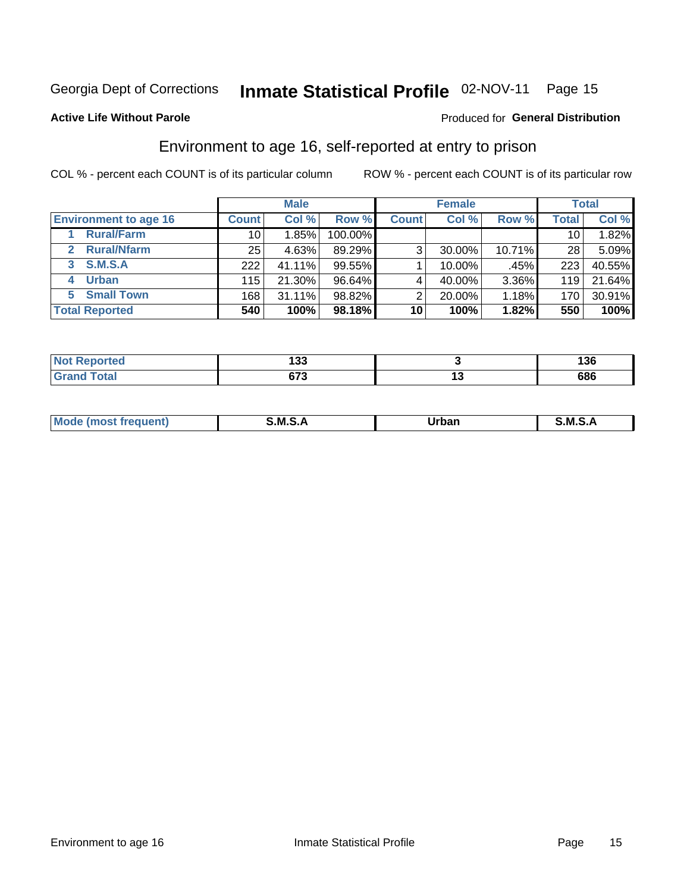Georgia Dept of Corrections **Inmate Statistical Profile** 02-NOV-11 Page 15

**Active Life Without Parole**

Produced for **General Distribution**

## Environment to age 16, self-reported at entry to prison

COL % - percent each COUNT is of its particular column

ROW % - percent each COUNT is of its particular row

| | Male | | | Female | | | Total | |
|---|---|---|---|---|---|---|---|---|
| **Environment to age 16** | **Count** | **Col %** | **Row %** | **Count** | **Col %** | **Row %** | **Total** | **Col %** |
| 1 Rural/Farm | 10 | 1.85% | 100.00% | | | | 10 | 1.82% |
| 2 Rural/Nfarm | 25 | 4.63% | 89.29% | 3 | 30.00% | 10.71% | 28 | 5.09% |
| 3 S.M.S.A | 222 | 41.11% | 99.55% | 1 | 10.00% | .45% | 223 | 40.55% |
| 4 Urban | 115 | 21.30% | 96.64% | 4 | 40.00% | 3.36% | 119 | 21.64% |
| 5 Small Town | 168 | 31.11% | 98.82% | 2 | 20.00% | 1.18% | 170 | 30.91% |
| **Total Reported** | **540** | **100%** | **98.18%** | **10** | **100%** | **1.82%** | **550** | **100%** |

| | Male | Female | Total |
|---|---|---|---|
| **Not Reported** | **133** | **3** | **136** |
| **Grand Total** | **673** | **13** | **686** |

| | Male | Female | Total |
|---|---|---|---|
| **Mode (most frequent)** | **S.M.S.A** | **Urban** | **S.M.S.A** |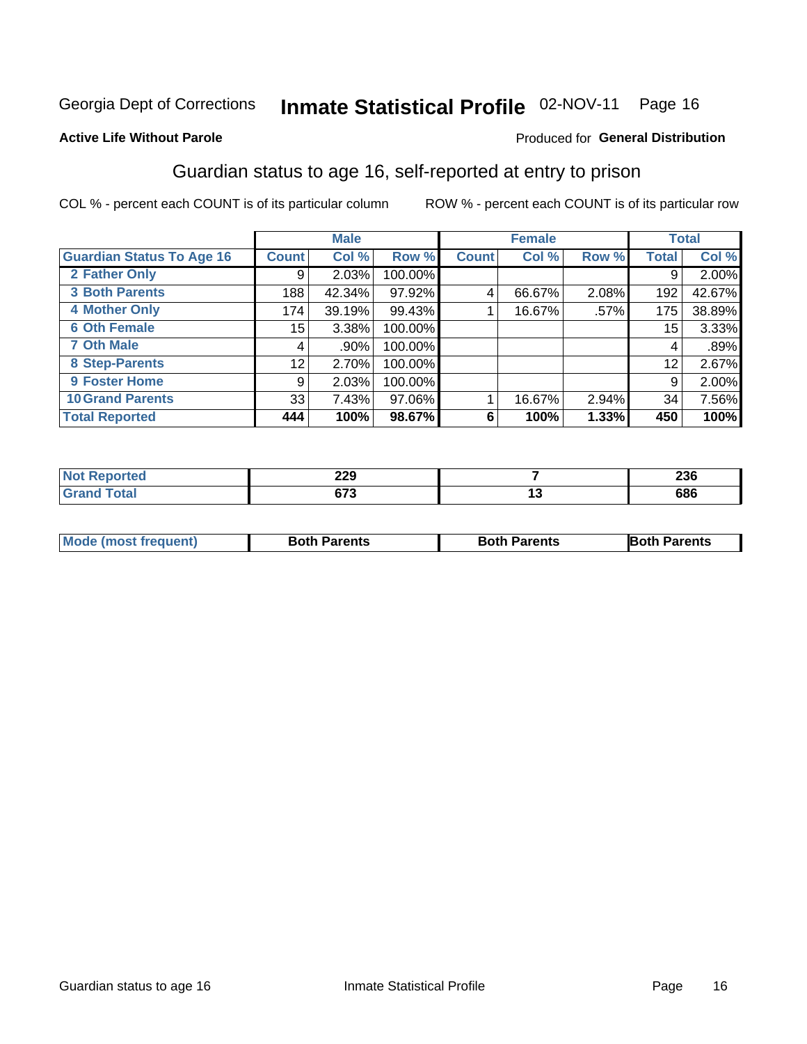Georgia Dept of Corrections **Inmate Statistical Profile** 02-NOV-11 Page 16

**Active Life Without Parole**

Produced for **General Distribution**

## Guardian status to age 16, self-reported at entry to prison

COL % - percent each COUNT is of its particular column ROW % - percent each COUNT is of its particular row

| | Male | | | Female | | | Total | |
|---|---|---|---|---|---|---|---|---|
| **Guardian Status To Age 16** | **Count** | **Col %** | **Row %** | **Count** | **Col %** | **Row %** | **Total** | **Col %** |
| **2 Father Only** | 9 | 2.03% | 100.00% | | | | 9 | 2.00% |
| **3 Both Parents** | 188 | 42.34% | 97.92% | 4 | 66.67% | 2.08% | 192 | 42.67% |
| **4 Mother Only** | 174 | 39.19% | 99.43% | 1 | 16.67% | .57% | 175 | 38.89% |
| **6 Oth Female** | 15 | 3.38% | 100.00% | | | | 15 | 3.33% |
| **7 Oth Male** | 4 | .90% | 100.00% | | | | 4 | .89% |
| **8 Step-Parents** | 12 | 2.70% | 100.00% | | | | 12 | 2.67% |
| **9 Foster Home** | 9 | 2.03% | 100.00% | | | | 9 | 2.00% |
| **10 Grand Parents** | 33 | 7.43% | 97.06% | 1 | 16.67% | 2.94% | 34 | 7.56% |
| **Total Reported** | **444** | **100%** | **98.67%** | **6** | **100%** | **1.33%** | **450** | **100%** |

| | Male | Female | Total |
|---|---|---|---|
| **Not Reported** | **229** | **7** | **236** |
| **Grand Total** | **673** | **13** | **686** |

| | Male | Female | Total |
|---|---|---|---|
| **Mode (most frequent)** | **Both Parents** | **Both Parents** | **Both Parents** |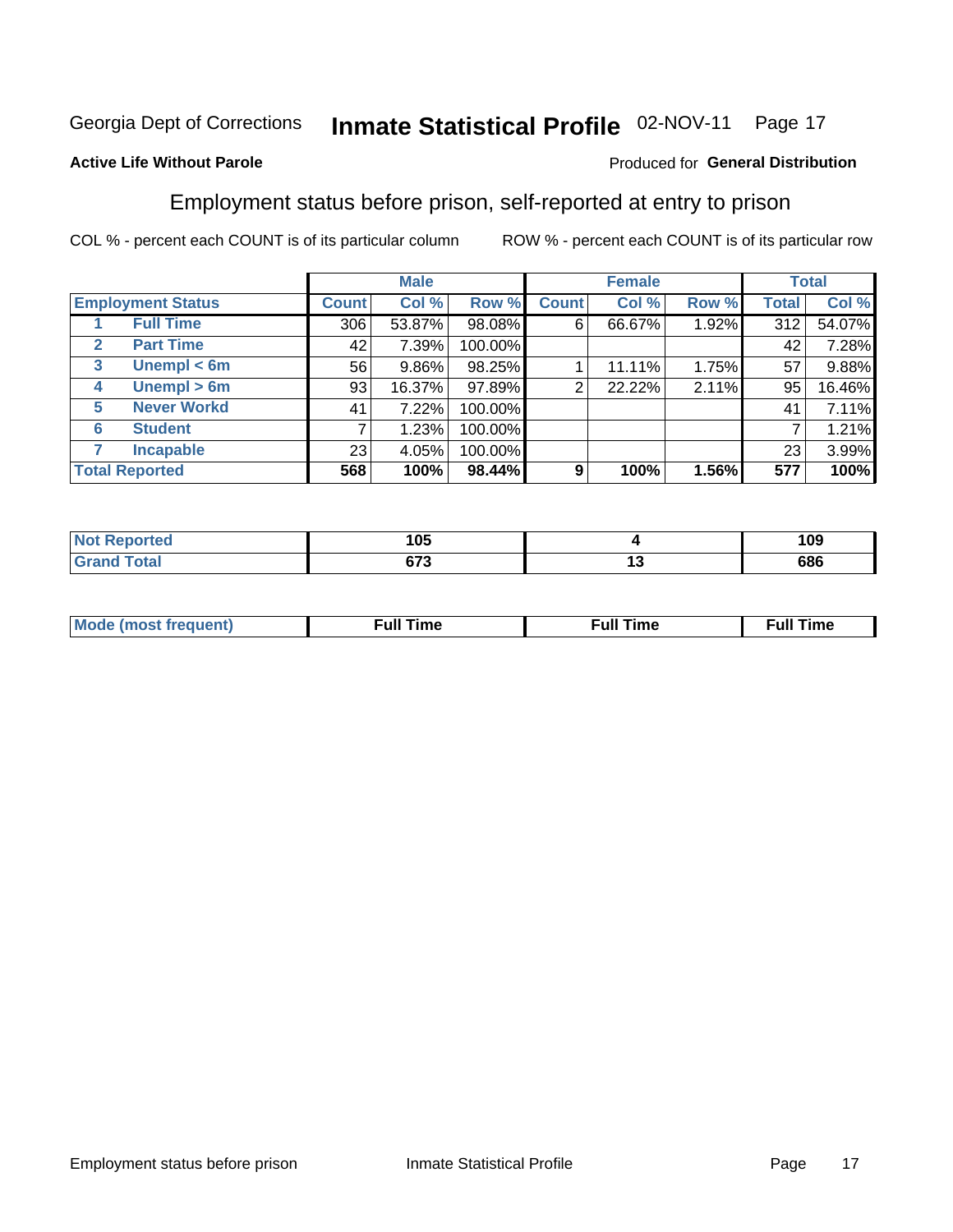Georgia Dept of Corrections **Inmate Statistical Profile** 02-NOV-11 Page 17

**Active Life Without Parole**

Produced for **General Distribution**

## Employment status before prison, self-reported at entry to prison

COL % - percent each COUNT is of its particular column ROW % - percent each COUNT is of its particular row

| Employment Status | | Male | | | Female | | | Total | |
|---|---|---|---|---|---|---|---|---|---|
| | | Count | Col % | Row % | Count | Col % | Row % | Total | Col % |
| 1 | Full Time | 306 | 53.87% | 98.08% | 6 | 66.67% | 1.92% | 312 | 54.07% |
| 2 | Part Time | 42 | 7.39% | 100.00% | | | | 42 | 7.28% |
| 3 | Unempl < 6m | 56 | 9.86% | 98.25% | 1 | 11.11% | 1.75% | 57 | 9.88% |
| 4 | Unempl > 6m | 93 | 16.37% | 97.89% | 2 | 22.22% | 2.11% | 95 | 16.46% |
| 5 | Never Workd | 41 | 7.22% | 100.00% | | | | 41 | 7.11% |
| 6 | Student | 7 | 1.23% | 100.00% | | | | 7 | 1.21% |
| 7 | Incapable | 23 | 4.05% | 100.00% | | | | 23 | 3.99% |
| **Total Reported** | | **568** | **100%** | **98.44%** | **9** | **100%** | **1.56%** | **577** | **100%** |

| | Male | Female | Total |
|---|---|---|---|
| Not Reported | 105 | 4 | 109 |
| Grand Total | 673 | 13 | 686 |

| | Male | Female | Total |
|---|---|---|---|
| Mode (most frequent) | Full Time | Full Time | Full Time |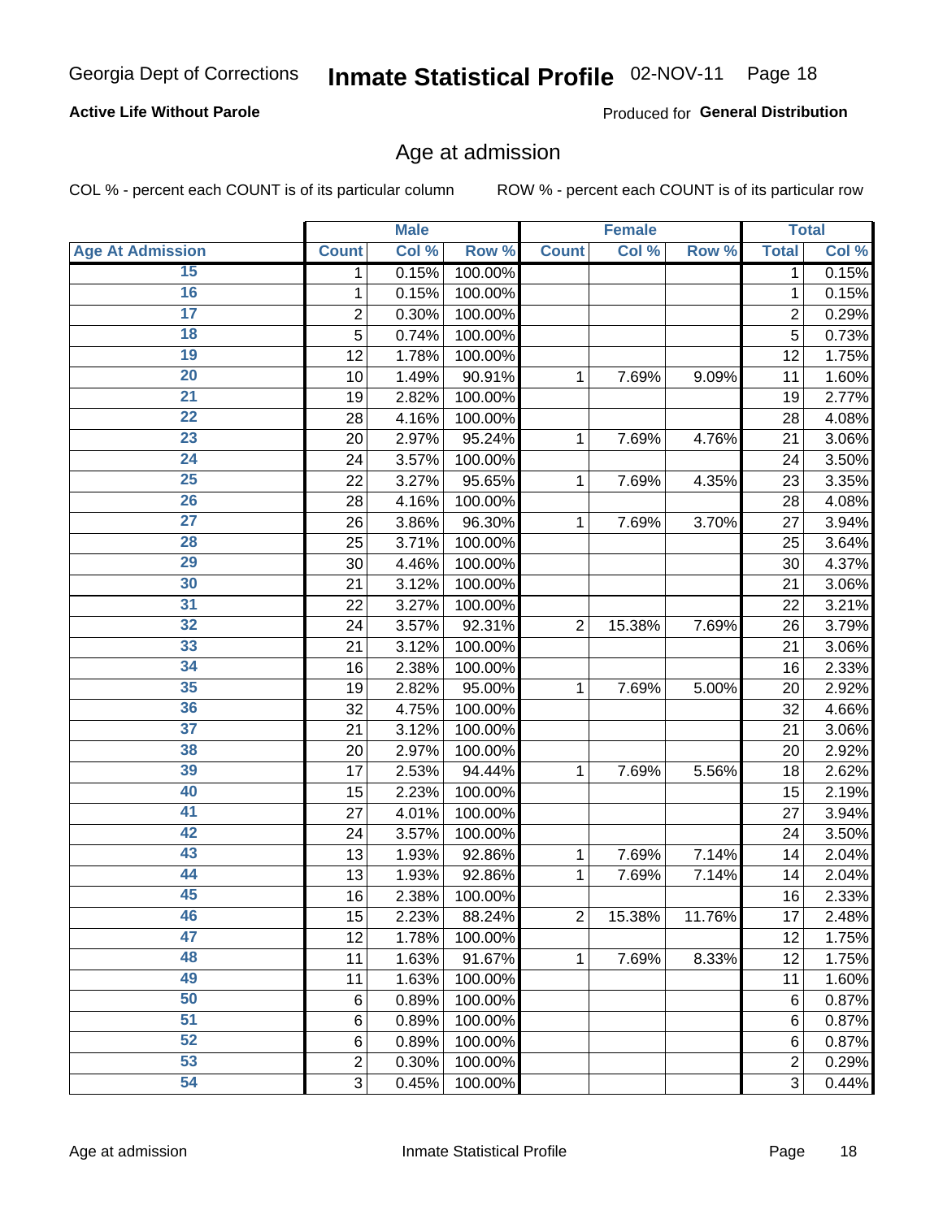Georgia Dept of Corrections **Inmate Statistical Profile** 02-NOV-11

**Active Life Without Parole**

Produced for **General Distribution**

## Age at admission

COL % - percent each COUNT is of its particular column     ROW % - percent each COUNT is of its particular row

| | Male | | | Female | | | Total | |
|---|---|---|---|---|---|---|---|---|
| **Age At Admission** | **Count** | **Col %** | **Row %** | **Count** | **Col %** | **Row %** | **Total** | **Col %** |
| 15 | 1 | 0.15% | 100.00% | | | | 1 | 0.15% |
| 16 | 1 | 0.15% | 100.00% | | | | 1 | 0.15% |
| 17 | 2 | 0.30% | 100.00% | | | | 2 | 0.29% |
| 18 | 5 | 0.74% | 100.00% | | | | 5 | 0.73% |
| 19 | 12 | 1.78% | 100.00% | | | | 12 | 1.75% |
| 20 | 10 | 1.49% | 90.91% | 1 | 7.69% | 9.09% | 11 | 1.60% |
| 21 | 19 | 2.82% | 100.00% | | | | 19 | 2.77% |
| 22 | 28 | 4.16% | 100.00% | | | | 28 | 4.08% |
| 23 | 20 | 2.97% | 95.24% | 1 | 7.69% | 4.76% | 21 | 3.06% |
| 24 | 24 | 3.57% | 100.00% | | | | 24 | 3.50% |
| 25 | 22 | 3.27% | 95.65% | 1 | 7.69% | 4.35% | 23 | 3.35% |
| 26 | 28 | 4.16% | 100.00% | | | | 28 | 4.08% |
| 27 | 26 | 3.86% | 96.30% | 1 | 7.69% | 3.70% | 27 | 3.94% |
| 28 | 25 | 3.71% | 100.00% | | | | 25 | 3.64% |
| 29 | 30 | 4.46% | 100.00% | | | | 30 | 4.37% |
| 30 | 21 | 3.12% | 100.00% | | | | 21 | 3.06% |
| 31 | 22 | 3.27% | 100.00% | | | | 22 | 3.21% |
| 32 | 24 | 3.57% | 92.31% | 2 | 15.38% | 7.69% | 26 | 3.79% |
| 33 | 21 | 3.12% | 100.00% | | | | 21 | 3.06% |
| 34 | 16 | 2.38% | 100.00% | | | | 16 | 2.33% |
| 35 | 19 | 2.82% | 95.00% | 1 | 7.69% | 5.00% | 20 | 2.92% |
| 36 | 32 | 4.75% | 100.00% | | | | 32 | 4.66% |
| 37 | 21 | 3.12% | 100.00% | | | | 21 | 3.06% |
| 38 | 20 | 2.97% | 100.00% | | | | 20 | 2.92% |
| 39 | 17 | 2.53% | 94.44% | 1 | 7.69% | 5.56% | 18 | 2.62% |
| 40 | 15 | 2.23% | 100.00% | | | | 15 | 2.19% |
| 41 | 27 | 4.01% | 100.00% | | | | 27 | 3.94% |
| 42 | 24 | 3.57% | 100.00% | | | | 24 | 3.50% |
| 43 | 13 | 1.93% | 92.86% | 1 | 7.69% | 7.14% | 14 | 2.04% |
| 44 | 13 | 1.93% | 92.86% | 1 | 7.69% | 7.14% | 14 | 2.04% |
| 45 | 16 | 2.38% | 100.00% | | | | 16 | 2.33% |
| 46 | 15 | 2.23% | 88.24% | 2 | 15.38% | 11.76% | 17 | 2.48% |
| 47 | 12 | 1.78% | 100.00% | | | | 12 | 1.75% |
| 48 | 11 | 1.63% | 91.67% | 1 | 7.69% | 8.33% | 12 | 1.75% |
| 49 | 11 | 1.63% | 100.00% | | | | 11 | 1.60% |
| 50 | 6 | 0.89% | 100.00% | | | | 6 | 0.87% |
| 51 | 6 | 0.89% | 100.00% | | | | 6 | 0.87% |
| 52 | 6 | 0.89% | 100.00% | | | | 6 | 0.87% |
| 53 | 2 | 0.30% | 100.00% | | | | 2 | 0.29% |
| 54 | 3 | 0.45% | 100.00% | | | | 3 | 0.44% |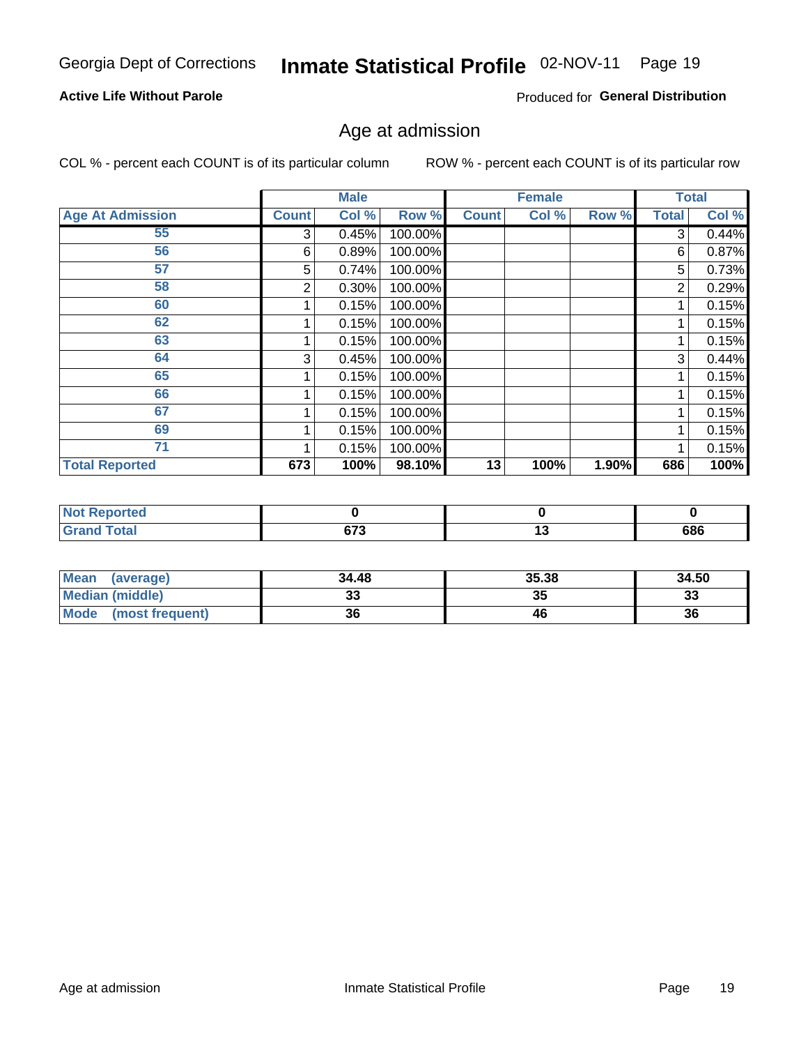Georgia Dept of Corrections **Inmate Statistical Profile** 02-NOV-11 Page 19

**Active Life Without Parole**

Produced for **General Distribution**

## Age at admission

COL % - percent each COUNT is of its particular column

ROW % - percent each COUNT is of its particular row

| | Male | | | Female | | | Total | |
|---|---|---|---|---|---|---|---|---|
| **Age At Admission** | **Count** | **Col %** | **Row %** | **Count** | **Col %** | **Row %** | **Total** | **Col %** |
| 55 | 3 | 0.45% | 100.00% | | | | 3 | 0.44% |
| 56 | 6 | 0.89% | 100.00% | | | | 6 | 0.87% |
| 57 | 5 | 0.74% | 100.00% | | | | 5 | 0.73% |
| 58 | 2 | 0.30% | 100.00% | | | | 2 | 0.29% |
| 60 | 1 | 0.15% | 100.00% | | | | 1 | 0.15% |
| 62 | 1 | 0.15% | 100.00% | | | | 1 | 0.15% |
| 63 | 1 | 0.15% | 100.00% | | | | 1 | 0.15% |
| 64 | 3 | 0.45% | 100.00% | | | | 3 | 0.44% |
| 65 | 1 | 0.15% | 100.00% | | | | 1 | 0.15% |
| 66 | 1 | 0.15% | 100.00% | | | | 1 | 0.15% |
| 67 | 1 | 0.15% | 100.00% | | | | 1 | 0.15% |
| 69 | 1 | 0.15% | 100.00% | | | | 1 | 0.15% |
| 71 | 1 | 0.15% | 100.00% | | | | 1 | 0.15% |
| **Total Reported** | **673** | **100%** | **98.10%** | **13** | **100%** | **1.90%** | **686** | **100%** |

| | Male | Female | Total |
|---|---|---|---|
| **Not Reported** | **0** | **0** | **0** |
| **Grand Total** | **673** | **13** | **686** |

| | Male | Female | Total |
|---|---|---|---|
| **Mean (average)** | **34.48** | **35.38** | **34.50** |
| **Median (middle)** | **33** | **35** | **33** |
| **Mode (most frequent)** | **36** | **46** | **36** |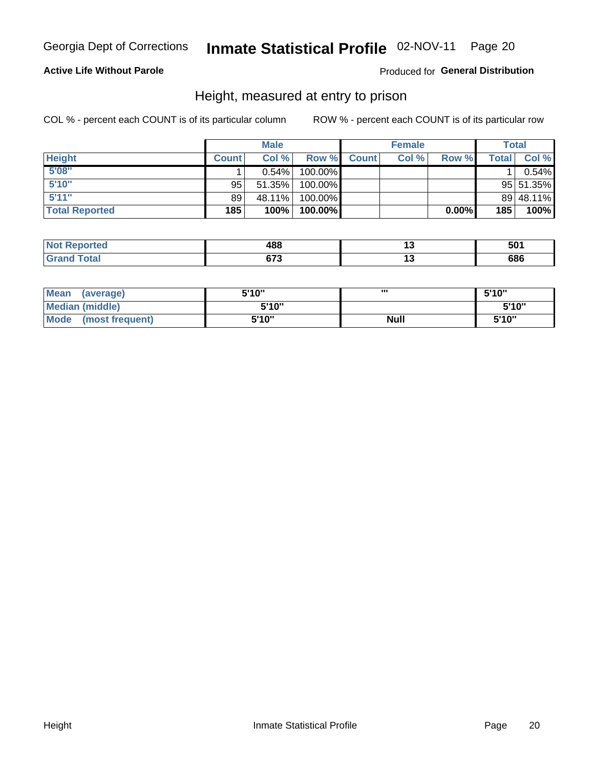Georgia Dept of Corrections **Inmate Statistical Profile** 02-NOV-11

**Active Life Without Parole**

Produced for **General Distribution**

## Height, measured at entry to prison

COL % - percent each COUNT is of its particular column

ROW % - percent each COUNT is of its particular row

| | Male | | | Female | | | Total | |
|---|---|---|---|---|---|---|---|---|
| **Height** | **Count** | **Col %** | **Row %** | **Count** | **Col %** | **Row %** | **Total** | **Col %** |
| **5'08"** | 1 | 0.54% | 100.00% | | | | 1 | 0.54% |
| **5'10"** | 95 | 51.35% | 100.00% | | | | 95 | 51.35% |
| **5'11"** | 89 | 48.11% | 100.00% | | | | 89 | 48.11% |
| **Total Reported** | **185** | **100%** | **100.00%** | | | **0.00%** | **185** | **100%** |

| | Male | Female | Total |
|---|---|---|---|
| **Not Reported** | **488** | **13** | **501** |
| **Grand Total** | **673** | **13** | **686** |

| | Male | Female | Total |
|---|---|---|---|
| **Mean (average)** | **5'10"** | **'''** | **5'10"** |
| **Median (middle)** | **5'10"** | | **5'10"** |
| **Mode (most frequent)** | **5'10"** | **Null** | **5'10"** |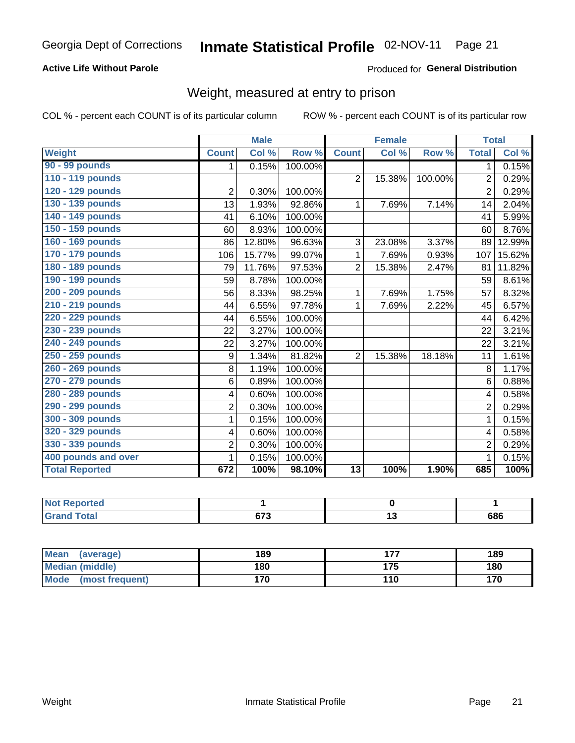Georgia Dept of Corrections **Inmate Statistical Profile** 02-NOV-11

**Active Life Without Parole**

Produced for **General Distribution**

## Weight, measured at entry to prison

COL % - percent each COUNT is of its particular column ROW % - percent each COUNT is of its particular row

| | Male | | | Female | | | Total | |
|---|---|---|---|---|---|---|---|---|
| **Weight** | **Count** | **Col %** | **Row %** | **Count** | **Col %** | **Row %** | **Total** | **Col %** |
| 90 - 99 pounds | 1 | 0.15% | 100.00% | | | | 1 | 0.15% |
| 110 - 119 pounds | | | | 2 | 15.38% | 100.00% | 2 | 0.29% |
| 120 - 129 pounds | 2 | 0.30% | 100.00% | | | | 2 | 0.29% |
| 130 - 139 pounds | 13 | 1.93% | 92.86% | 1 | 7.69% | 7.14% | 14 | 2.04% |
| 140 - 149 pounds | 41 | 6.10% | 100.00% | | | | 41 | 5.99% |
| 150 - 159 pounds | 60 | 8.93% | 100.00% | | | | 60 | 8.76% |
| 160 - 169 pounds | 86 | 12.80% | 96.63% | 3 | 23.08% | 3.37% | 89 | 12.99% |
| 170 - 179 pounds | 106 | 15.77% | 99.07% | 1 | 7.69% | 0.93% | 107 | 15.62% |
| 180 - 189 pounds | 79 | 11.76% | 97.53% | 2 | 15.38% | 2.47% | 81 | 11.82% |
| 190 - 199 pounds | 59 | 8.78% | 100.00% | | | | 59 | 8.61% |
| 200 - 209 pounds | 56 | 8.33% | 98.25% | 1 | 7.69% | 1.75% | 57 | 8.32% |
| 210 - 219 pounds | 44 | 6.55% | 97.78% | 1 | 7.69% | 2.22% | 45 | 6.57% |
| 220 - 229 pounds | 44 | 6.55% | 100.00% | | | | 44 | 6.42% |
| 230 - 239 pounds | 22 | 3.27% | 100.00% | | | | 22 | 3.21% |
| 240 - 249 pounds | 22 | 3.27% | 100.00% | | | | 22 | 3.21% |
| 250 - 259 pounds | 9 | 1.34% | 81.82% | 2 | 15.38% | 18.18% | 11 | 1.61% |
| 260 - 269 pounds | 8 | 1.19% | 100.00% | | | | 8 | 1.17% |
| 270 - 279 pounds | 6 | 0.89% | 100.00% | | | | 6 | 0.88% |
| 280 - 289 pounds | 4 | 0.60% | 100.00% | | | | 4 | 0.58% |
| 290 - 299 pounds | 2 | 0.30% | 100.00% | | | | 2 | 0.29% |
| 300 - 309 pounds | 1 | 0.15% | 100.00% | | | | 1 | 0.15% |
| 320 - 329 pounds | 4 | 0.60% | 100.00% | | | | 4 | 0.58% |
| 330 - 339 pounds | 2 | 0.30% | 100.00% | | | | 2 | 0.29% |
| 400 pounds and over | 1 | 0.15% | 100.00% | | | | 1 | 0.15% |
| **Total Reported** | **672** | **100%** | **98.10%** | **13** | **100%** | **1.90%** | **685** | **100%** |

| | Male | Female | Total |
|---|---|---|---|
| **Not Reported** | **1** | **0** | **1** |
| **Grand Total** | **673** | **13** | **686** |

| | Male | Female | Total |
|---|---|---|---|
| **Mean (average)** | **189** | **177** | **189** |
| **Median (middle)** | **180** | **175** | **180** |
| **Mode (most frequent)** | **170** | **110** | **170** |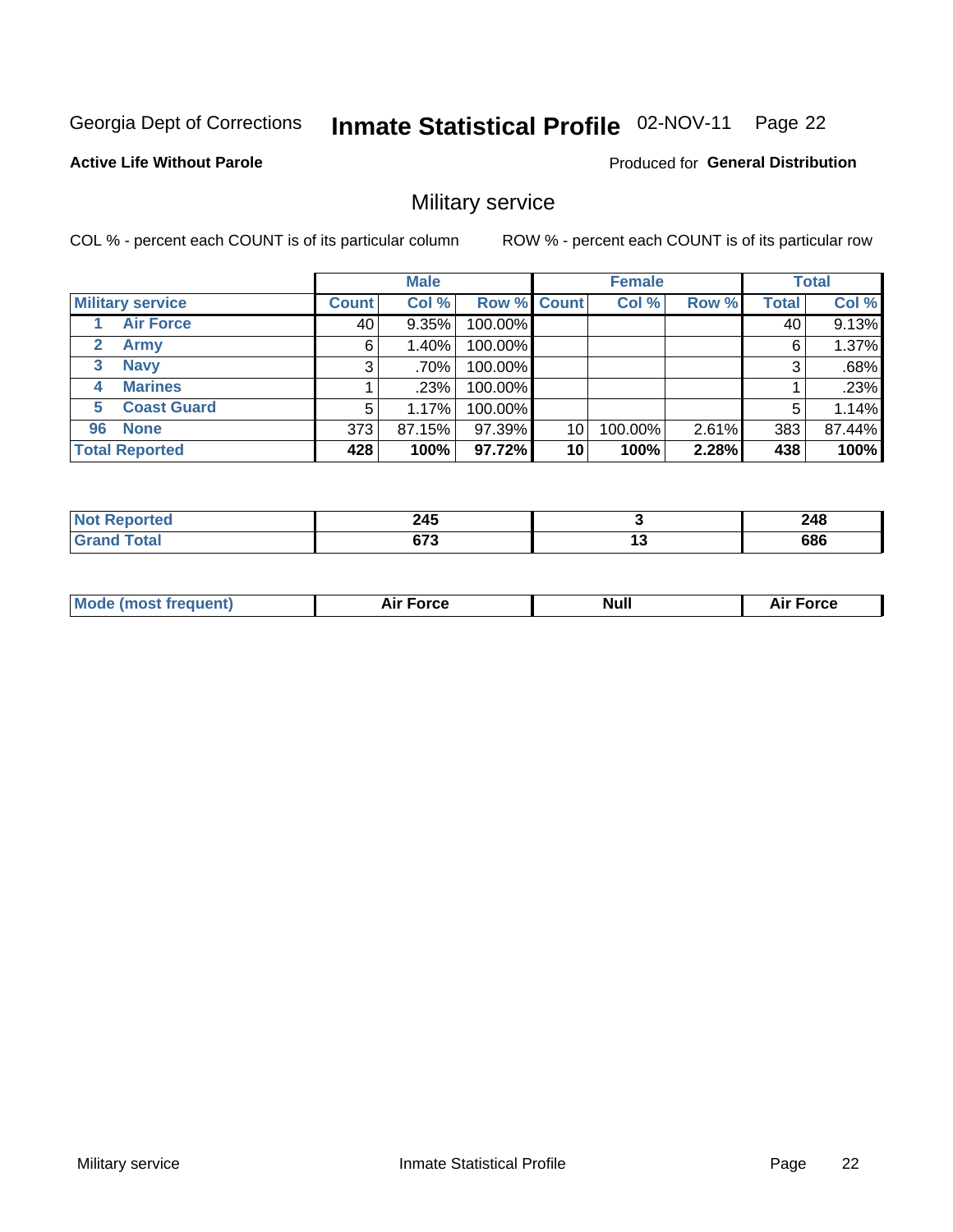Georgia Dept of Corrections **Inmate Statistical Profile** 02-NOV-11

**Active Life Without Parole**

Produced for **General Distribution**

## Military service

COL % - percent each COUNT is of its particular column ROW % - percent each COUNT is of its particular row

| | | Male | | | Female | | | Total | |
|---|---|---|---|---|---|---|---|---|---|
| **Military service** | | **Count** | **Col %** | **Row %** | **Count** | **Col %** | **Row %** | **Total** | **Col %** |
| 1 | **Air Force** | 40 | 9.35% | 100.00% | | | | 40 | 9.13% |
| 2 | **Army** | 6 | 1.40% | 100.00% | | | | 6 | 1.37% |
| 3 | **Navy** | 3 | .70% | 100.00% | | | | 3 | .68% |
| 4 | **Marines** | 1 | .23% | 100.00% | | | | 1 | .23% |
| 5 | **Coast Guard** | 5 | 1.17% | 100.00% | | | | 5 | 1.14% |
| 96 | **None** | 373 | 87.15% | 97.39% | 10 | 100.00% | 2.61% | 383 | 87.44% |
| **Total Reported** | | **428** | **100%** | **97.72%** | **10** | **100%** | **2.28%** | **438** | **100%** |

| | Male | Female | Total |
|---|---|---|---|
| **Not Reported** | **245** | **3** | **248** |
| **Grand Total** | **673** | **13** | **686** |

| | Male | Female | Total |
|---|---|---|---|
| **Mode (most frequent)** | **Air Force** | **Null** | **Air Force** |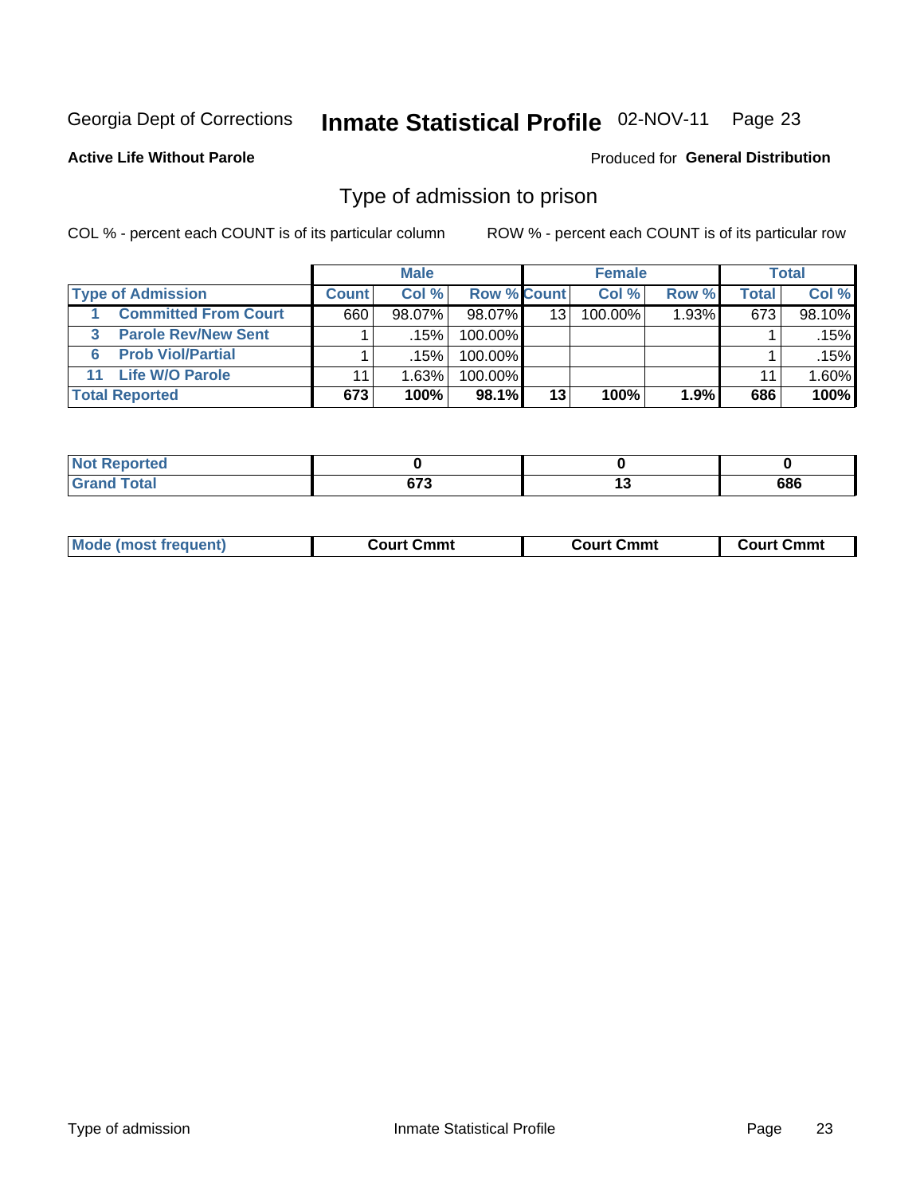Georgia Dept of Corrections **Inmate Statistical Profile** 02-NOV-11

**Active Life Without Parole**

Produced for **General Distribution**

## Type of admission to prison

COL % - percent each COUNT is of its particular column    ROW % - percent each COUNT is of its particular row

| | Male | | | Female | | | Total | |
|---|---|---|---|---|---|---|---|---|
| **Type of Admission** | **Count** | **Col %** | **Row %** | **Count** | **Col %** | **Row %** | **Total** | **Col %** |
| 1 **Committed From Court** | 660 | 98.07% | 98.07% | 13 | 100.00% | 1.93% | 673 | 98.10% |
| 3 **Parole Rev/New Sent** | 1 | .15% | 100.00% | | | | 1 | .15% |
| 6 **Prob Viol/Partial** | 1 | .15% | 100.00% | | | | 1 | .15% |
| 11 **Life W/O Parole** | 11 | 1.63% | 100.00% | | | | 11 | 1.60% |
| **Total Reported** | **673** | **100%** | **98.1%** | **13** | **100%** | **1.9%** | **686** | **100%** |

| | Male | Female | Total |
|---|---|---|---|
| **Not Reported** | **0** | **0** | **0** |
| **Grand Total** | **673** | **13** | **686** |

| | Male | Female | Total |
|---|---|---|---|
| **Mode (most frequent)** | **Court Cmmt** | **Court Cmmt** | **Court Cmmt** |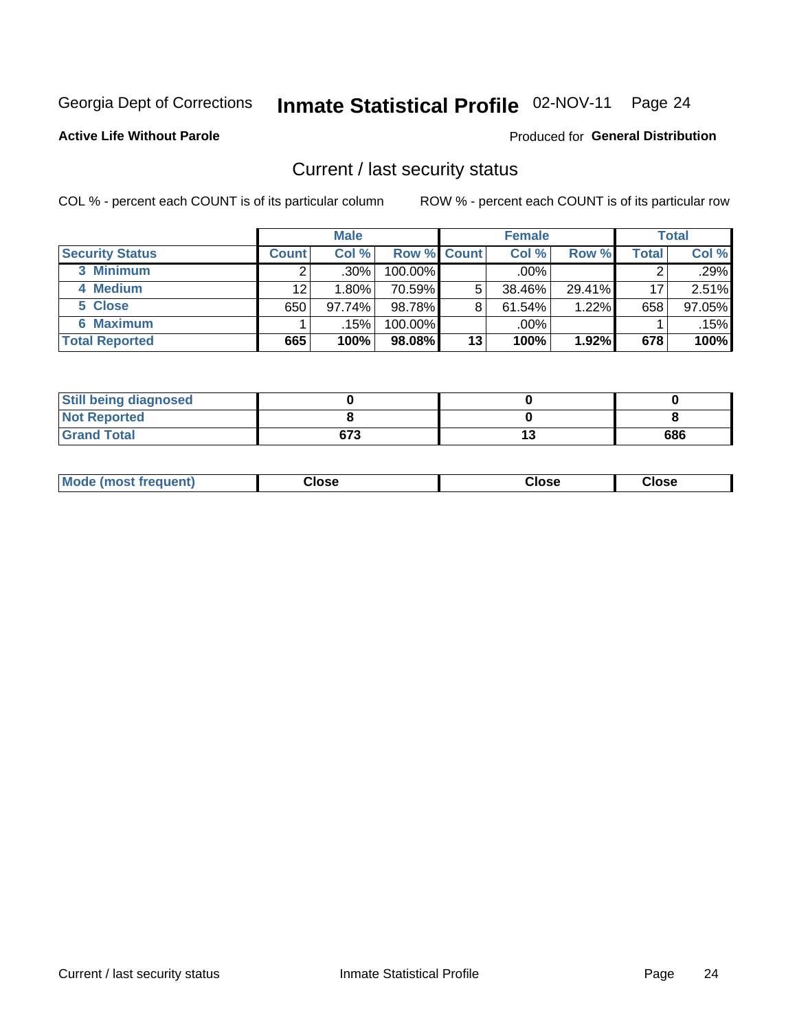Georgia Dept of Corrections **Inmate Statistical Profile** 02-NOV-11 Page 24

**Active Life Without Parole**

Produced for **General Distribution**

## Current / last security status

COL % - percent each COUNT is of its particular column

ROW % - percent each COUNT is of its particular row

| | Male | | | Female | | | Total | |
|---|---|---|---|---|---|---|---|---|
| **Security Status** | **Count** | **Col %** | **Row %** | **Count** | **Col %** | **Row %** | **Total** | **Col %** |
| 3 Minimum | 2 | .30% | 100.00% | | .00% | | 2 | .29% |
| 4 Medium | 12 | 1.80% | 70.59% | 5 | 38.46% | 29.41% | 17 | 2.51% |
| 5 Close | 650 | 97.74% | 98.78% | 8 | 61.54% | 1.22% | 658 | 97.05% |
| 6 Maximum | 1 | .15% | 100.00% | | .00% | | 1 | .15% |
| **Total Reported** | **665** | **100%** | **98.08%** | **13** | **100%** | **1.92%** | **678** | **100%** |

| | Male | Female | Total |
|---|---|---|---|
| Still being diagnosed | 0 | 0 | 0 |
| Not Reported | 8 | 0 | 8 |
| Grand Total | 673 | 13 | 686 |

| | Male | Female | Total |
|---|---|---|---|
| Mode (most frequent) | Close | Close | Close |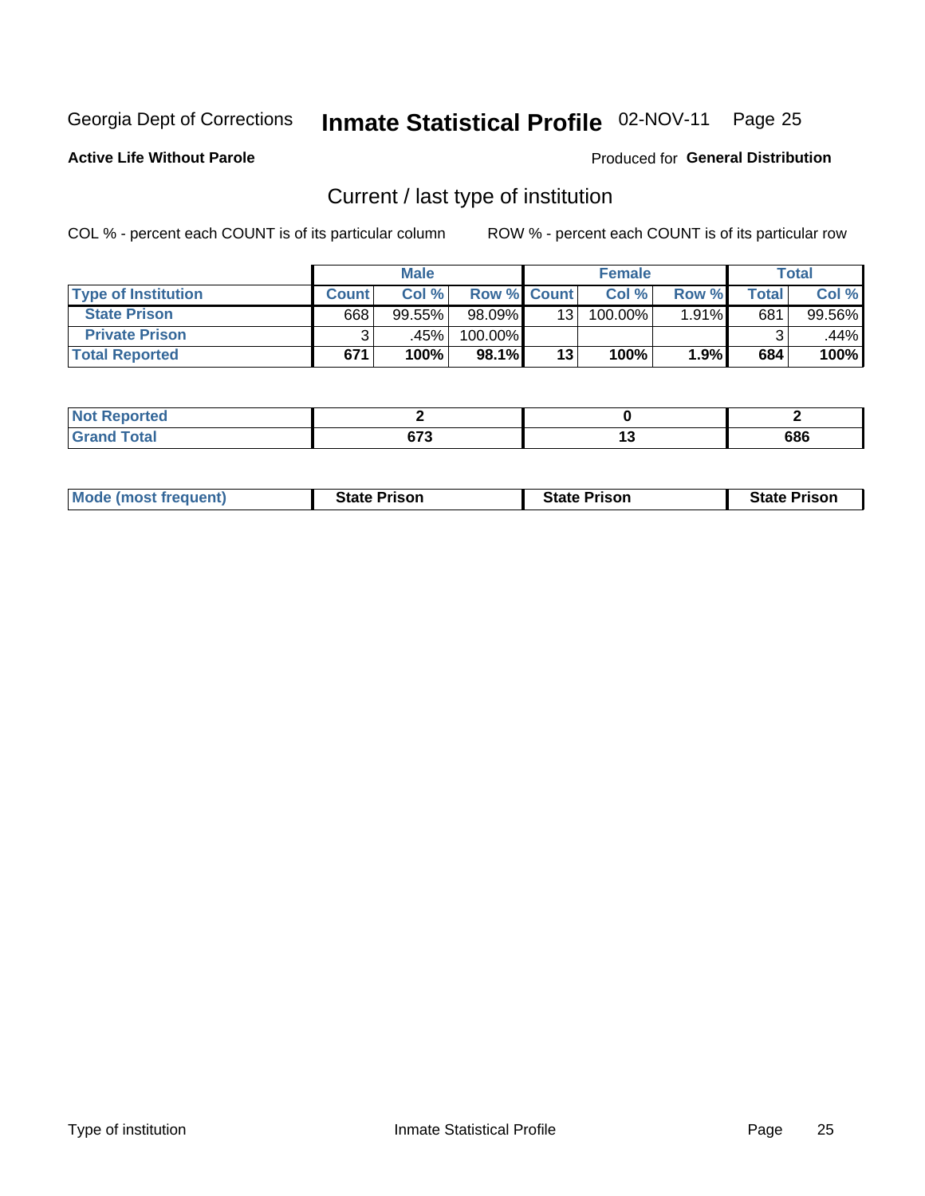Georgia Dept of Corrections **Inmate Statistical Profile** 02-NOV-11

**Active Life Without Parole**

Produced for **General Distribution**

## Current / last type of institution

COL % - percent each COUNT is of its particular column

ROW % - percent each COUNT is of its particular row

| | Male | | | Female | | | Total | |
|---|---|---|---|---|---|---|---|---|
| **Type of Institution** | **Count** | **Col %** | **Row %** | **Count** | **Col %** | **Row %** | **Total** | **Col %** |
| **State Prison** | 668 | 99.55% | 98.09% | 13 | 100.00% | 1.91% | 681 | 99.56% |
| **Private Prison** | 3 | .45% | 100.00% | | | | 3 | .44% |
| **Total Reported** | **671** | **100%** | **98.1%** | **13** | **100%** | **1.9%** | **684** | **100%** |

| | Male | Female | Total |
|---|---|---|---|
| **Not Reported** | **2** | **0** | **2** |
| **Grand Total** | **673** | **13** | **686** |

| | Male | Female | Total |
|---|---|---|---|
| **Mode (most frequent)** | **State Prison** | **State Prison** | **State Prison** |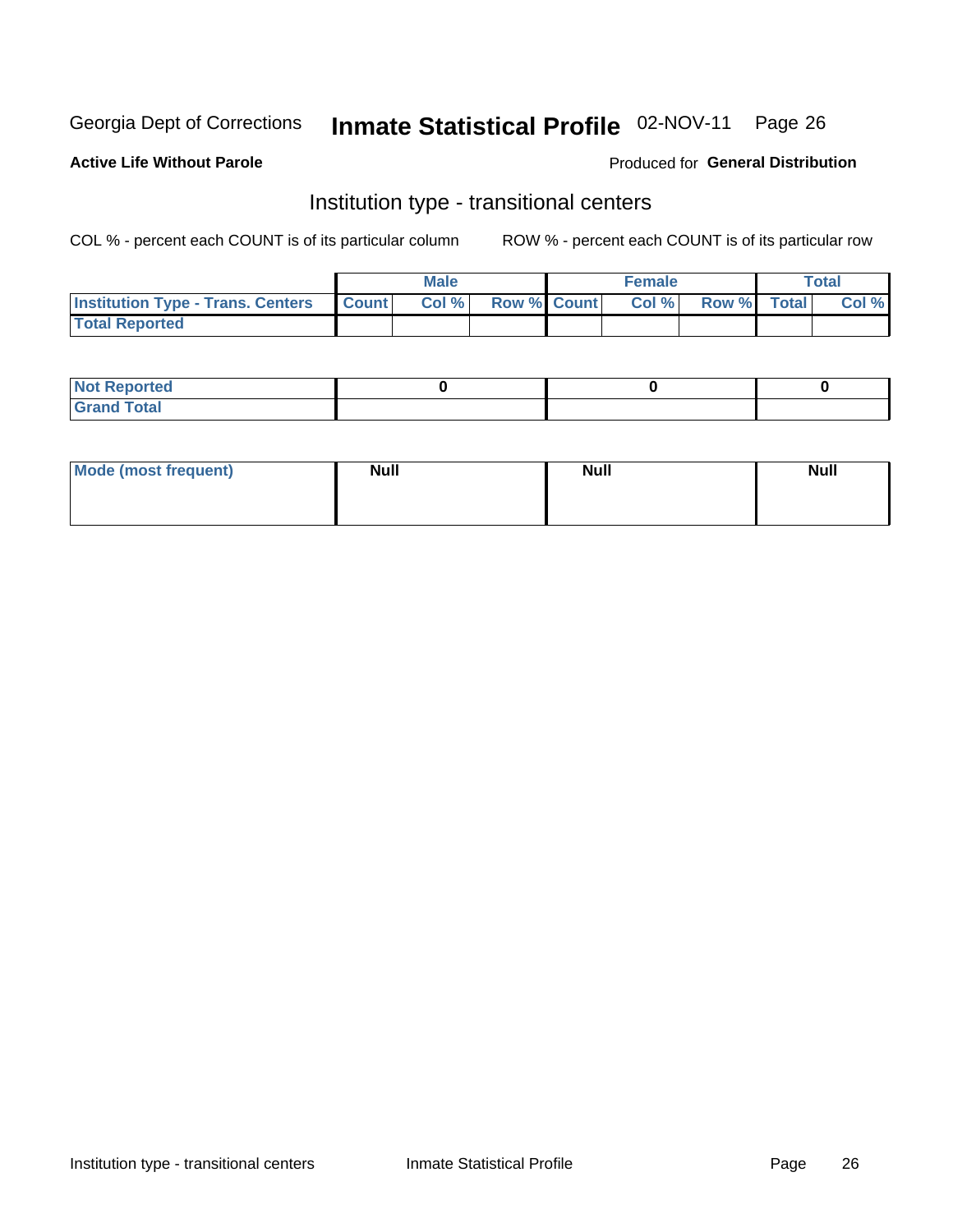Georgia Dept of Corrections **Inmate Statistical Profile** 02-NOV-11

**Active Life Without Parole**

Produced for **General Distribution**

## Institution type - transitional centers

COL % - percent each COUNT is of its particular column ROW % - percent each COUNT is of its particular row

| | Male | | | Female | | | Total | |
|---|---|---|---|---|---|---|---|---|
| **Institution Type - Trans. Centers** | **Count** | **Col %** | **Row %** | **Count** | **Col %** | **Row %** | **Total** | **Col %** |
| **Total Reported** | | | | | | | | |

| | Male | Female | Total |
|---|---|---|---|
| **Not Reported** | 0 | 0 | 0 |
| **Grand Total** | | | |

| | Male | Female | Total |
|---|---|---|---|
| **Mode (most frequent)** | Null | Null | Null |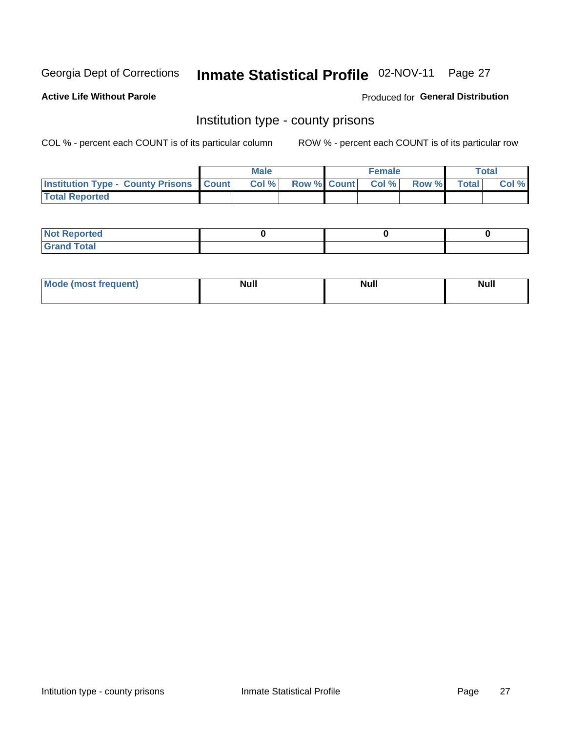Georgia Dept of Corrections **Inmate Statistical Profile** 02-NOV-11

**Active Life Without Parole**

Produced for **General Distribution**

## Institution type - county prisons

COL % - percent each COUNT is of its particular column ROW % - percent each COUNT is of its particular row

| | Male | | | Female | | | Total | |
|---|---|---|---|---|---|---|---|---|
| **Institution Type - County Prisons** | **Count** | **Col %** | **Row %** | **Count** | **Col %** | **Row %** | **Total** | **Col %** |
| **Total Reported** | | | | | | | | |

| | Male | Female | Total |
|---|---|---|---|
| **Not Reported** | **0** | **0** | **0** |
| **Grand Total** | | | |

| | Male | Female | Total |
|---|---|---|---|
| **Mode (most frequent)** | **Null** | **Null** | **Null** |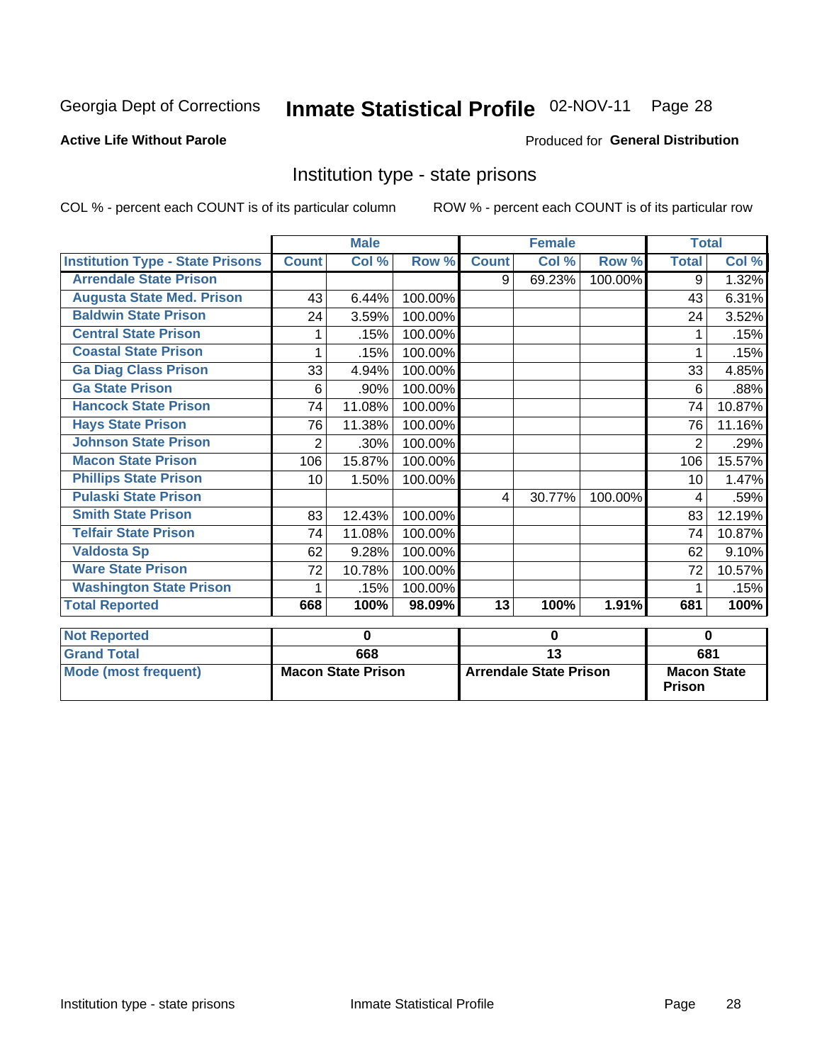Georgia Dept of Corrections **Inmate Statistical Profile** 02-NOV-11 Page 28

**Active Life Without Parole**

Produced for **General Distribution**

## Institution type - state prisons

COL % - percent each COUNT is of its particular column ROW % - percent each COUNT is of its particular row

| | Male | | | Female | | | Total | |
|---|---|---|---|---|---|---|---|---|
| **Institution Type - State Prisons** | **Count** | **Col %** | **Row %** | **Count** | **Col %** | **Row %** | **Total** | **Col %** |
| **Arrendale State Prison** | | | | 9 | 69.23% | 100.00% | 9 | 1.32% |
| **Augusta State Med. Prison** | 43 | 6.44% | 100.00% | | | | 43 | 6.31% |
| **Baldwin State Prison** | 24 | 3.59% | 100.00% | | | | 24 | 3.52% |
| **Central State Prison** | 1 | .15% | 100.00% | | | | 1 | .15% |
| **Coastal State Prison** | 1 | .15% | 100.00% | | | | 1 | .15% |
| **Ga Diag Class Prison** | 33 | 4.94% | 100.00% | | | | 33 | 4.85% |
| **Ga State Prison** | 6 | .90% | 100.00% | | | | 6 | .88% |
| **Hancock State Prison** | 74 | 11.08% | 100.00% | | | | 74 | 10.87% |
| **Hays State Prison** | 76 | 11.38% | 100.00% | | | | 76 | 11.16% |
| **Johnson State Prison** | 2 | .30% | 100.00% | | | | 2 | .29% |
| **Macon State Prison** | 106 | 15.87% | 100.00% | | | | 106 | 15.57% |
| **Phillips State Prison** | 10 | 1.50% | 100.00% | | | | 10 | 1.47% |
| **Pulaski State Prison** | | | | 4 | 30.77% | 100.00% | 4 | .59% |
| **Smith State Prison** | 83 | 12.43% | 100.00% | | | | 83 | 12.19% |
| **Telfair State Prison** | 74 | 11.08% | 100.00% | | | | 74 | 10.87% |
| **Valdosta Sp** | 62 | 9.28% | 100.00% | | | | 62 | 9.10% |
| **Ware State Prison** | 72 | 10.78% | 100.00% | | | | 72 | 10.57% |
| **Washington State Prison** | 1 | .15% | 100.00% | | | | 1 | .15% |
| **Total Reported** | **668** | **100%** | **98.09%** | **13** | **100%** | **1.91%** | **681** | **100%** |

| | Male | Female | Total |
|---|---|---|---|
| **Not Reported** | **0** | **0** | **0** |
| **Grand Total** | **668** | **13** | **681** |
| **Mode (most frequent)** | **Macon State Prison** | **Arrendale State Prison** | **Macon State Prison** |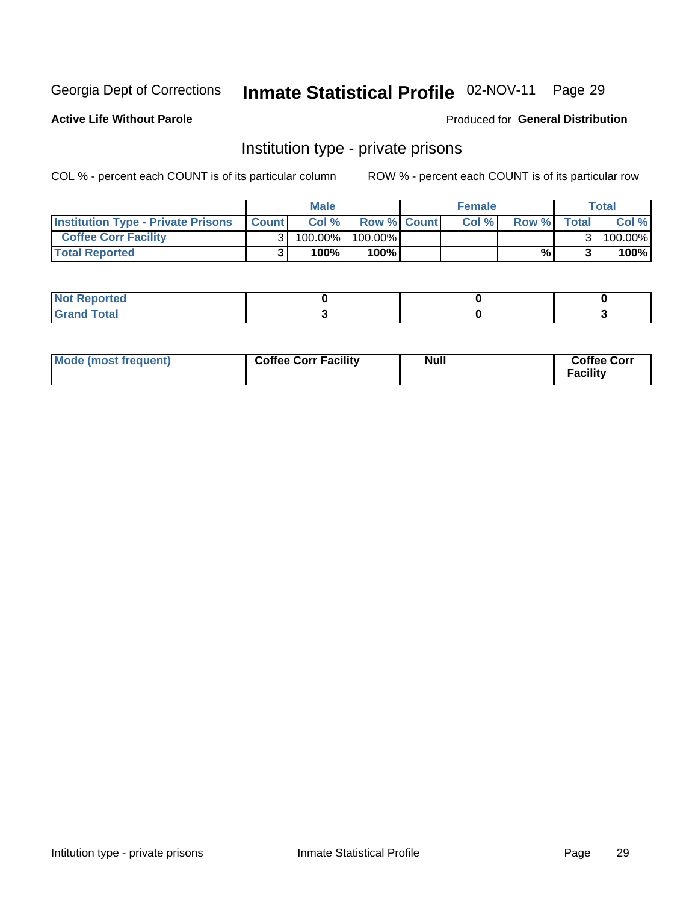Georgia Dept of Corrections **Inmate Statistical Profile** 02-NOV-11 Page 29

**Active Life Without Parole**

Produced for **General Distribution**

## Institution type - private prisons

COL % - percent each COUNT is of its particular column

ROW % - percent each COUNT is of its particular row

| | Male | | | Female | | | Total | |
|---|---|---|---|---|---|---|---|---|
| **Institution Type - Private Prisons** | **Count** | **Col %** | **Row %** | **Count** | **Col %** | **Row %** | **Total** | **Col %** |
| **Coffee Corr Facility** | 3 | 100.00% | 100.00% | | | | 3 | 100.00% |
| **Total Reported** | **3** | **100%** | **100%** | | | **%** | **3** | **100%** |

| | Male | Female | Total |
|---|---|---|---|
| **Not Reported** | **0** | **0** | **0** |
| **Grand Total** | **3** | **0** | **3** |

| | Male | Female | Total |
|---|---|---|---|
| **Mode (most frequent)** | **Coffee Corr Facility** | **Null** | **Coffee Corr Facility** |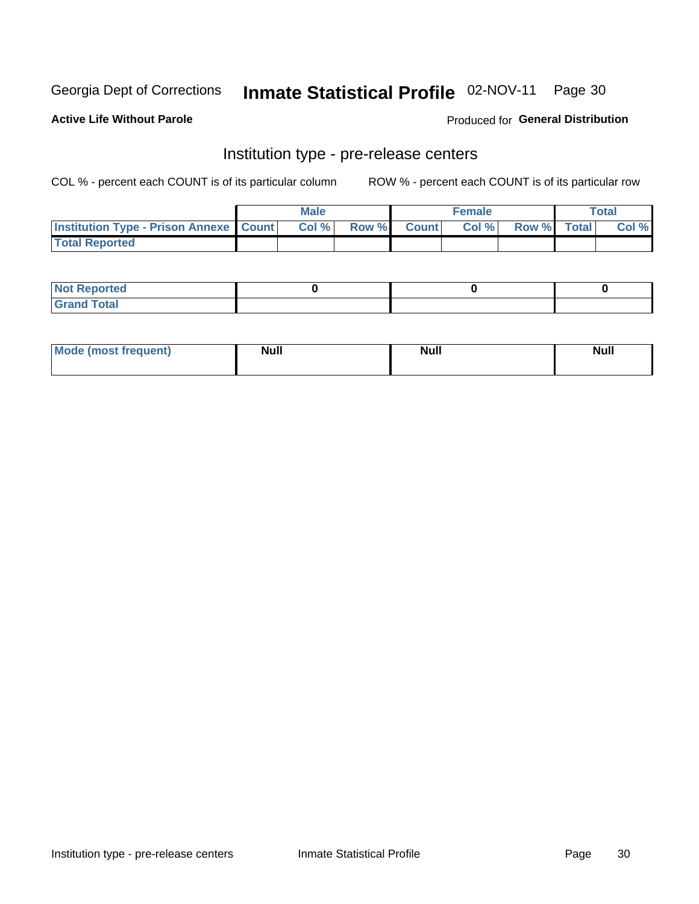Georgia Dept of Corrections **Inmate Statistical Profile** 02-NOV-11

**Active Life Without Parole**

Produced for **General Distribution**

## Institution type - pre-release centers

COL % - percent each COUNT is of its particular column        ROW % - percent each COUNT is of its particular row

| | Male | | | Female | | | Total | |
|---|---|---|---|---|---|---|---|---|
| Institution Type - Prison Annexe | Count | Col % | Row % | Count | Col % | Row % | Total | Col % |
| Total Reported | | | | | | | | |

| | Male | Female | Total |
|---|---|---|---|
| Not Reported | 0 | 0 | 0 |
| Grand Total | | | |

| | Male | Female | Total |
|---|---|---|---|
| Mode (most frequent) | Null | Null | Null |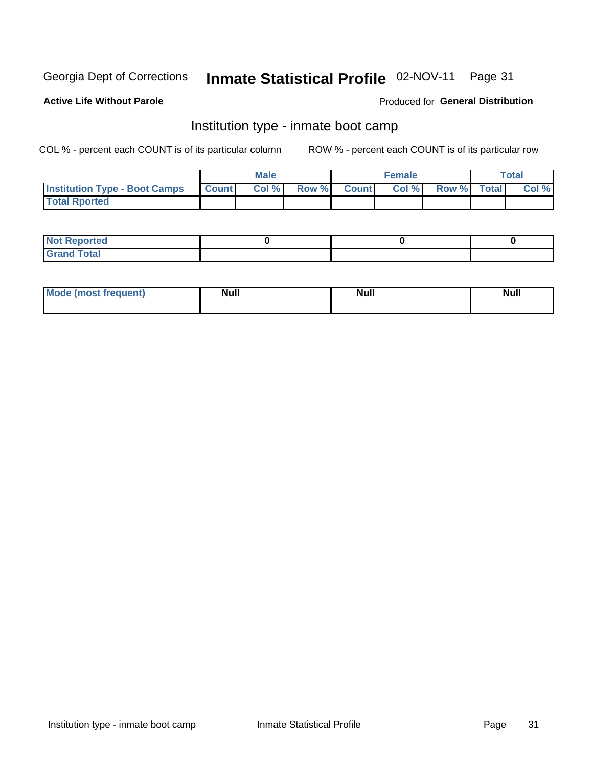Georgia Dept of Corrections **Inmate Statistical Profile** 02-NOV-11

**Active Life Without Parole**

Produced for **General Distribution**

## Institution type - inmate boot camp

COL % - percent each COUNT is of its particular column

ROW % - percent each COUNT is of its particular row

| | Male | | | Female | | | Total | |
|---|---|---|---|---|---|---|---|---|
| **Institution Type - Boot Camps** | **Count** | **Col %** | **Row %** | **Count** | **Col %** | **Row %** | **Total** | **Col %** |
| **Total Rported** | | | | | | | | |

| | Male | Female | Total |
|---|---|---|---|
| **Not Reported** | 0 | 0 | 0 |
| **Grand Total** | | | |

| | Male | Female | Total |
|---|---|---|---|
| **Mode (most frequent)** | Null | Null | Null |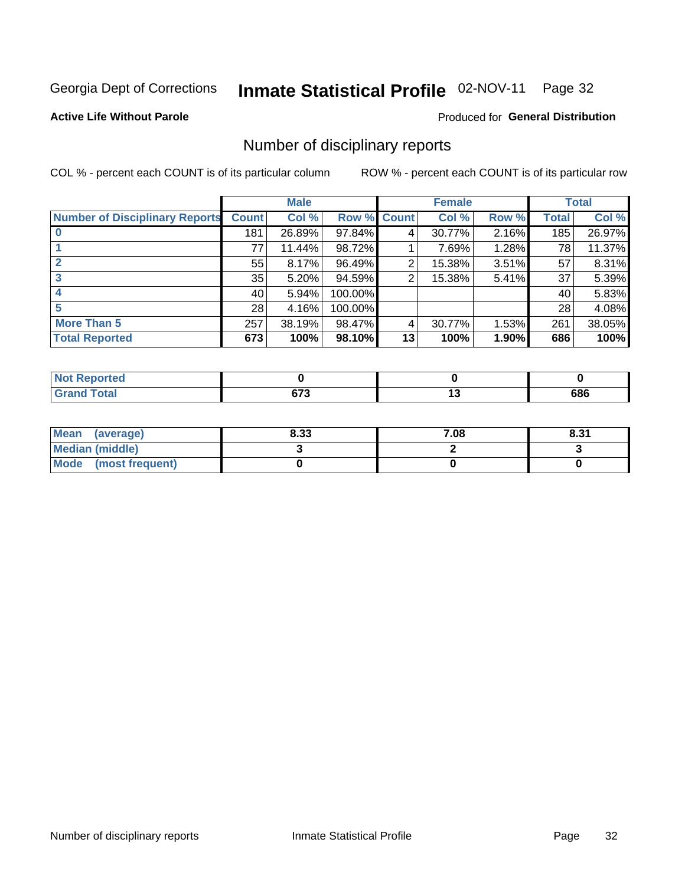Georgia Dept of Corrections **Inmate Statistical Profile** 02-NOV-11 Page 32

**Active Life Without Parole**

Produced for **General Distribution**

## Number of disciplinary reports

COL % - percent each COUNT is of its particular column

ROW % - percent each COUNT is of its particular row

| | Male | | | Female | | | Total | |
|---|---|---|---|---|---|---|---|---|
| **Number of Disciplinary Reports** | **Count** | **Col %** | **Row %** | **Count** | **Col %** | **Row %** | **Total** | **Col %** |
| **0** | 181 | 26.89% | 97.84% | 4 | 30.77% | 2.16% | 185 | 26.97% |
| **1** | 77 | 11.44% | 98.72% | 1 | 7.69% | 1.28% | 78 | 11.37% |
| **2** | 55 | 8.17% | 96.49% | 2 | 15.38% | 3.51% | 57 | 8.31% |
| **3** | 35 | 5.20% | 94.59% | 2 | 15.38% | 5.41% | 37 | 5.39% |
| **4** | 40 | 5.94% | 100.00% | | | | 40 | 5.83% |
| **5** | 28 | 4.16% | 100.00% | | | | 28 | 4.08% |
| **More Than 5** | 257 | 38.19% | 98.47% | 4 | 30.77% | 1.53% | 261 | 38.05% |
| **Total Reported** | **673** | **100%** | **98.10%** | **13** | **100%** | **1.90%** | **686** | **100%** |

| | Male | Female | Total |
|---|---|---|---|
| **Not Reported** | **0** | **0** | **0** |
| **Grand Total** | **673** | **13** | **686** |

| | Male | Female | Total |
|---|---|---|---|
| **Mean (average)** | **8.33** | **7.08** | **8.31** |
| **Median (middle)** | **3** | **2** | **3** |
| **Mode (most frequent)** | **0** | **0** | **0** |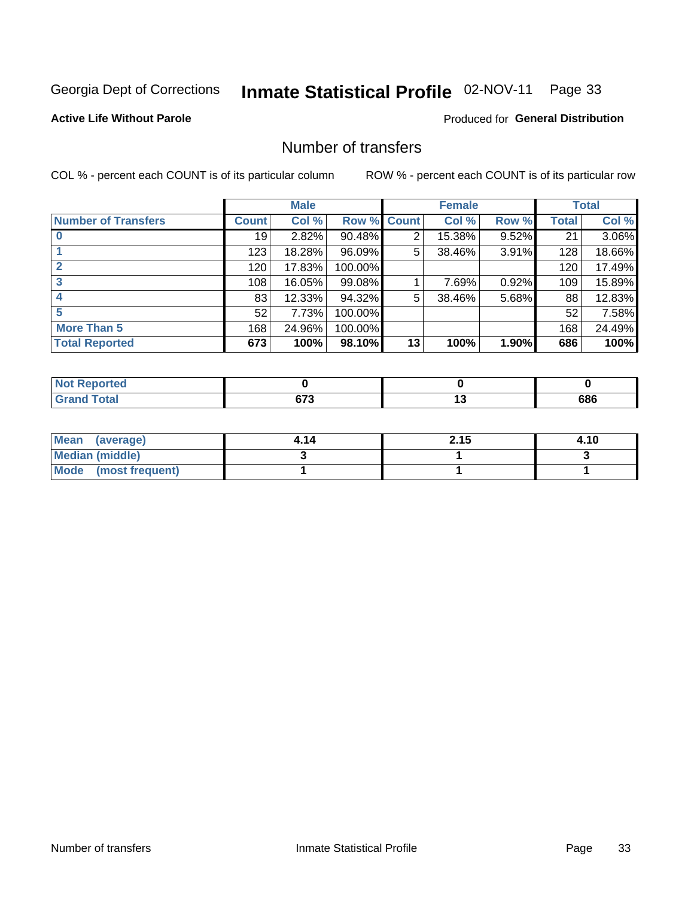Georgia Dept of Corrections **Inmate Statistical Profile** 02-NOV-11 Page 33

**Active Life Without Parole**

Produced for **General Distribution**

## Number of transfers

COL % - percent each COUNT is of its particular column ROW % - percent each COUNT is of its particular row

| | Male | | | Female | | | Total | |
|---|---|---|---|---|---|---|---|---|
| **Number of Transfers** | **Count** | **Col %** | **Row %** | **Count** | **Col %** | **Row %** | **Total** | **Col %** |
| **0** | 19 | 2.82% | 90.48% | 2 | 15.38% | 9.52% | 21 | 3.06% |
| **1** | 123 | 18.28% | 96.09% | 5 | 38.46% | 3.91% | 128 | 18.66% |
| **2** | 120 | 17.83% | 100.00% | | | | 120 | 17.49% |
| **3** | 108 | 16.05% | 99.08% | 1 | 7.69% | 0.92% | 109 | 15.89% |
| **4** | 83 | 12.33% | 94.32% | 5 | 38.46% | 5.68% | 88 | 12.83% |
| **5** | 52 | 7.73% | 100.00% | | | | 52 | 7.58% |
| **More Than 5** | 168 | 24.96% | 100.00% | | | | 168 | 24.49% |
| **Total Reported** | **673** | **100%** | **98.10%** | **13** | **100%** | **1.90%** | **686** | **100%** |

| | Male | Female | Total |
|---|---|---|---|
| **Not Reported** | **0** | **0** | **0** |
| **Grand Total** | **673** | **13** | **686** |

| | Male | Female | Total |
|---|---|---|---|
| **Mean (average)** | **4.14** | **2.15** | **4.10** |
| **Median (middle)** | **3** | **1** | **3** |
| **Mode (most frequent)** | **1** | **1** | **1** |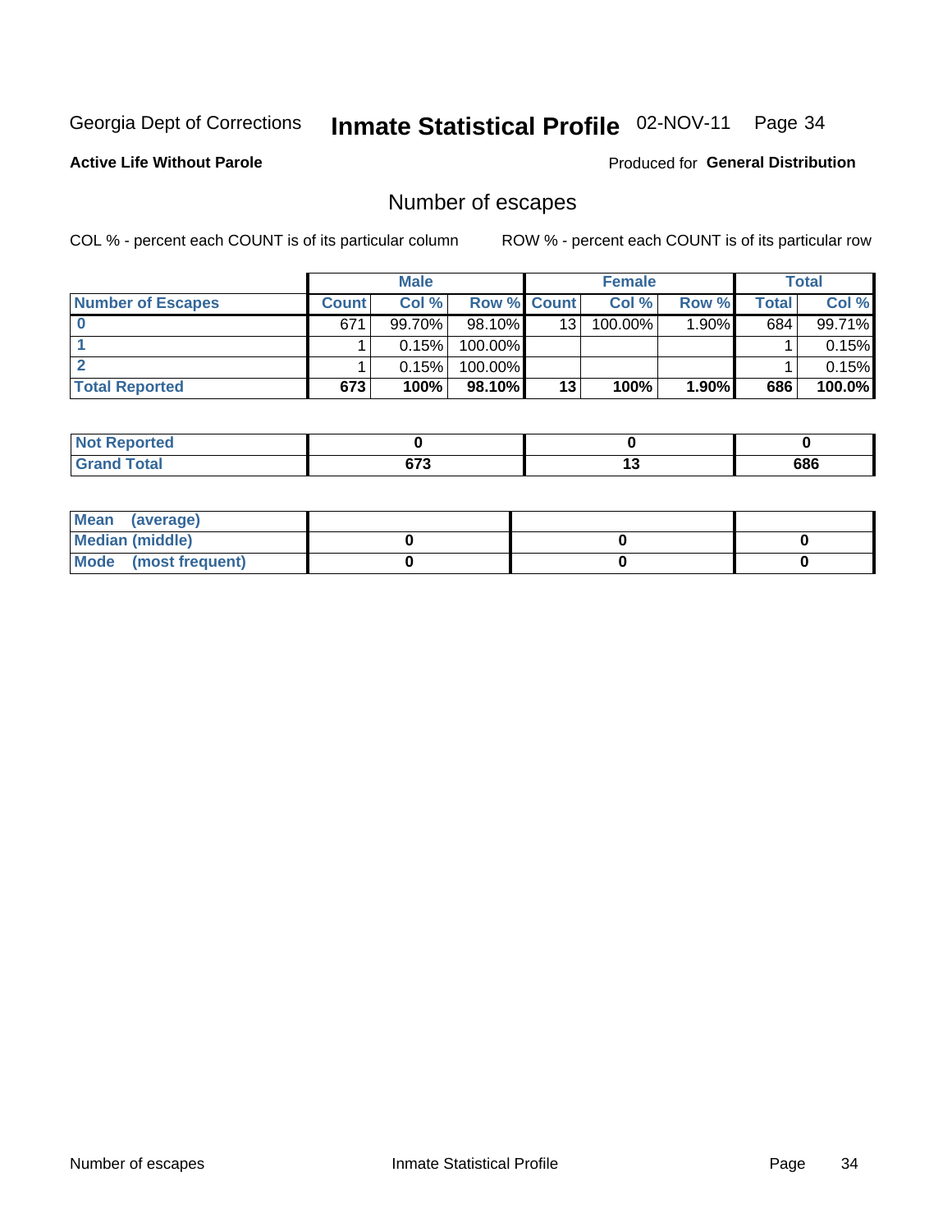Georgia Dept of Corrections **Inmate Statistical Profile** 02-NOV-11

**Active Life Without Parole**

Produced for **General Distribution**

## Number of escapes

COL % - percent each COUNT is of its particular column    ROW % - percent each COUNT is of its particular row

| | Male | | | Female | | | Total | |
|---|---|---|---|---|---|---|---|---|
| **Number of Escapes** | **Count** | **Col %** | **Row %** | **Count** | **Col %** | **Row %** | **Total** | **Col %** |
| **0** | 671 | 99.70% | 98.10% | 13 | 100.00% | 1.90% | 684 | 99.71% |
| **1** | 1 | 0.15% | 100.00% | | | | 1 | 0.15% |
| **2** | 1 | 0.15% | 100.00% | | | | 1 | 0.15% |
| **Total Reported** | **673** | **100%** | **98.10%** | **13** | **100%** | **1.90%** | **686** | **100.0%** |

| | Male | Female | Total |
|---|---|---|---|
| **Not Reported** | **0** | **0** | **0** |
| **Grand Total** | **673** | **13** | **686** |

| | Male | Female | Total |
|---|---|---|---|
| **Mean (average)** | | | |
| **Median (middle)** | **0** | **0** | **0** |
| **Mode (most frequent)** | **0** | **0** | **0** |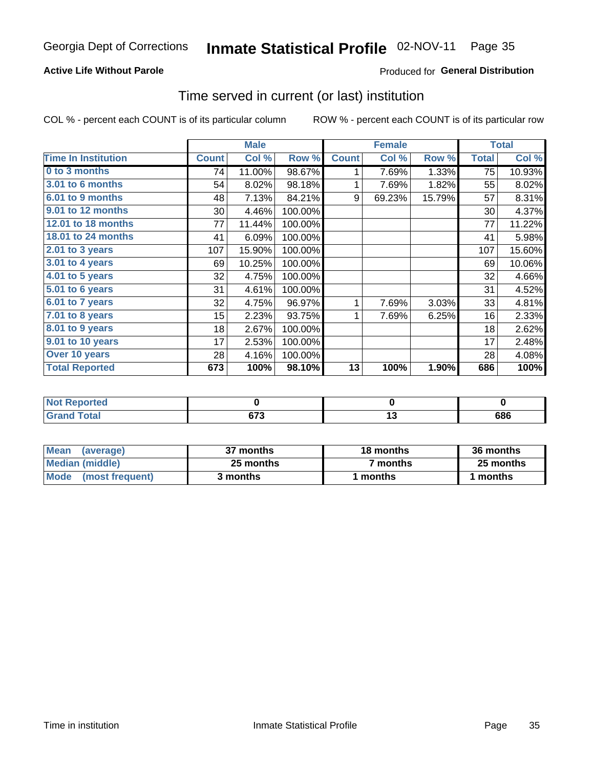Georgia Dept of Corrections **Inmate Statistical Profile** 02-NOV-11 Page 35

**Active Life Without Parole**

Produced for **General Distribution**

## Time served in current (or last) institution

COL % - percent each COUNT is of its particular column

ROW % - percent each COUNT is of its particular row

| | Male | | | Female | | | Total | |
|---|---|---|---|---|---|---|---|---|
| Time In Institution | Count | Col % | Row % | Count | Col % | Row % | Total | Col % |
| 0 to 3 months | 74 | 11.00% | 98.67% | 1 | 7.69% | 1.33% | 75 | 10.93% |
| 3.01 to 6 months | 54 | 8.02% | 98.18% | 1 | 7.69% | 1.82% | 55 | 8.02% |
| 6.01 to 9 months | 48 | 7.13% | 84.21% | 9 | 69.23% | 15.79% | 57 | 8.31% |
| 9.01 to 12 months | 30 | 4.46% | 100.00% | | | | 30 | 4.37% |
| 12.01 to 18 months | 77 | 11.44% | 100.00% | | | | 77 | 11.22% |
| 18.01 to 24 months | 41 | 6.09% | 100.00% | | | | 41 | 5.98% |
| 2.01 to 3 years | 107 | 15.90% | 100.00% | | | | 107 | 15.60% |
| 3.01 to 4 years | 69 | 10.25% | 100.00% | | | | 69 | 10.06% |
| 4.01 to 5 years | 32 | 4.75% | 100.00% | | | | 32 | 4.66% |
| 5.01 to 6 years | 31 | 4.61% | 100.00% | | | | 31 | 4.52% |
| 6.01 to 7 years | 32 | 4.75% | 96.97% | 1 | 7.69% | 3.03% | 33 | 4.81% |
| 7.01 to 8 years | 15 | 2.23% | 93.75% | 1 | 7.69% | 6.25% | 16 | 2.33% |
| 8.01 to 9 years | 18 | 2.67% | 100.00% | | | | 18 | 2.62% |
| 9.01 to 10 years | 17 | 2.53% | 100.00% | | | | 17 | 2.48% |
| Over 10 years | 28 | 4.16% | 100.00% | | | | 28 | 4.08% |
| **Total Reported** | **673** | **100%** | **98.10%** | **13** | **100%** | **1.90%** | **686** | **100%** |

| | Male | Female | Total |
|---|---|---|---|
| Not Reported | 0 | 0 | 0 |
| Grand Total | 673 | 13 | 686 |

| | Male | Female | Total |
|---|---|---|---|
| Mean (average) | 37 months | 18 months | 36 months |
| Median (middle) | 25 months | 7 months | 25 months |
| Mode (most frequent) | 3 months | 1 months | 1 months |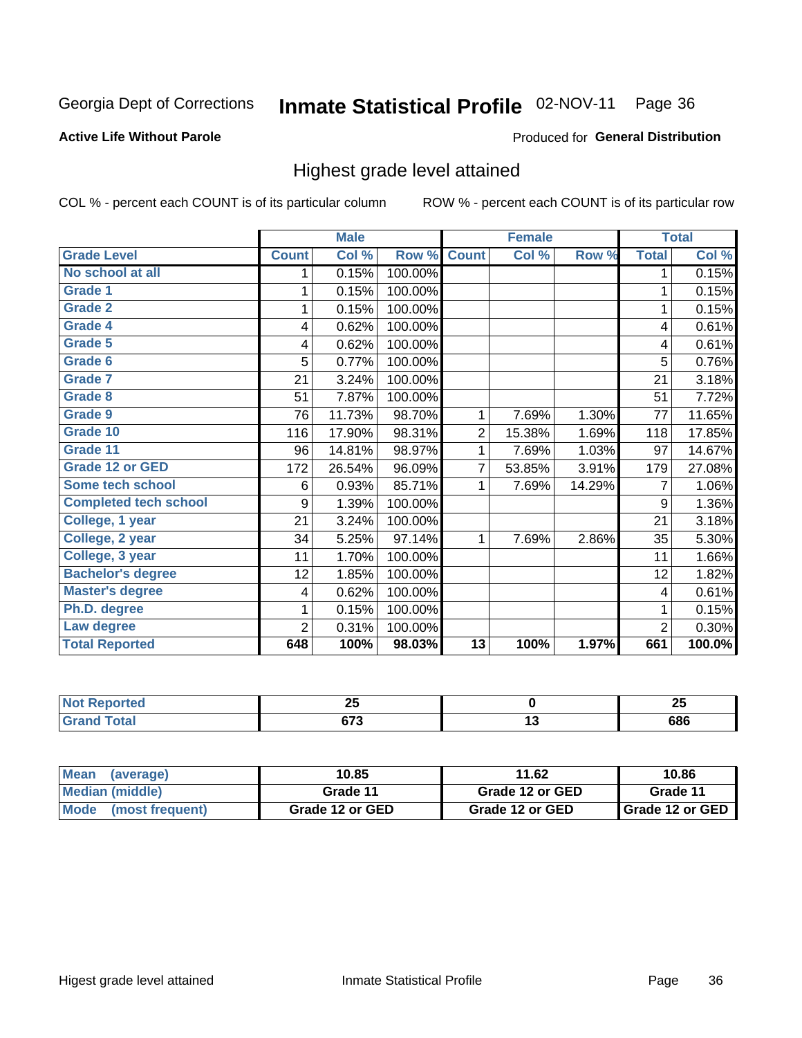Georgia Dept of Corrections **Inmate Statistical Profile** 02-NOV-11

**Active Life Without Parole**

Produced for **General Distribution**

## Highest grade level attained

COL % - percent each COUNT is of its particular column ROW % - percent each COUNT is of its particular row

| | Male | | | Female | | | Total | |
|---|---|---|---|---|---|---|---|---|
| Grade Level | Count | Col % | Row % | Count | Col % | Row % | Total | Col % |
| No school at all | 1 | 0.15% | 100.00% | | | | 1 | 0.15% |
| Grade 1 | 1 | 0.15% | 100.00% | | | | 1 | 0.15% |
| Grade 2 | 1 | 0.15% | 100.00% | | | | 1 | 0.15% |
| Grade 4 | 4 | 0.62% | 100.00% | | | | 4 | 0.61% |
| Grade 5 | 4 | 0.62% | 100.00% | | | | 4 | 0.61% |
| Grade 6 | 5 | 0.77% | 100.00% | | | | 5 | 0.76% |
| Grade 7 | 21 | 3.24% | 100.00% | | | | 21 | 3.18% |
| Grade 8 | 51 | 7.87% | 100.00% | | | | 51 | 7.72% |
| Grade 9 | 76 | 11.73% | 98.70% | 1 | 7.69% | 1.30% | 77 | 11.65% |
| Grade 10 | 116 | 17.90% | 98.31% | 2 | 15.38% | 1.69% | 118 | 17.85% |
| Grade 11 | 96 | 14.81% | 98.97% | 1 | 7.69% | 1.03% | 97 | 14.67% |
| Grade 12 or GED | 172 | 26.54% | 96.09% | 7 | 53.85% | 3.91% | 179 | 27.08% |
| Some tech school | 6 | 0.93% | 85.71% | 1 | 7.69% | 14.29% | 7 | 1.06% |
| Completed tech school | 9 | 1.39% | 100.00% | | | | 9 | 1.36% |
| College, 1 year | 21 | 3.24% | 100.00% | | | | 21 | 3.18% |
| College, 2 year | 34 | 5.25% | 97.14% | 1 | 7.69% | 2.86% | 35 | 5.30% |
| College, 3 year | 11 | 1.70% | 100.00% | | | | 11 | 1.66% |
| Bachelor's degree | 12 | 1.85% | 100.00% | | | | 12 | 1.82% |
| Master's degree | 4 | 0.62% | 100.00% | | | | 4 | 0.61% |
| Ph.D. degree | 1 | 0.15% | 100.00% | | | | 1 | 0.15% |
| Law degree | 2 | 0.31% | 100.00% | | | | 2 | 0.30% |
| **Total Reported** | **648** | **100%** | **98.03%** | **13** | **100%** | **1.97%** | **661** | **100.0%** |

| | Male | Female | Total |
|---|---|---|---|
| Not Reported | 25 | 0 | 25 |
| Grand Total | 673 | 13 | 686 |

| | Male | Female | Total |
|---|---|---|---|
| Mean (average) | 10.85 | 11.62 | 10.86 |
| Median (middle) | Grade 11 | Grade 12 or GED | Grade 11 |
| Mode (most frequent) | Grade 12 or GED | Grade 12 or GED | Grade 12 or GED |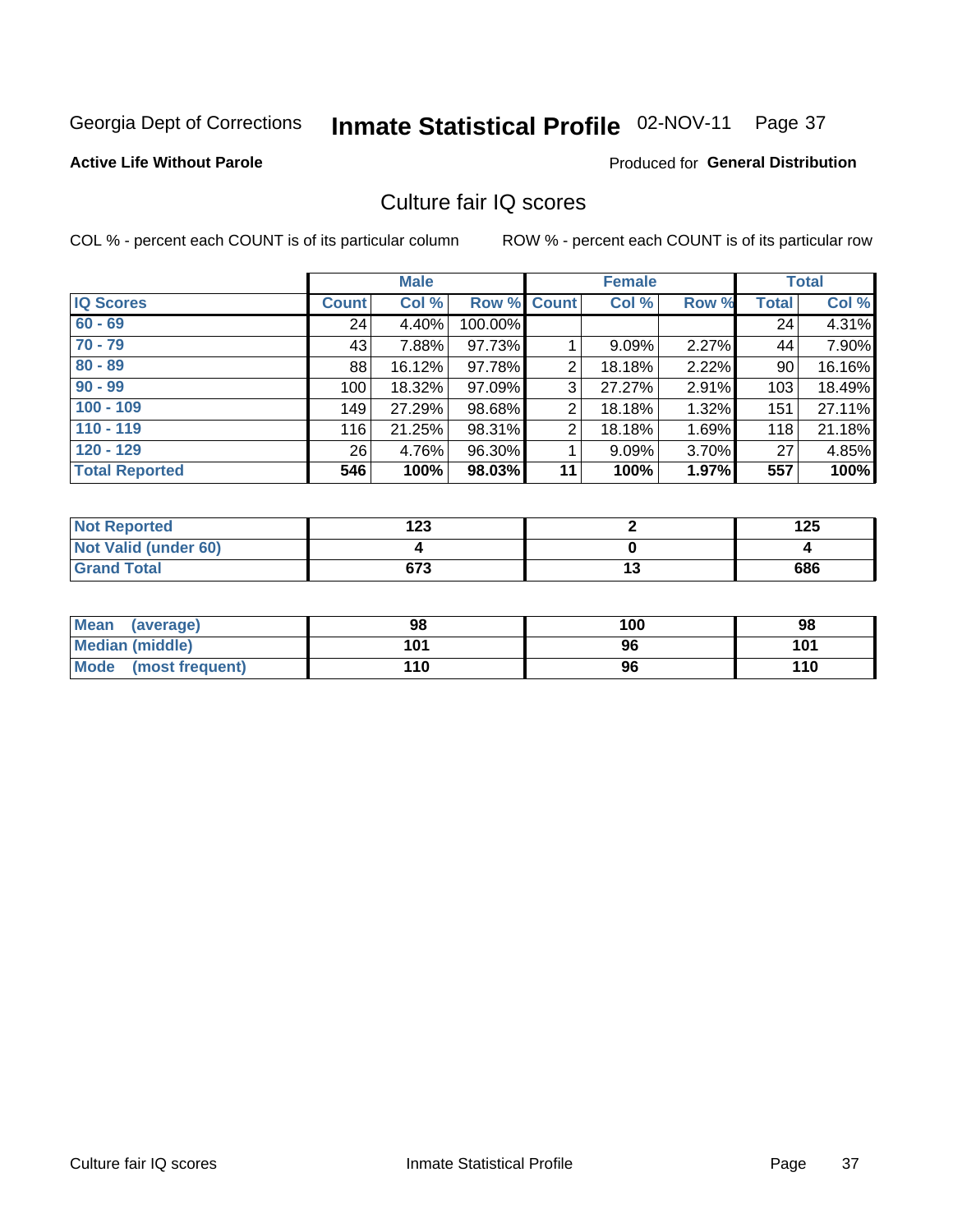Georgia Dept of Corrections **Inmate Statistical Profile** 02-NOV-11 Page 37

**Active Life Without Parole**

Produced for **General Distribution**

## Culture fair IQ scores

COL % - percent each COUNT is of its particular column

ROW % - percent each COUNT is of its particular row

| | Male | | | Female | | | Total | |
|---|---|---|---|---|---|---|---|---|
| **IQ Scores** | **Count** | **Col %** | **Row %** | **Count** | **Col %** | **Row %** | **Total** | **Col %** |
| 60 - 69 | 24 | 4.40% | 100.00% | | | | 24 | 4.31% |
| 70 - 79 | 43 | 7.88% | 97.73% | 1 | 9.09% | 2.27% | 44 | 7.90% |
| 80 - 89 | 88 | 16.12% | 97.78% | 2 | 18.18% | 2.22% | 90 | 16.16% |
| 90 - 99 | 100 | 18.32% | 97.09% | 3 | 27.27% | 2.91% | 103 | 18.49% |
| 100 - 109 | 149 | 27.29% | 98.68% | 2 | 18.18% | 1.32% | 151 | 27.11% |
| 110 - 119 | 116 | 21.25% | 98.31% | 2 | 18.18% | 1.69% | 118 | 21.18% |
| 120 - 129 | 26 | 4.76% | 96.30% | 1 | 9.09% | 3.70% | 27 | 4.85% |
| **Total Reported** | **546** | **100%** | **98.03%** | **11** | **100%** | **1.97%** | **557** | **100%** |

| | Male | Female | Total |
|---|---|---|---|
| Not Reported | 123 | 2 | 125 |
| Not Valid (under 60) | 4 | 0 | 4 |
| Grand Total | 673 | 13 | 686 |

| | Male | Female | Total |
|---|---|---|---|
| Mean (average) | 98 | 100 | 98 |
| Median (middle) | 101 | 96 | 101 |
| Mode (most frequent) | 110 | 96 | 110 |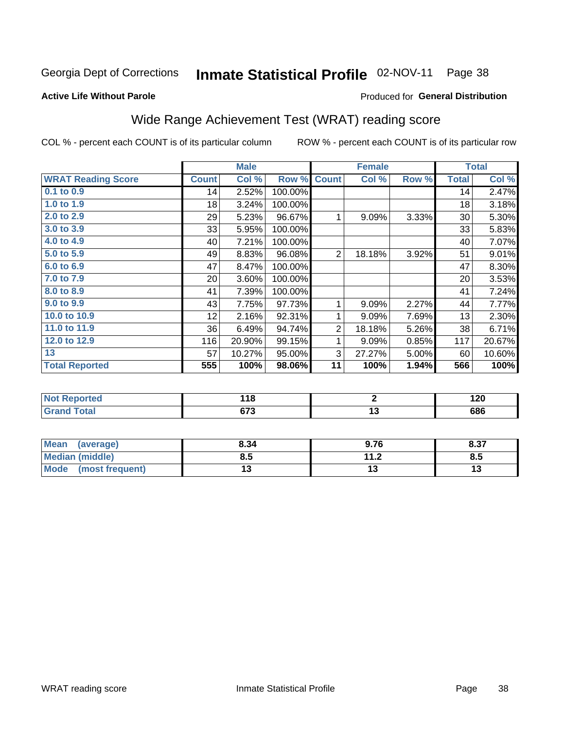Georgia Dept of Corrections **Inmate Statistical Profile** 02-NOV-11

**Active Life Without Parole**

Produced for **General Distribution**

## Wide Range Achievement Test (WRAT) reading score

COL % - percent each COUNT is of its particular column     ROW % - percent each COUNT is of its particular row

| | Male | | | Female | | | Total | |
|---|---|---|---|---|---|---|---|---|
| **WRAT Reading Score** | **Count** | **Col %** | **Row %** | **Count** | **Col %** | **Row %** | **Total** | **Col %** |
| **0.1 to 0.9** | 14 | 2.52% | 100.00% | | | | 14 | 2.47% |
| **1.0 to 1.9** | 18 | 3.24% | 100.00% | | | | 18 | 3.18% |
| **2.0 to 2.9** | 29 | 5.23% | 96.67% | 1 | 9.09% | 3.33% | 30 | 5.30% |
| **3.0 to 3.9** | 33 | 5.95% | 100.00% | | | | 33 | 5.83% |
| **4.0 to 4.9** | 40 | 7.21% | 100.00% | | | | 40 | 7.07% |
| **5.0 to 5.9** | 49 | 8.83% | 96.08% | 2 | 18.18% | 3.92% | 51 | 9.01% |
| **6.0 to 6.9** | 47 | 8.47% | 100.00% | | | | 47 | 8.30% |
| **7.0 to 7.9** | 20 | 3.60% | 100.00% | | | | 20 | 3.53% |
| **8.0 to 8.9** | 41 | 7.39% | 100.00% | | | | 41 | 7.24% |
| **9.0 to 9.9** | 43 | 7.75% | 97.73% | 1 | 9.09% | 2.27% | 44 | 7.77% |
| **10.0 to 10.9** | 12 | 2.16% | 92.31% | 1 | 9.09% | 7.69% | 13 | 2.30% |
| **11.0 to 11.9** | 36 | 6.49% | 94.74% | 2 | 18.18% | 5.26% | 38 | 6.71% |
| **12.0 to 12.9** | 116 | 20.90% | 99.15% | 1 | 9.09% | 0.85% | 117 | 20.67% |
| **13** | 57 | 10.27% | 95.00% | 3 | 27.27% | 5.00% | 60 | 10.60% |
| **Total Reported** | **555** | **100%** | **98.06%** | **11** | **100%** | **1.94%** | **566** | **100%** |

| | Male | Female | Total |
|---|---|---|---|
| **Not Reported** | **118** | **2** | **120** |
| **Grand Total** | **673** | **13** | **686** |

| | Male | Female | Total |
|---|---|---|---|
| **Mean (average)** | **8.34** | **9.76** | **8.37** |
| **Median (middle)** | **8.5** | **11.2** | **8.5** |
| **Mode (most frequent)** | **13** | **13** | **13** |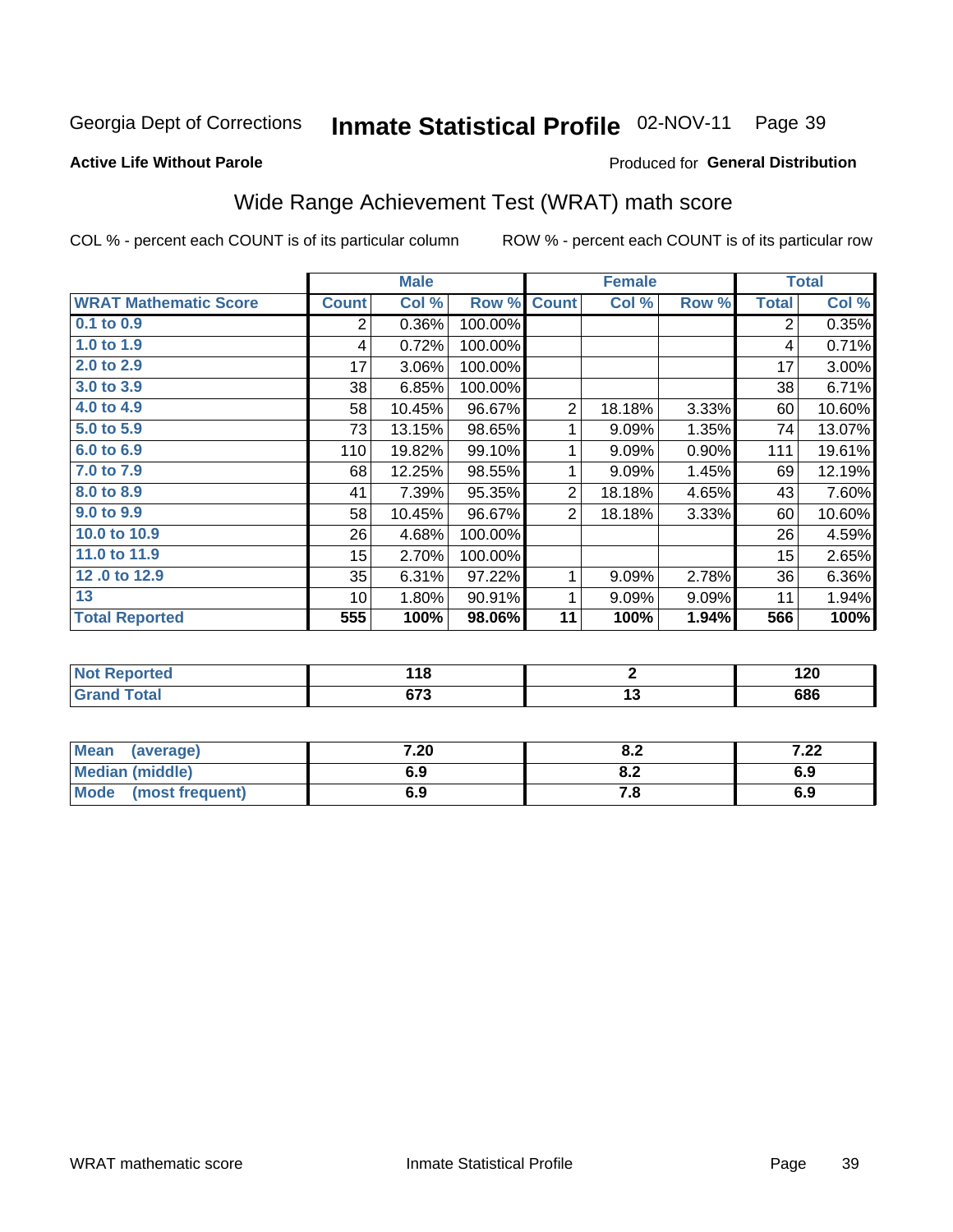Georgia Dept of Corrections **Inmate Statistical Profile** 02-NOV-11 Page 39

**Active Life Without Parole**

Produced for **General Distribution**

## Wide Range Achievement Test (WRAT) math score

COL % - percent each COUNT is of its particular column ROW % - percent each COUNT is of its particular row

| | Male | | | Female | | | Total | |
|---|---|---|---|---|---|---|---|---|
| **WRAT Mathematic Score** | **Count** | **Col %** | **Row %** | **Count** | **Col %** | **Row %** | **Total** | **Col %** |
| **0.1 to 0.9** | 2 | 0.36% | 100.00% | | | | 2 | 0.35% |
| **1.0 to 1.9** | 4 | 0.72% | 100.00% | | | | 4 | 0.71% |
| **2.0 to 2.9** | 17 | 3.06% | 100.00% | | | | 17 | 3.00% |
| **3.0 to 3.9** | 38 | 6.85% | 100.00% | | | | 38 | 6.71% |
| **4.0 to 4.9** | 58 | 10.45% | 96.67% | 2 | 18.18% | 3.33% | 60 | 10.60% |
| **5.0 to 5.9** | 73 | 13.15% | 98.65% | 1 | 9.09% | 1.35% | 74 | 13.07% |
| **6.0 to 6.9** | 110 | 19.82% | 99.10% | 1 | 9.09% | 0.90% | 111 | 19.61% |
| **7.0 to 7.9** | 68 | 12.25% | 98.55% | 1 | 9.09% | 1.45% | 69 | 12.19% |
| **8.0 to 8.9** | 41 | 7.39% | 95.35% | 2 | 18.18% | 4.65% | 43 | 7.60% |
| **9.0 to 9.9** | 58 | 10.45% | 96.67% | 2 | 18.18% | 3.33% | 60 | 10.60% |
| **10.0 to 10.9** | 26 | 4.68% | 100.00% | | | | 26 | 4.59% |
| **11.0 to 11.9** | 15 | 2.70% | 100.00% | | | | 15 | 2.65% |
| **12 .0 to 12.9** | 35 | 6.31% | 97.22% | 1 | 9.09% | 2.78% | 36 | 6.36% |
| **13** | 10 | 1.80% | 90.91% | 1 | 9.09% | 9.09% | 11 | 1.94% |
| **Total Reported** | **555** | **100%** | **98.06%** | **11** | **100%** | **1.94%** | **566** | **100%** |

| | Male | Female | Total |
|---|---|---|---|
| **Not Reported** | **118** | **2** | **120** |
| **Grand Total** | **673** | **13** | **686** |

| | Male | Female | Total |
|---|---|---|---|
| **Mean (average)** | **7.20** | **8.2** | **7.22** |
| **Median (middle)** | **6.9** | **8.2** | **6.9** |
| **Mode (most frequent)** | **6.9** | **7.8** | **6.9** |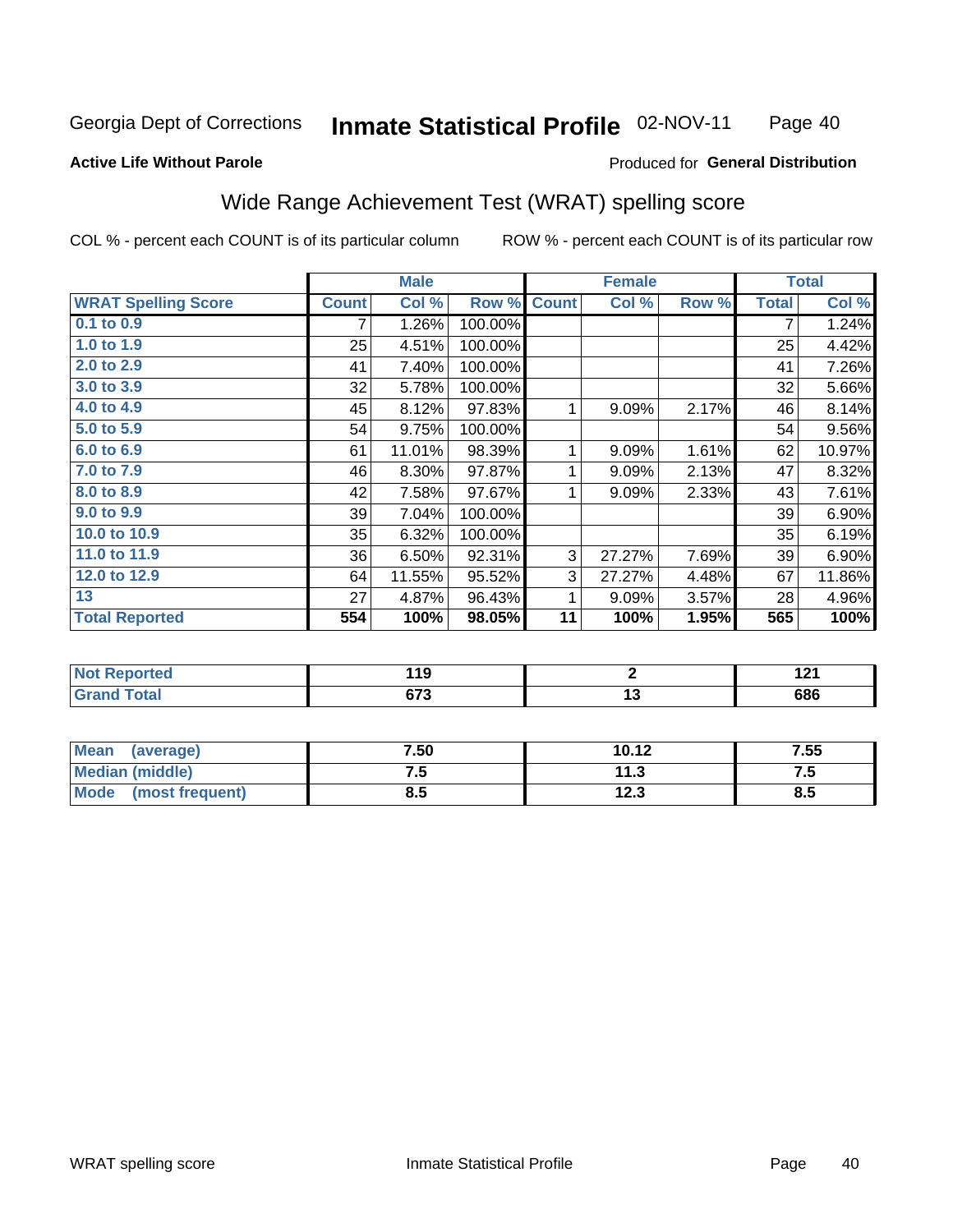Georgia Dept of Corrections **Inmate Statistical Profile** 02-NOV-11

**Active Life Without Parole**

Produced for **General Distribution**

## Wide Range Achievement Test (WRAT) spelling score

COL % - percent each COUNT is of its particular column ROW % - percent each COUNT is of its particular row

| | Male | | | Female | | | Total | |
|---|---|---|---|---|---|---|---|---|
| **WRAT Spelling Score** | **Count** | **Col %** | **Row %** | **Count** | **Col %** | **Row %** | **Total** | **Col %** |
| 0.1 to 0.9 | 7 | 1.26% | 100.00% | | | | 7 | 1.24% |
| 1.0 to 1.9 | 25 | 4.51% | 100.00% | | | | 25 | 4.42% |
| 2.0 to 2.9 | 41 | 7.40% | 100.00% | | | | 41 | 7.26% |
| 3.0 to 3.9 | 32 | 5.78% | 100.00% | | | | 32 | 5.66% |
| 4.0 to 4.9 | 45 | 8.12% | 97.83% | 1 | 9.09% | 2.17% | 46 | 8.14% |
| 5.0 to 5.9 | 54 | 9.75% | 100.00% | | | | 54 | 9.56% |
| 6.0 to 6.9 | 61 | 11.01% | 98.39% | 1 | 9.09% | 1.61% | 62 | 10.97% |
| 7.0 to 7.9 | 46 | 8.30% | 97.87% | 1 | 9.09% | 2.13% | 47 | 8.32% |
| 8.0 to 8.9 | 42 | 7.58% | 97.67% | 1 | 9.09% | 2.33% | 43 | 7.61% |
| 9.0 to 9.9 | 39 | 7.04% | 100.00% | | | | 39 | 6.90% |
| 10.0 to 10.9 | 35 | 6.32% | 100.00% | | | | 35 | 6.19% |
| 11.0 to 11.9 | 36 | 6.50% | 92.31% | 3 | 27.27% | 7.69% | 39 | 6.90% |
| 12.0 to 12.9 | 64 | 11.55% | 95.52% | 3 | 27.27% | 4.48% | 67 | 11.86% |
| 13 | 27 | 4.87% | 96.43% | 1 | 9.09% | 3.57% | 28 | 4.96% |
| **Total Reported** | **554** | **100%** | **98.05%** | **11** | **100%** | **1.95%** | **565** | **100%** |

| | Male | Female | Total |
|---|---|---|---|
| Not Reported | 119 | 2 | 121 |
| Grand Total | 673 | 13 | 686 |

| | Male | Female | Total |
|---|---|---|---|
| Mean (average) | 7.50 | 10.12 | 7.55 |
| Median (middle) | 7.5 | 11.3 | 7.5 |
| Mode (most frequent) | 8.5 | 12.3 | 8.5 |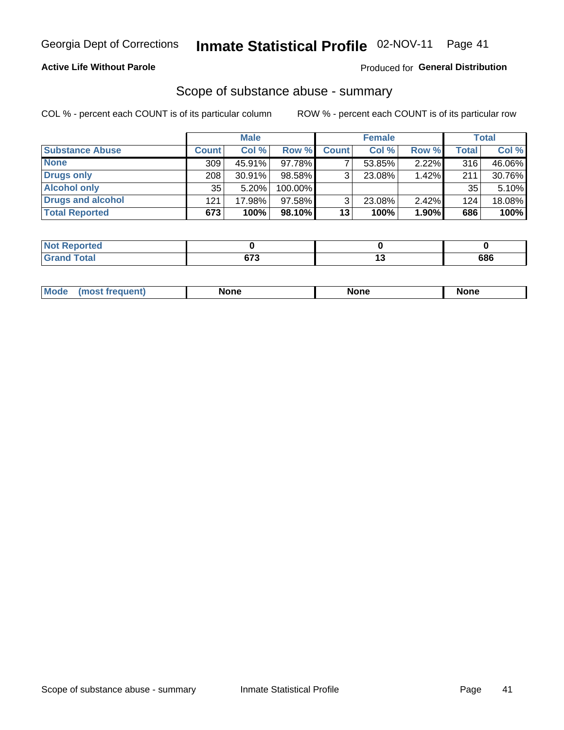Georgia Dept of Corrections **Inmate Statistical Profile** 02-NOV-11

**Active Life Without Parole**

Produced for **General Distribution**

## Scope of substance abuse - summary

COL % - percent each COUNT is of its particular column

ROW % - percent each COUNT is of its particular row

| | Male | | | Female | | | Total | |
|---|---|---|---|---|---|---|---|---|
| **Substance Abuse** | **Count** | **Col %** | **Row %** | **Count** | **Col %** | **Row %** | **Total** | **Col %** |
| **None** | 309 | 45.91% | 97.78% | 7 | 53.85% | 2.22% | 316 | 46.06% |
| **Drugs only** | 208 | 30.91% | 98.58% | 3 | 23.08% | 1.42% | 211 | 30.76% |
| **Alcohol only** | 35 | 5.20% | 100.00% | | | | 35 | 5.10% |
| **Drugs and alcohol** | 121 | 17.98% | 97.58% | 3 | 23.08% | 2.42% | 124 | 18.08% |
| **Total Reported** | **673** | **100%** | **98.10%** | **13** | **100%** | **1.90%** | **686** | **100%** |

| | Male | Female | Total |
|---|---|---|---|
| **Not Reported** | **0** | **0** | **0** |
| **Grand Total** | **673** | **13** | **686** |

| | Male | Female | Total |
|---|---|---|---|
| **Mode (most frequent)** | **None** | **None** | **None** |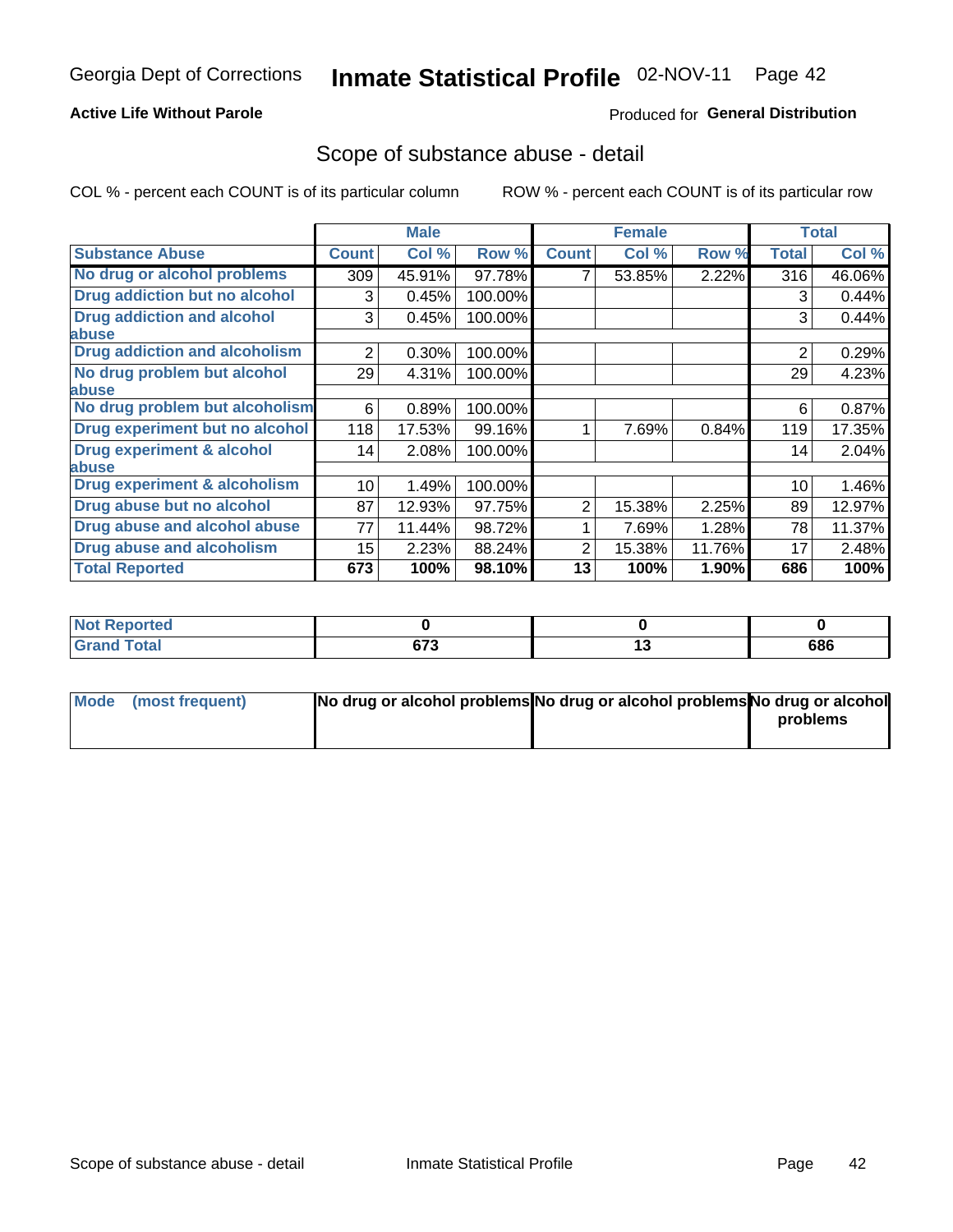Georgia Dept of Corrections **Inmate Statistical Profile** 02-NOV-11

**Active Life Without Parole**

Produced for **General Distribution**

## Scope of substance abuse - detail

COL % - percent each COUNT is of its particular column ROW % - percent each COUNT is of its particular row

| | Male | | | Female | | | Total | |
|---|---|---|---|---|---|---|---|---|
| **Substance Abuse** | **Count** | **Col %** | **Row %** | **Count** | **Col %** | **Row %** | **Total** | **Col %** |
| **No drug or alcohol problems** | 309 | 45.91% | 97.78% | 7 | 53.85% | 2.22% | 316 | 46.06% |
| **Drug addiction but no alcohol** | 3 | 0.45% | 100.00% | | | | 3 | 0.44% |
| **Drug addiction and alcohol abuse** | 3 | 0.45% | 100.00% | | | | 3 | 0.44% |
| **Drug addiction and alcoholism** | 2 | 0.30% | 100.00% | | | | 2 | 0.29% |
| **No drug problem but alcohol abuse** | 29 | 4.31% | 100.00% | | | | 29 | 4.23% |
| **No drug problem but alcoholism** | 6 | 0.89% | 100.00% | | | | 6 | 0.87% |
| **Drug experiment but no alcohol** | 118 | 17.53% | 99.16% | 1 | 7.69% | 0.84% | 119 | 17.35% |
| **Drug experiment & alcohol abuse** | 14 | 2.08% | 100.00% | | | | 14 | 2.04% |
| **Drug experiment & alcoholism** | 10 | 1.49% | 100.00% | | | | 10 | 1.46% |
| **Drug abuse but no alcohol** | 87 | 12.93% | 97.75% | 2 | 15.38% | 2.25% | 89 | 12.97% |
| **Drug abuse and alcohol abuse** | 77 | 11.44% | 98.72% | 1 | 7.69% | 1.28% | 78 | 11.37% |
| **Drug abuse and alcoholism** | 15 | 2.23% | 88.24% | 2 | 15.38% | 11.76% | 17 | 2.48% |
| **Total Reported** | **673** | **100%** | **98.10%** | **13** | **100%** | **1.90%** | **686** | **100%** |

| | Male | Female | Total |
|---|---|---|---|
| **Not Reported** | **0** | **0** | **0** |
| **Grand Total** | **673** | **13** | **686** |

| | Male | Female | Total |
|---|---|---|---|
| **Mode (most frequent)** | **No drug or alcohol problems** | **No drug or alcohol problems** | **No drug or alcohol problems** |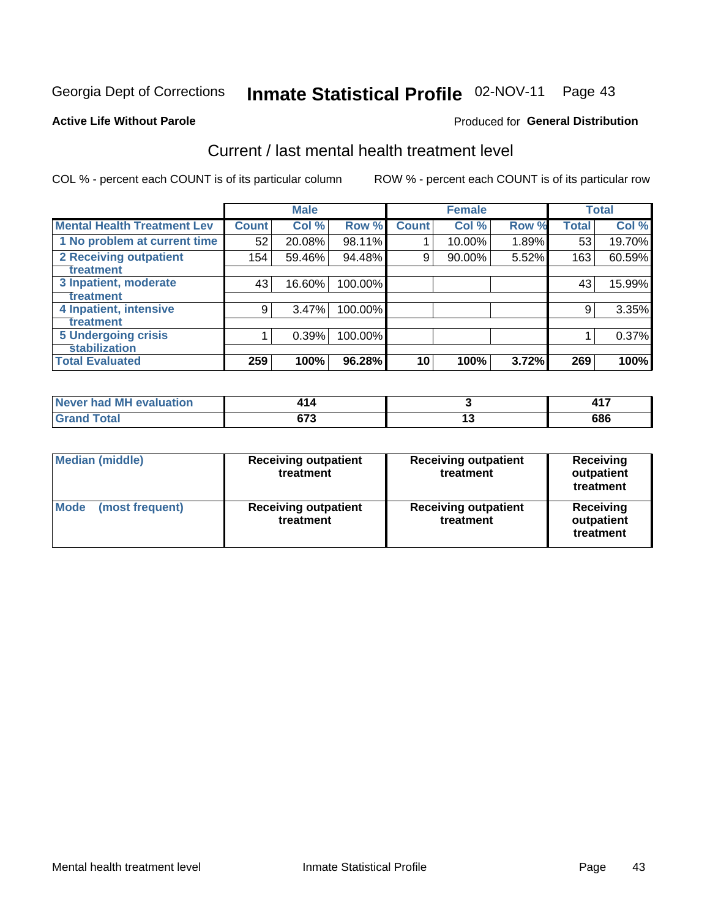Georgia Dept of Corrections **Inmate Statistical Profile** 02-NOV-11

**Active Life Without Parole**

Produced for **General Distribution**

## Current / last mental health treatment level

COL % - percent each COUNT is of its particular column    ROW % - percent each COUNT is of its particular row

| | Male | | | Female | | | Total | |
|---|---|---|---|---|---|---|---|---|
| **Mental Health Treatment Lev** | **Count** | **Col %** | **Row %** | **Count** | **Col %** | **Row %** | **Total** | **Col %** |
| 1 No problem at current time | 52 | 20.08% | 98.11% | 1 | 10.00% | 1.89% | 53 | 19.70% |
| 2 Receiving outpatient treatment | 154 | 59.46% | 94.48% | 9 | 90.00% | 5.52% | 163 | 60.59% |
| 3 Inpatient, moderate treatment | 43 | 16.60% | 100.00% | | | | 43 | 15.99% |
| 4 Inpatient, intensive treatment | 9 | 3.47% | 100.00% | | | | 9 | 3.35% |
| 5 Undergoing crisis stabilization | 1 | 0.39% | 100.00% | | | | 1 | 0.37% |
| **Total Evaluated** | **259** | **100%** | **96.28%** | **10** | **100%** | **3.72%** | **269** | **100%** |

| | Male | Female | Total |
|---|---|---|---|
| Never had MH evaluation | 414 | 3 | 417 |
| Grand Total | 673 | 13 | 686 |

| | Male | Female | Total |
|---|---|---|---|
| Median (middle) | Receiving outpatient treatment | Receiving outpatient treatment | Receiving outpatient treatment |
| Mode (most frequent) | Receiving outpatient treatment | Receiving outpatient treatment | Receiving outpatient treatment |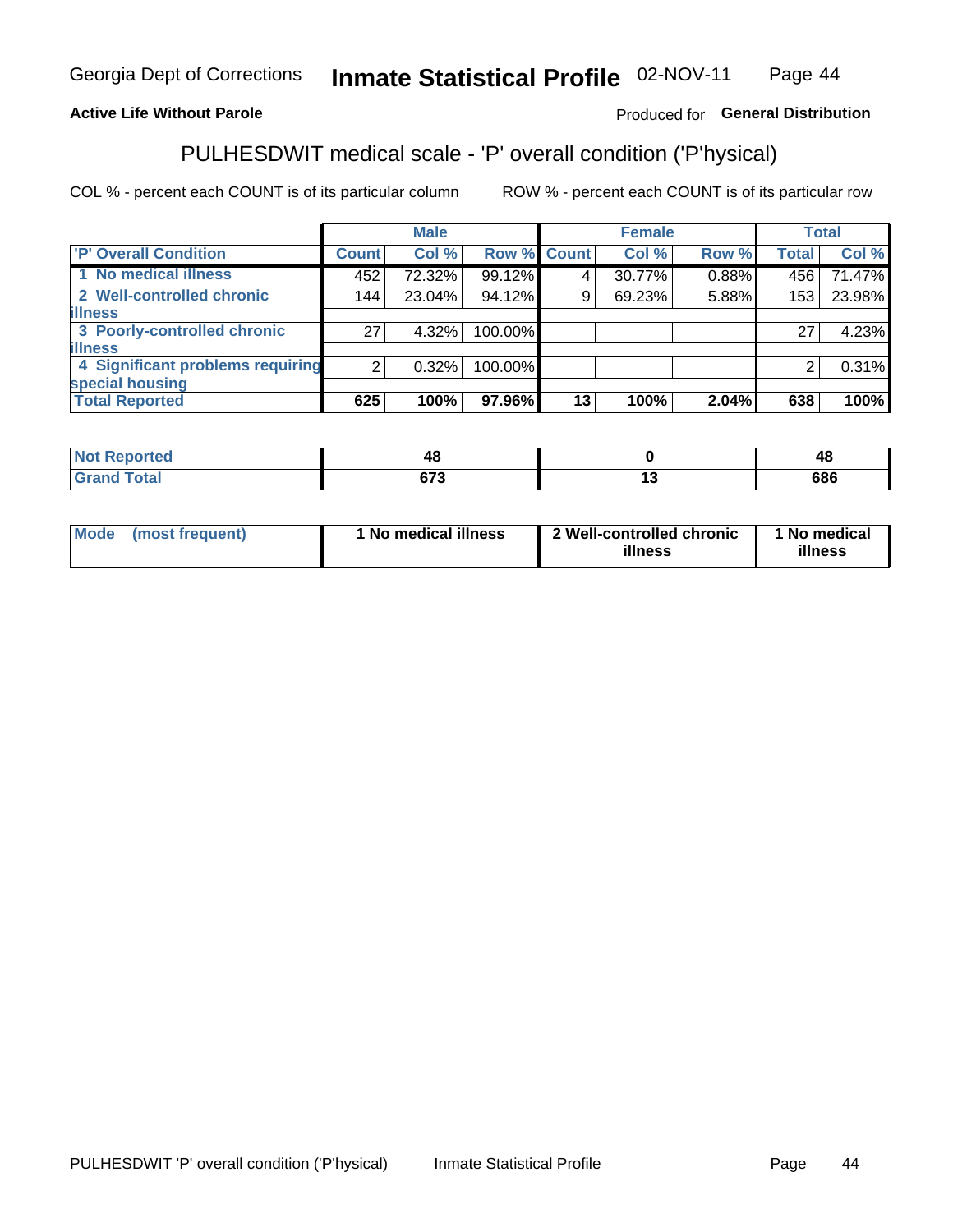Georgia Dept of Corrections **Inmate Statistical Profile** 02-NOV-11

**Active Life Without Parole**

Produced for **General Distribution**

## PULHESDWIT medical scale - 'P' overall condition ('P'hysical)

COL % - percent each COUNT is of its particular column     ROW % - percent each COUNT is of its particular row

| | Male | | | Female | | | Total | |
|---|---|---|---|---|---|---|---|---|
| 'P' Overall Condition | Count | Col % | Row % | Count | Col % | Row % | Total | Col % |
| 1 No medical illness | 452 | 72.32% | 99.12% | 4 | 30.77% | 0.88% | 456 | 71.47% |
| 2 Well-controlled chronic illness | 144 | 23.04% | 94.12% | 9 | 69.23% | 5.88% | 153 | 23.98% |
| 3 Poorly-controlled chronic illness | 27 | 4.32% | 100.00% | | | | 27 | 4.23% |
| 4 Significant problems requiring special housing | 2 | 0.32% | 100.00% | | | | 2 | 0.31% |
| **Total Reported** | **625** | **100%** | **97.96%** | **13** | **100%** | **2.04%** | **638** | **100%** |

| | Male | Female | Total |
|---|---|---|---|
| Not Reported | 48 | 0 | 48 |
| Grand Total | 673 | 13 | 686 |

| | Male | Female | Total |
|---|---|---|---|
| Mode (most frequent) | 1 No medical illness | 2 Well-controlled chronic illness | 1 No medical illness |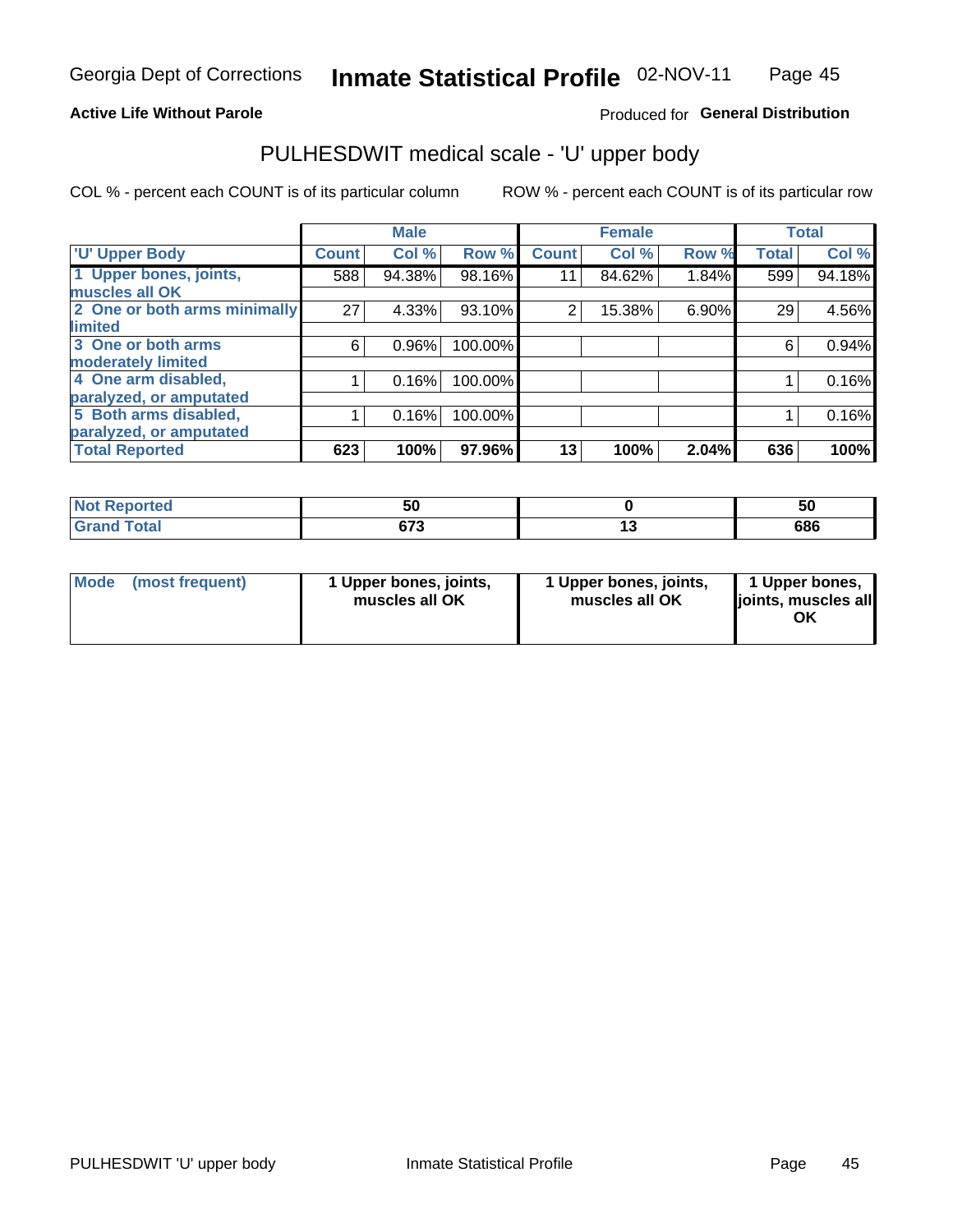Georgia Dept of Corrections **Inmate Statistical Profile** 02-NOV-11

**Active Life Without Parole**

Produced for **General Distribution**

## PULHESDWIT medical scale - 'U' upper body

COL % - percent each COUNT is of its particular column

ROW % - percent each COUNT is of its particular row

| | Male | | | Female | | | Total | |
|---|---|---|---|---|---|---|---|---|
| 'U' Upper Body | Count | Col % | Row % | Count | Col % | Row % | Total | Col % |
| 1 Upper bones, joints, muscles all OK | 588 | 94.38% | 98.16% | 11 | 84.62% | 1.84% | 599 | 94.18% |
| 2 One or both arms minimally limited | 27 | 4.33% | 93.10% | 2 | 15.38% | 6.90% | 29 | 4.56% |
| 3 One or both arms moderately limited | 6 | 0.96% | 100.00% | | | | 6 | 0.94% |
| 4 One arm disabled, paralyzed, or amputated | 1 | 0.16% | 100.00% | | | | 1 | 0.16% |
| 5 Both arms disabled, paralyzed, or amputated | 1 | 0.16% | 100.00% | | | | 1 | 0.16% |
| **Total Reported** | **623** | **100%** | **97.96%** | **13** | **100%** | **2.04%** | **636** | **100%** |

| | Male | Female | Total |
|---|---|---|---|
| Not Reported | 50 | 0 | 50 |
| Grand Total | 673 | 13 | 686 |

| | Male | Female | Total |
|---|---|---|---|
| Mode (most frequent) | 1 Upper bones, joints, muscles all OK | 1 Upper bones, joints, muscles all OK | 1 Upper bones, joints, muscles all OK |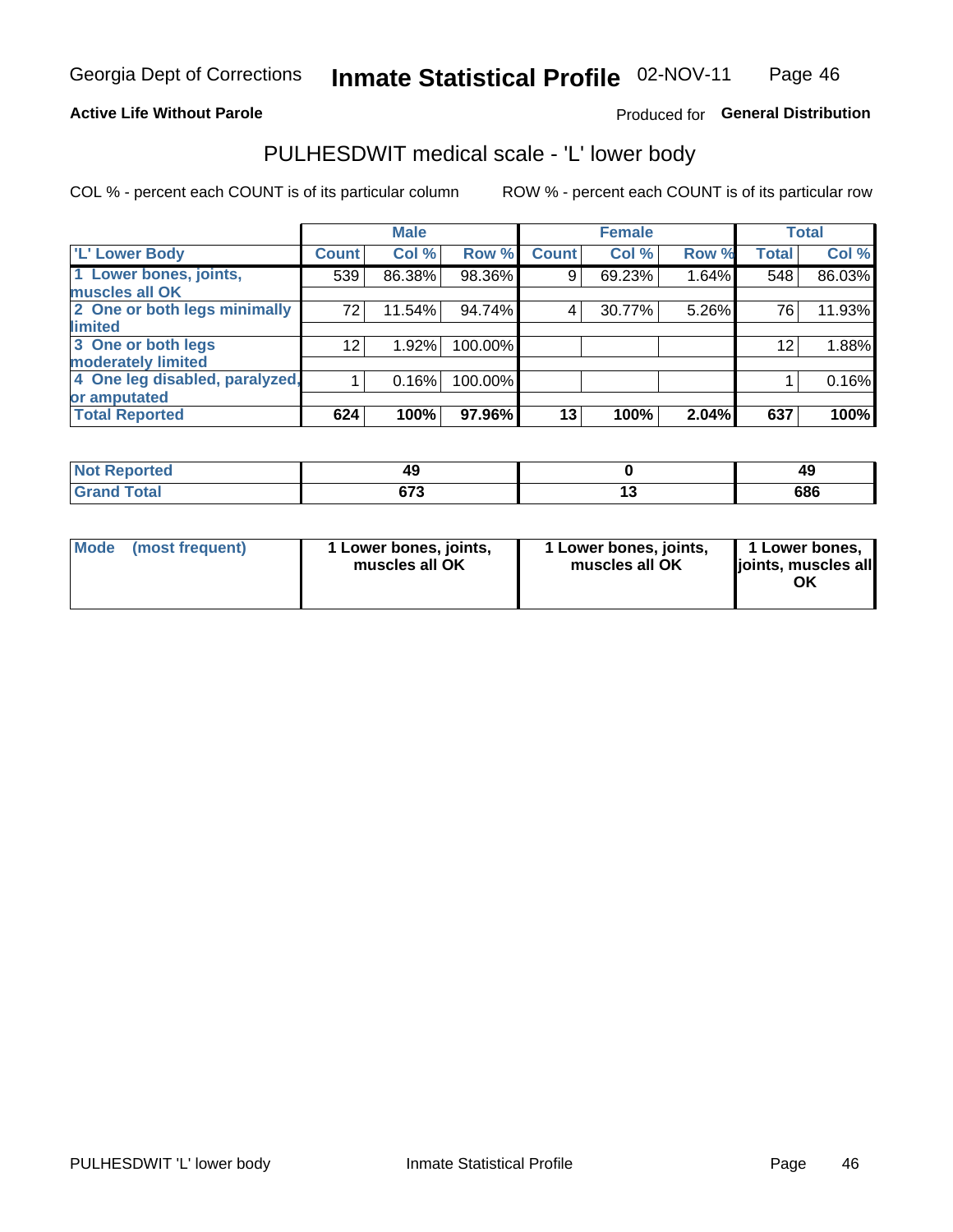Georgia Dept of Corrections **Inmate Statistical Profile** 02-NOV-11

**Active Life Without Parole**

Produced for **General Distribution**

## PULHESDWIT medical scale - 'L' lower body

COL % - percent each COUNT is of its particular column

ROW % - percent each COUNT is of its particular row

| | Male | | | Female | | | Total | |
|---|---|---|---|---|---|---|---|---|
| 'L' Lower Body | Count | Col % | Row % | Count | Col % | Row % | Total | Col % |
| 1 Lower bones, joints, muscles all OK | 539 | 86.38% | 98.36% | 9 | 69.23% | 1.64% | 548 | 86.03% |
| 2 One or both legs minimally limited | 72 | 11.54% | 94.74% | 4 | 30.77% | 5.26% | 76 | 11.93% |
| 3 One or both legs moderately limited | 12 | 1.92% | 100.00% | | | | 12 | 1.88% |
| 4 One leg disabled, paralyzed, or amputated | 1 | 0.16% | 100.00% | | | | 1 | 0.16% |
| **Total Reported** | **624** | **100%** | **97.96%** | **13** | **100%** | **2.04%** | **637** | **100%** |

| | Male | Female | Total |
|---|---|---|---|
| Not Reported | 49 | 0 | 49 |
| Grand Total | 673 | 13 | 686 |

| | Male | Female | Total |
|---|---|---|---|
| Mode (most frequent) | 1 Lower bones, joints, muscles all OK | 1 Lower bones, joints, muscles all OK | 1 Lower bones, joints, muscles all OK |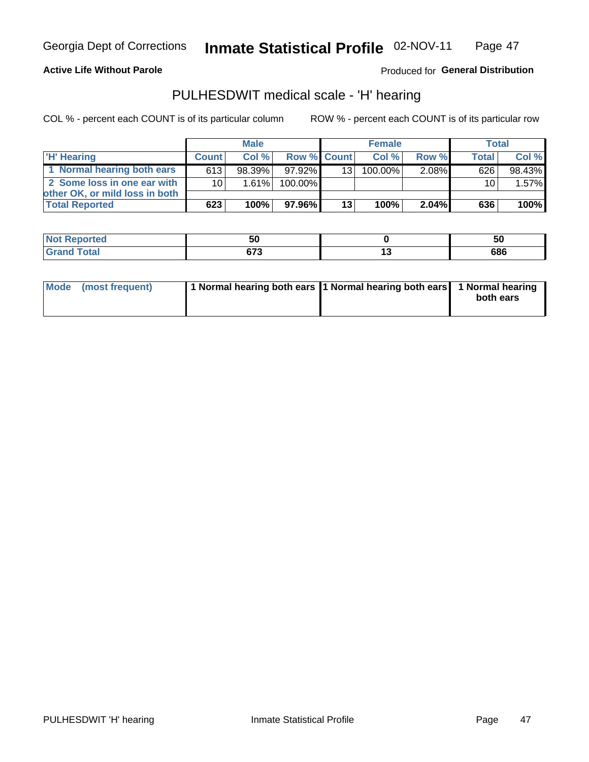Georgia Dept of Corrections **Inmate Statistical Profile** 02-NOV-11

**Active Life Without Parole**

Produced for **General Distribution**

## PULHESDWIT medical scale - 'H' hearing

COL % - percent each COUNT is of its particular column

ROW % - percent each COUNT is of its particular row

| | Male | | | Female | | | Total | |
|---|---|---|---|---|---|---|---|---|
| 'H' Hearing | Count | Col % | Row % | Count | Col % | Row % | Total | Col % |
| 1 Normal hearing both ears | 613 | 98.39% | 97.92% | 13 | 100.00% | 2.08% | 626 | 98.43% |
| 2 Some loss in one ear with other OK, or mild loss in both | 10 | 1.61% | 100.00% | | | | 10 | 1.57% |
| **Total Reported** | **623** | **100%** | **97.96%** | **13** | **100%** | **2.04%** | **636** | **100%** |

| | Male | Female | Total |
|---|---|---|---|
| Not Reported | 50 | 0 | 50 |
| Grand Total | 673 | 13 | 686 |

| | Male | Female | Total |
|---|---|---|---|
| Mode (most frequent) | 1 Normal hearing both ears | 1 Normal hearing both ears | 1 Normal hearing both ears |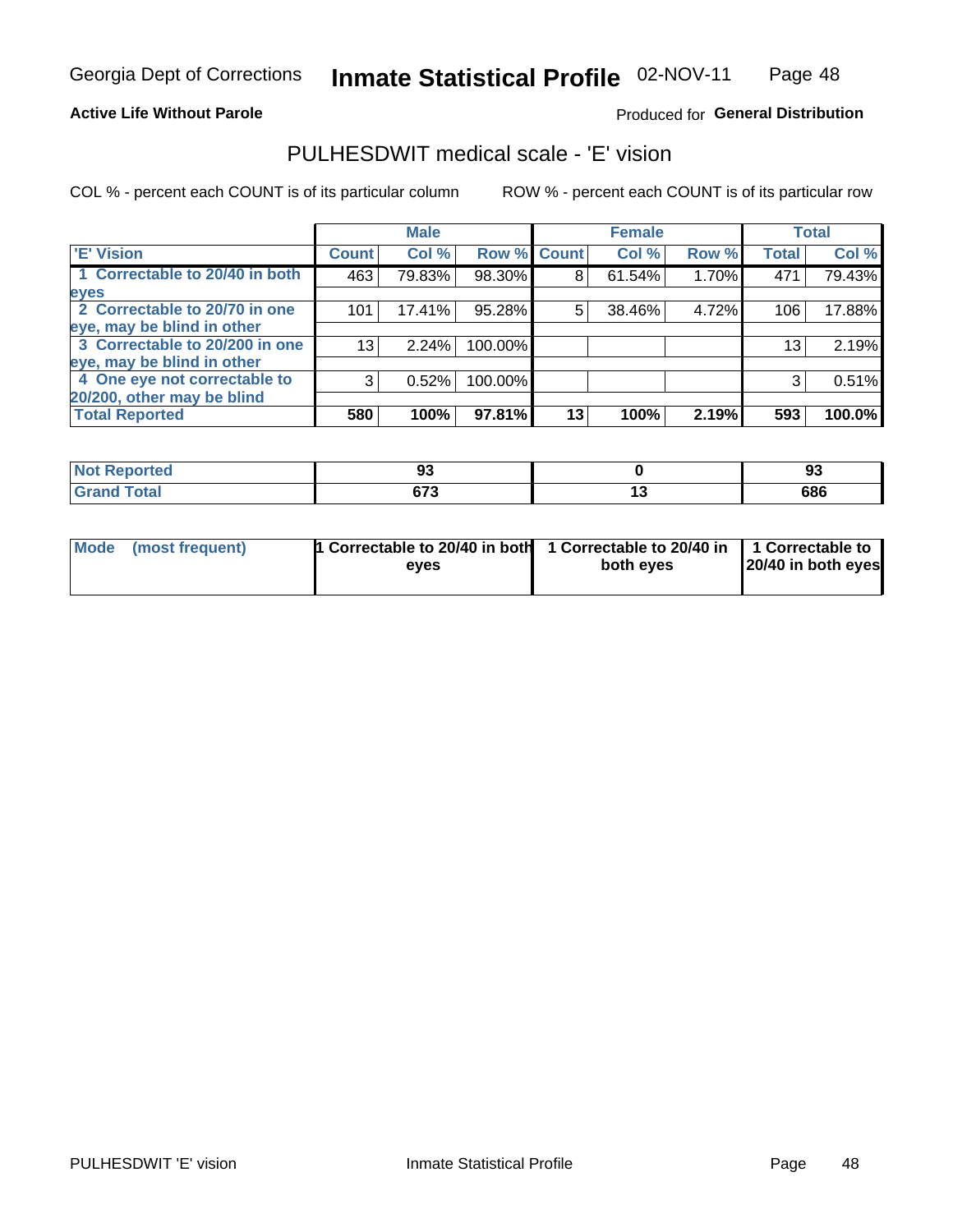Georgia Dept of Corrections **Inmate Statistical Profile** 02-NOV-11

**Active Life Without Parole**

Produced for **General Distribution**

## PULHESDWIT medical scale - 'E' vision

COL % - percent each COUNT is of its particular column

ROW % - percent each COUNT is of its particular row

| | Male | | | Female | | | Total | |
|---|---|---|---|---|---|---|---|---|
| 'E' Vision | Count | Col % | Row % | Count | Col % | Row % | Total | Col % |
| 1 Correctable to 20/40 in both eyes | 463 | 79.83% | 98.30% | 8 | 61.54% | 1.70% | 471 | 79.43% |
| 2 Correctable to 20/70 in one eye, may be blind in other | 101 | 17.41% | 95.28% | 5 | 38.46% | 4.72% | 106 | 17.88% |
| 3 Correctable to 20/200 in one eye, may be blind in other | 13 | 2.24% | 100.00% | | | | 13 | 2.19% |
| 4 One eye not correctable to 20/200, other may be blind | 3 | 0.52% | 100.00% | | | | 3 | 0.51% |
| **Total Reported** | **580** | **100%** | **97.81%** | **13** | **100%** | **2.19%** | **593** | **100.0%** |

| | Male | Female | Total |
|---|---|---|---|
| Not Reported | 93 | 0 | 93 |
| Grand Total | 673 | 13 | 686 |

| | Male | Female | Total |
|---|---|---|---|
| Mode (most frequent) | 1 Correctable to 20/40 in both eyes | 1 Correctable to 20/40 in both eyes | 1 Correctable to 20/40 in both eyes |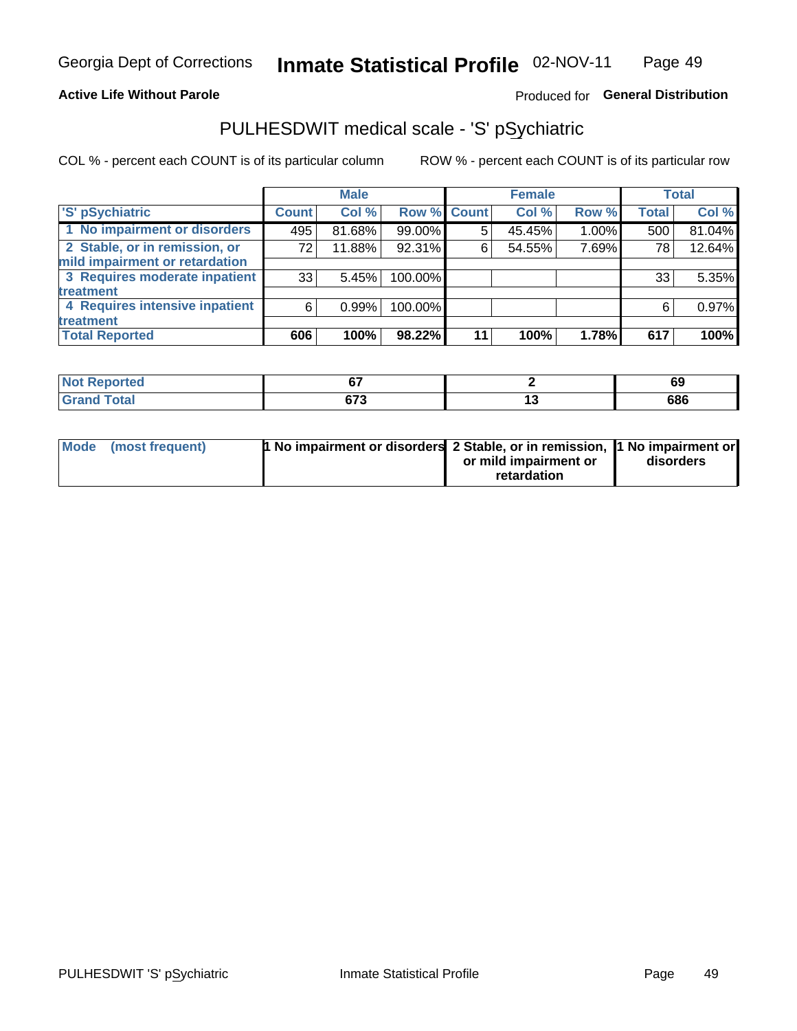Georgia Dept of Corrections **Inmate Statistical Profile** 02-NOV-11

**Active Life Without Parole** Produced for **General Distribution**

## PULHESDWIT medical scale - 'S' pSychiatric

COL % - percent each COUNT is of its particular column ROW % - percent each COUNT is of its particular row

| | Male | | | Female | | | Total | |
|---|---|---|---|---|---|---|---|---|
| 'S' pSychiatric | Count | Col % | Row % | Count | Col % | Row % | Total | Col % |
| 1 No impairment or disorders | 495 | 81.68% | 99.00% | 5 | 45.45% | 1.00% | 500 | 81.04% |
| 2 Stable, or in remission, or mild impairment or retardation | 72 | 11.88% | 92.31% | 6 | 54.55% | 7.69% | 78 | 12.64% |
| 3 Requires moderate inpatient treatment | 33 | 5.45% | 100.00% | | | | 33 | 5.35% |
| 4 Requires intensive inpatient treatment | 6 | 0.99% | 100.00% | | | | 6 | 0.97% |
| **Total Reported** | **606** | **100%** | **98.22%** | **11** | **100%** | **1.78%** | **617** | **100%** |

| | Male | Female | Total |
|---|---|---|---|
| Not Reported | 67 | 2 | 69 |
| Grand Total | 673 | 13 | 686 |

| | Male | Female | Total |
|---|---|---|---|
| Mode (most frequent) | 1 No impairment or disorders | 2 Stable, or in remission, or mild impairment or retardation | 1 No impairment or disorders |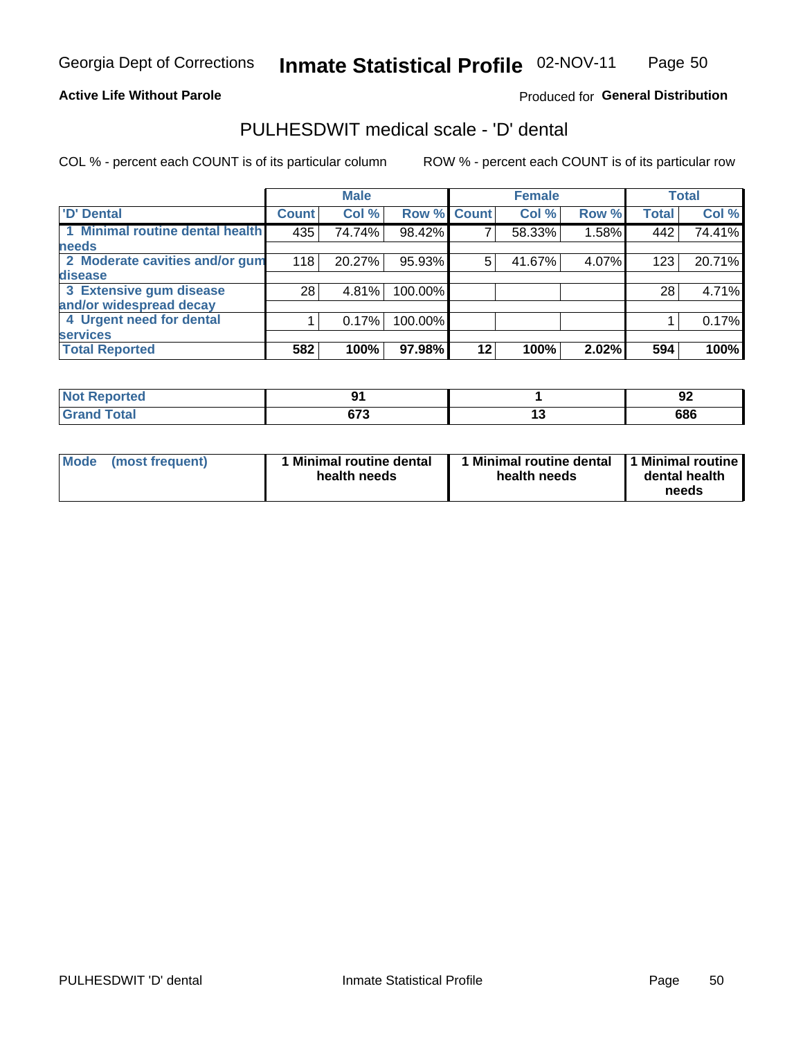Georgia Dept of Corrections **Inmate Statistical Profile** 02-NOV-11

**Active Life Without Parole**

Produced for **General Distribution**

## PULHESDWIT medical scale - 'D' dental

COL % - percent each COUNT is of its particular column ROW % - percent each COUNT is of its particular row

| | Male | | | Female | | | Total | |
|---|---|---|---|---|---|---|---|---|
| **'D' Dental** | **Count** | **Col %** | **Row %** | **Count** | **Col %** | **Row %** | **Total** | **Col %** |
| **1 Minimal routine dental health needs** | 435 | 74.74% | 98.42% | 7 | 58.33% | 1.58% | 442 | 74.41% |
| **2 Moderate cavities and/or gum disease** | 118 | 20.27% | 95.93% | 5 | 41.67% | 4.07% | 123 | 20.71% |
| **3 Extensive gum disease and/or widespread decay** | 28 | 4.81% | 100.00% | | | | 28 | 4.71% |
| **4 Urgent need for dental services** | 1 | 0.17% | 100.00% | | | | 1 | 0.17% |
| **Total Reported** | **582** | **100%** | **97.98%** | **12** | **100%** | **2.02%** | **594** | **100%** |

| | Male | Female | Total |
|---|---|---|---|
| **Not Reported** | **91** | **1** | **92** |
| **Grand Total** | **673** | **13** | **686** |

| | Male | Female | Total |
|---|---|---|---|
| **Mode (most frequent)** | **1 Minimal routine dental health needs** | **1 Minimal routine dental health needs** | **1 Minimal routine dental health needs** |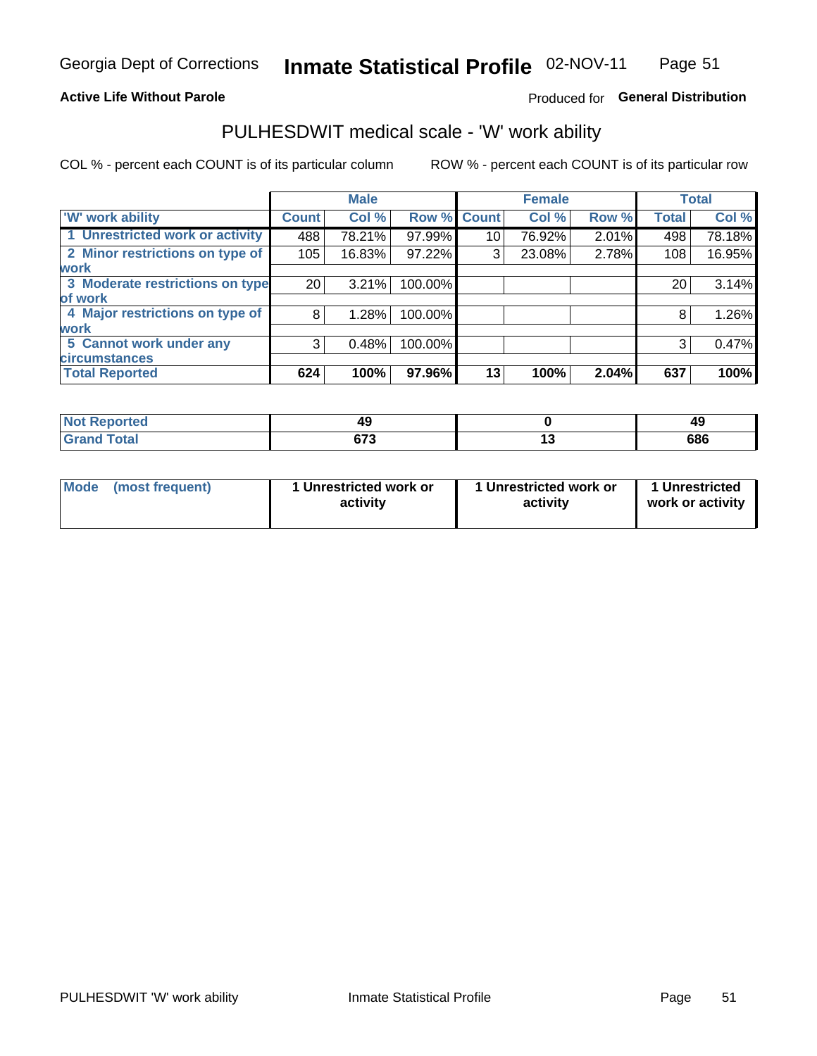Georgia Dept of Corrections **Inmate Statistical Profile** 02-NOV-11

**Active Life Without Parole**

Produced for **General Distribution**

## PULHESDWIT medical scale - 'W' work ability

COL % - percent each COUNT is of its particular column

ROW % - percent each COUNT is of its particular row

| | Male | | | Female | | | Total | |
|---|---|---|---|---|---|---|---|---|
| 'W' work ability | Count | Col % | Row % | Count | Col % | Row % | Total | Col % |
| 1 Unrestricted work or activity | 488 | 78.21% | 97.99% | 10 | 76.92% | 2.01% | 498 | 78.18% |
| 2 Minor restrictions on type of work | 105 | 16.83% | 97.22% | 3 | 23.08% | 2.78% | 108 | 16.95% |
| 3 Moderate restrictions on type of work | 20 | 3.21% | 100.00% | | | | 20 | 3.14% |
| 4 Major restrictions on type of work | 8 | 1.28% | 100.00% | | | | 8 | 1.26% |
| 5 Cannot work under any circumstances | 3 | 0.48% | 100.00% | | | | 3 | 0.47% |
| **Total Reported** | **624** | **100%** | **97.96%** | **13** | **100%** | **2.04%** | **637** | **100%** |

| | Male | Female | Total |
|---|---|---|---|
| **Not Reported** | **49** | **0** | **49** |
| **Grand Total** | **673** | **13** | **686** |

| | Male | Female | Total |
|---|---|---|---|
| **Mode (most frequent)** | **1 Unrestricted work or activity** | **1 Unrestricted work or activity** | **1 Unrestricted work or activity** |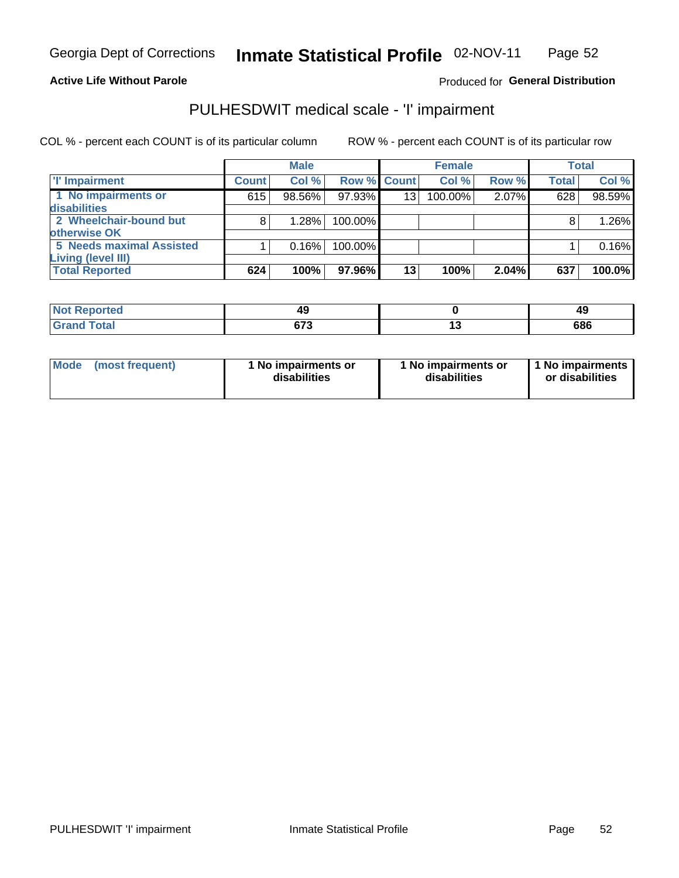Georgia Dept of Corrections **Inmate Statistical Profile** 02-NOV-11

**Active Life Without Parole**

Produced for **General Distribution**

## PULHESDWIT medical scale - 'I' impairment

COL % - percent each COUNT is of its particular column ROW % - percent each COUNT is of its particular row

| | Male | | | Female | | | Total | |
|---|---|---|---|---|---|---|---|---|
| 'I' Impairment | Count | Col % | Row % | Count | Col % | Row % | Total | Col % |
| 1 No impairments or disabilities | 615 | 98.56% | 97.93% | 13 | 100.00% | 2.07% | 628 | 98.59% |
| 2 Wheelchair-bound but otherwise OK | 8 | 1.28% | 100.00% | | | | 8 | 1.26% |
| 5 Needs maximal Assisted Living (level III) | 1 | 0.16% | 100.00% | | | | 1 | 0.16% |
| **Total Reported** | **624** | **100%** | **97.96%** | **13** | **100%** | **2.04%** | **637** | **100.0%** |

| | Male | Female | Total |
|---|---|---|---|
| Not Reported | 49 | 0 | 49 |
| Grand Total | 673 | 13 | 686 |

| | Male | Female | Total |
|---|---|---|---|
| Mode (most frequent) | 1 No impairments or disabilities | 1 No impairments or disabilities | 1 No impairments or disabilities |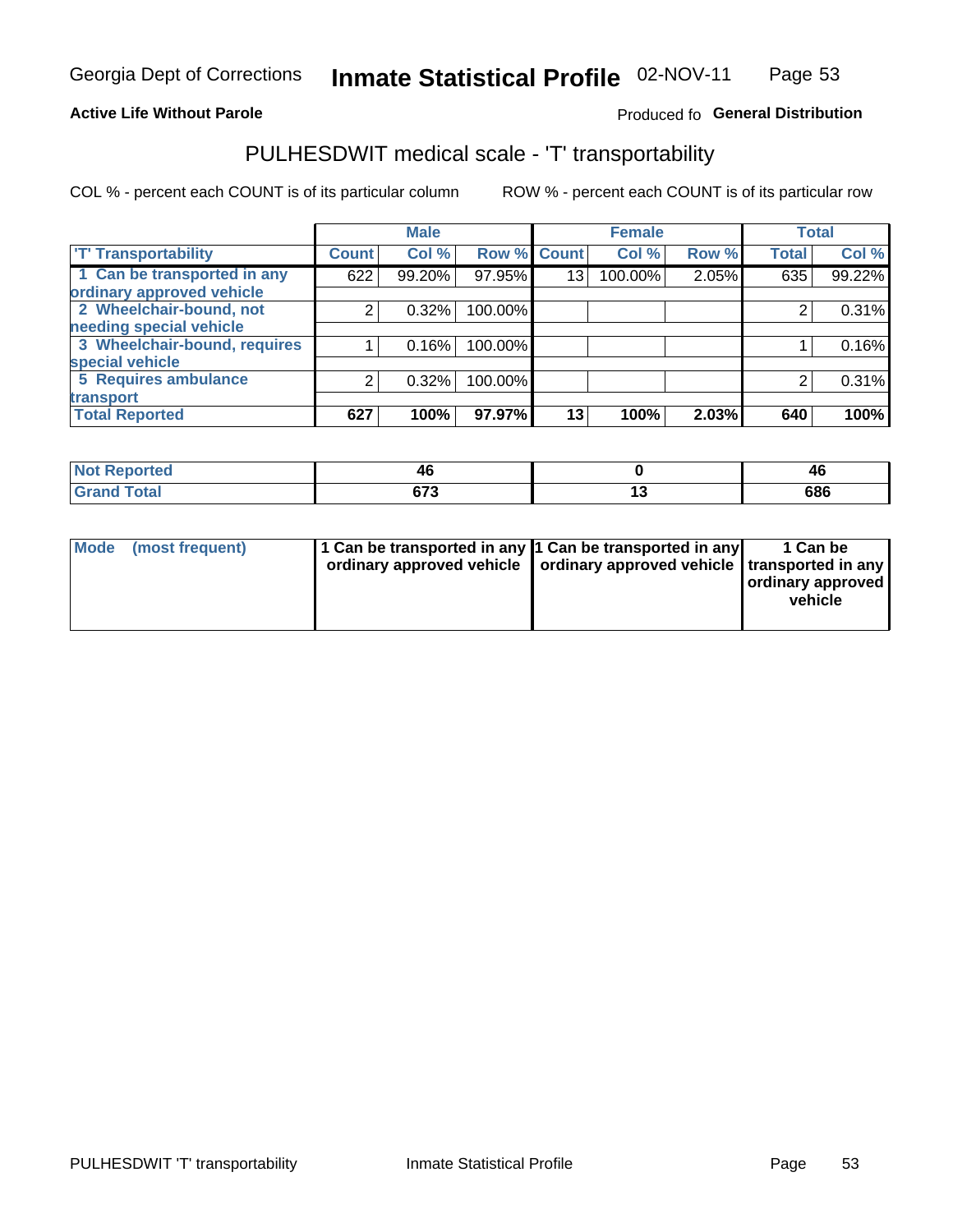Georgia Dept of Corrections **Inmate Statistical Profile** 02-NOV-11

**Active Life Without Parole**

Produced fo **General Distribution**

## PULHESDWIT medical scale - 'T' transportability

COL % - percent each COUNT is of its particular column ROW % - percent each COUNT is of its particular row

| 'T' Transportability | Male | | | Female | | | Total | |
|---|---|---|---|---|---|---|---|---|
| | Count | Col % | Row % | Count | Col % | Row % | Total | Col % |
| 1 Can be transported in any ordinary approved vehicle | 622 | 99.20% | 97.95% | 13 | 100.00% | 2.05% | 635 | 99.22% |
| 2 Wheelchair-bound, not needing special vehicle | 2 | 0.32% | 100.00% | | | | 2 | 0.31% |
| 3 Wheelchair-bound, requires special vehicle | 1 | 0.16% | 100.00% | | | | 1 | 0.16% |
| 5 Requires ambulance transport | 2 | 0.32% | 100.00% | | | | 2 | 0.31% |
| **Total Reported** | **627** | **100%** | **97.97%** | **13** | **100%** | **2.03%** | **640** | **100%** |

| | Male | Female | Total |
|---|---|---|---|
| **Not Reported** | **46** | **0** | **46** |
| **Grand Total** | **673** | **13** | **686** |

| | Male | Female | Total |
|---|---|---|---|
| **Mode (most frequent)** | **1 Can be transported in any ordinary approved vehicle** | **1 Can be transported in any ordinary approved vehicle** | **1 Can be transported in any ordinary approved vehicle** |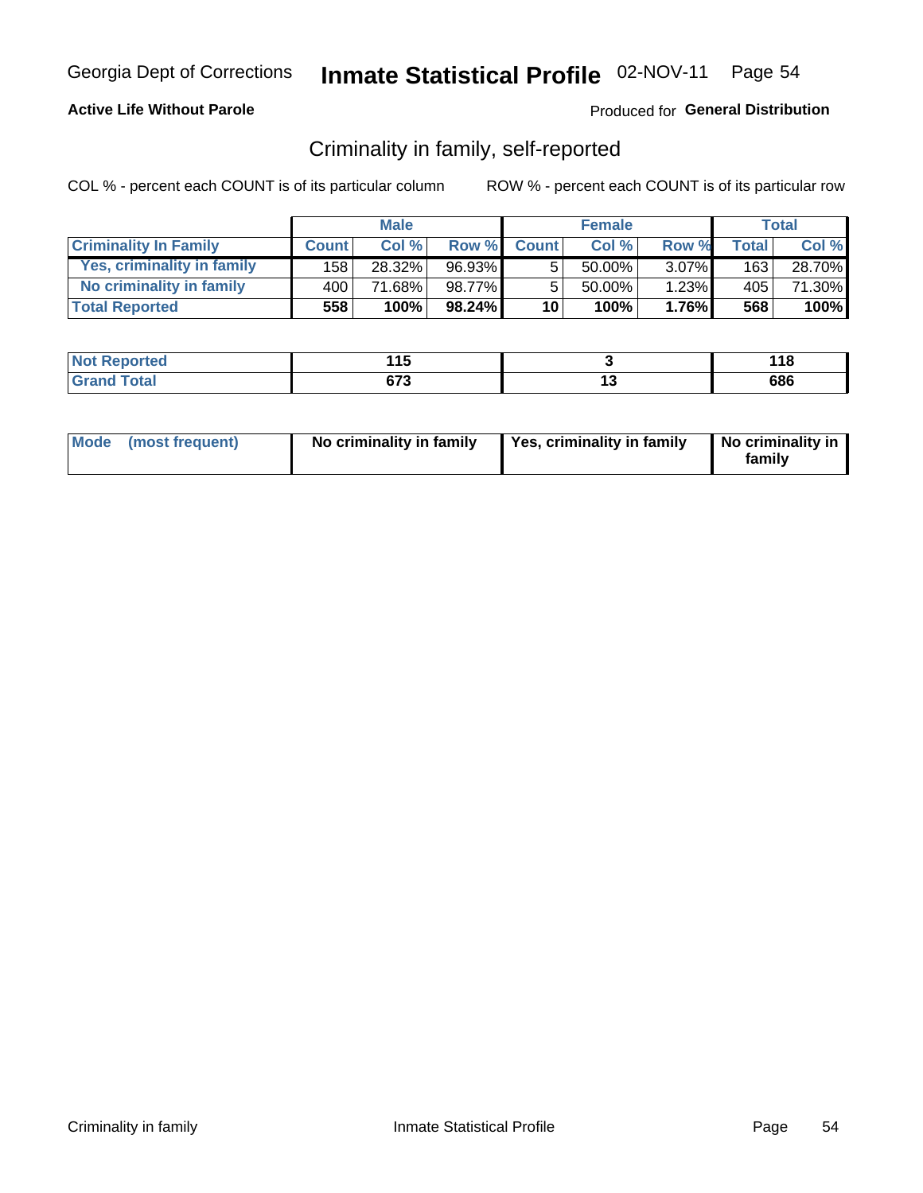Georgia Dept of Corrections **Inmate Statistical Profile** 02-NOV-11

**Active Life Without Parole**

Produced for **General Distribution**

## Criminality in family, self-reported

COL % - percent each COUNT is of its particular column ROW % - percent each COUNT is of its particular row

| | Male | | | Female | | | Total | |
|---|---|---|---|---|---|---|---|---|
| **Criminality In Family** | **Count** | **Col %** | **Row %** | **Count** | **Col %** | **Row %** | **Total** | **Col %** |
| **Yes, criminality in family** | 158 | 28.32% | 96.93% | 5 | 50.00% | 3.07% | 163 | 28.70% |
| **No criminality in family** | 400 | 71.68% | 98.77% | 5 | 50.00% | 1.23% | 405 | 71.30% |
| **Total Reported** | **558** | **100%** | **98.24%** | **10** | **100%** | **1.76%** | **568** | **100%** |

| | Male | Female | Total |
|---|---|---|---|
| **Not Reported** | **115** | **3** | **118** |
| **Grand Total** | **673** | **13** | **686** |

| | Male | Female | Total |
|---|---|---|---|
| **Mode (most frequent)** | **No criminality in family** | **Yes, criminality in family** | **No criminality in family** |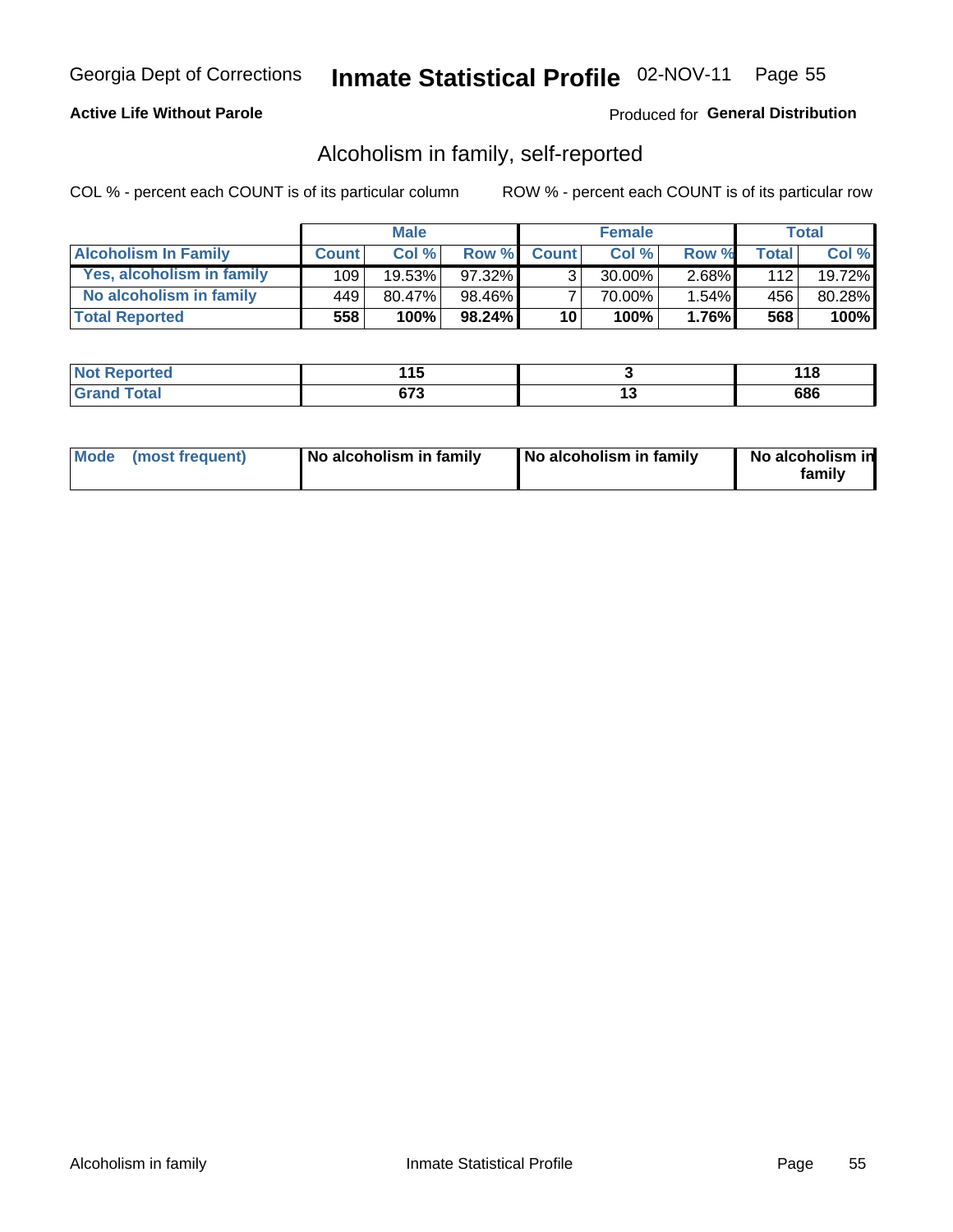Georgia Dept of Corrections **Inmate Statistical Profile** 02-NOV-11

**Active Life Without Parole**

Produced for **General Distribution**

## Alcoholism in family, self-reported

COL % - percent each COUNT is of its particular column

ROW % - percent each COUNT is of its particular row

| | Male | | | Female | | | Total | |
|---|---|---|---|---|---|---|---|---|
| **Alcoholism In Family** | **Count** | **Col %** | **Row %** | **Count** | **Col %** | **Row %** | **Total** | **Col %** |
| **Yes, alcoholism in family** | 109 | 19.53% | 97.32% | 3 | 30.00% | 2.68% | 112 | 19.72% |
| **No alcoholism in family** | 449 | 80.47% | 98.46% | 7 | 70.00% | 1.54% | 456 | 80.28% |
| **Total Reported** | **558** | **100%** | **98.24%** | **10** | **100%** | **1.76%** | **568** | **100%** |

| | Male | Female | Total |
|---|---|---|---|
| **Not Reported** | **115** | **3** | **118** |
| **Grand Total** | **673** | **13** | **686** |

| | Male | Female | Total |
|---|---|---|---|
| **Mode (most frequent)** | **No alcoholism in family** | **No alcoholism in family** | **No alcoholism in family** |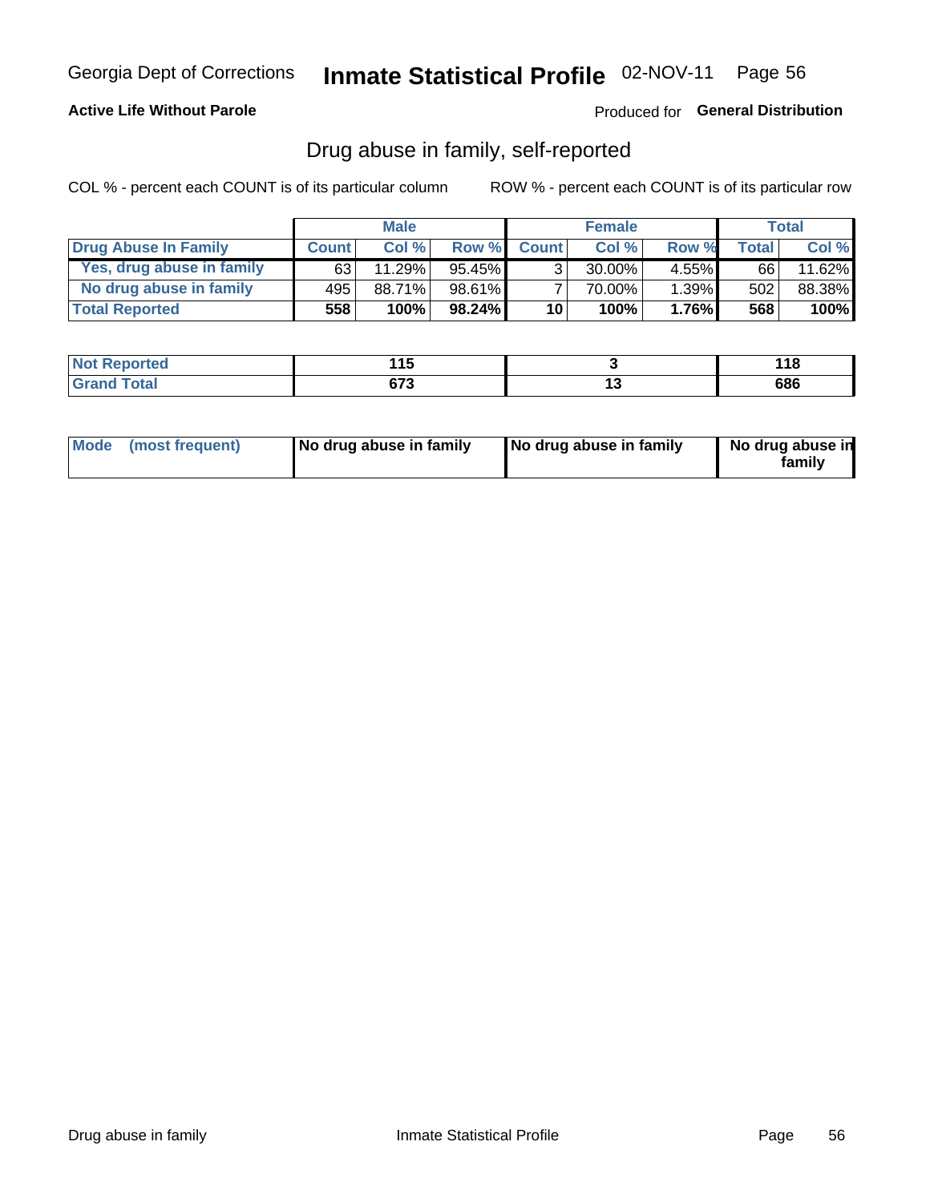Georgia Dept of Corrections **Inmate Statistical Profile** 02-NOV-11

**Active Life Without Parole**

Produced for **General Distribution**

## Drug abuse in family, self-reported

COL % - percent each COUNT is of its particular column ROW % - percent each COUNT is of its particular row

| | Male | | | Female | | | Total | |
|---|---|---|---|---|---|---|---|---|
| **Drug Abuse In Family** | **Count** | **Col %** | **Row %** | **Count** | **Col %** | **Row %** | **Total** | **Col %** |
| Yes, drug abuse in family | 63 | 11.29% | 95.45% | 3 | 30.00% | 4.55% | 66 | 11.62% |
| No drug abuse in family | 495 | 88.71% | 98.61% | 7 | 70.00% | 1.39% | 502 | 88.38% |
| **Total Reported** | **558** | **100%** | **98.24%** | **10** | **100%** | **1.76%** | **568** | **100%** |

| | Male | Female | Total |
|---|---|---|---|
| **Not Reported** | **115** | **3** | **118** |
| **Grand Total** | **673** | **13** | **686** |

| | Male | Female | Total |
|---|---|---|---|
| **Mode (most frequent)** | **No drug abuse in family** | **No drug abuse in family** | **No drug abuse in family** |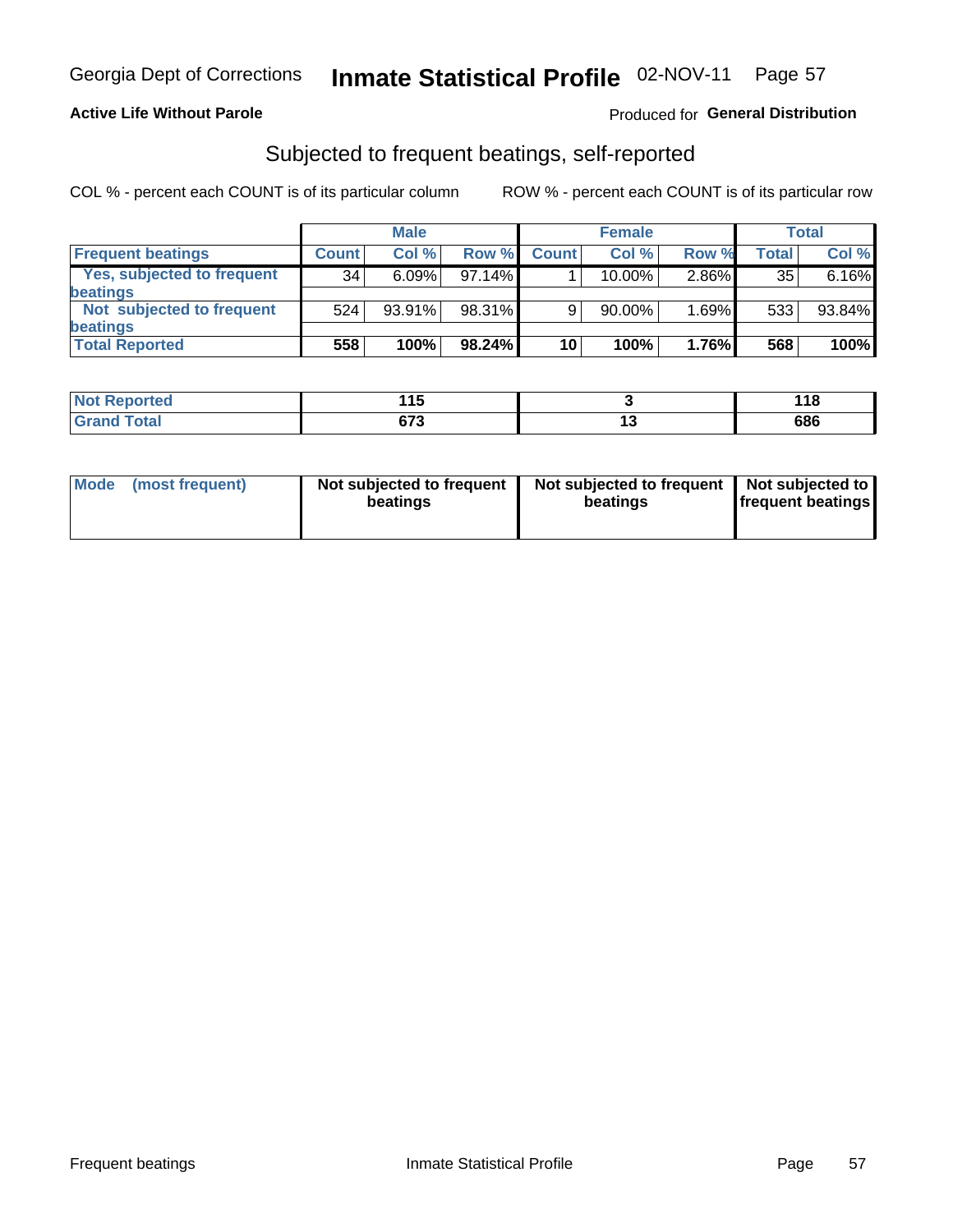Georgia Dept of Corrections **Inmate Statistical Profile** 02-NOV-11

**Active Life Without Parole**

Produced for **General Distribution**

## Subjected to frequent beatings, self-reported

COL % - percent each COUNT is of its particular column

ROW % - percent each COUNT is of its particular row

| | Male | | | Female | | | Total | |
|---|---|---|---|---|---|---|---|---|
| **Frequent beatings** | **Count** | **Col %** | **Row %** | **Count** | **Col %** | **Row %** | **Total** | **Col %** |
| **Yes, subjected to frequent beatings** | 34 | 6.09% | 97.14% | 1 | 10.00% | 2.86% | 35 | 6.16% |
| **Not subjected to frequent beatings** | 524 | 93.91% | 98.31% | 9 | 90.00% | 1.69% | 533 | 93.84% |
| **Total Reported** | **558** | **100%** | **98.24%** | **10** | **100%** | **1.76%** | **568** | **100%** |

| | Male | Female | Total |
|---|---|---|---|
| **Not Reported** | **115** | **3** | **118** |
| **Grand Total** | **673** | **13** | **686** |

| | Male | Female | Total |
|---|---|---|---|
| **Mode (most frequent)** | **Not subjected to frequent beatings** | **Not subjected to frequent beatings** | **Not subjected to frequent beatings** |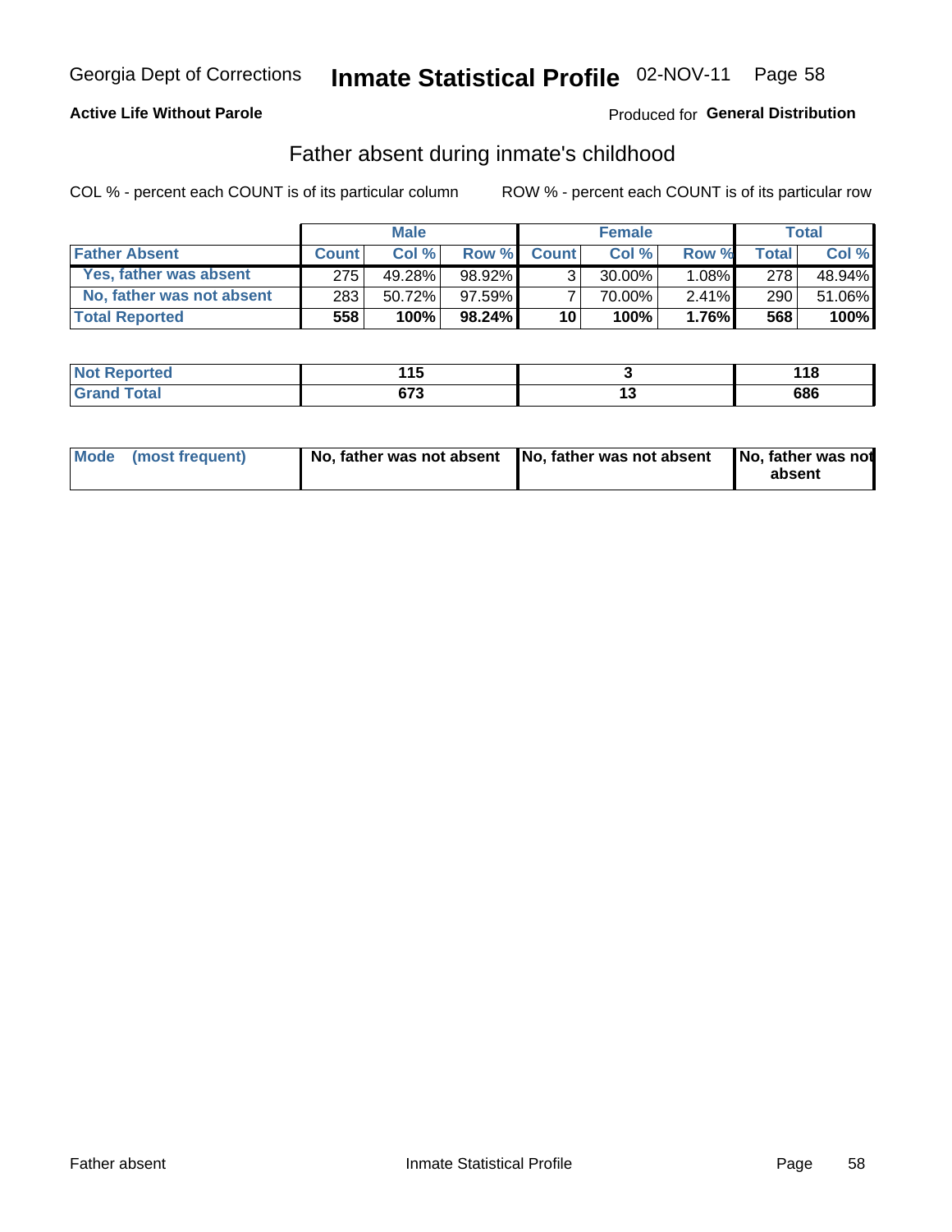Georgia Dept of Corrections **Inmate Statistical Profile** 02-NOV-11 Page 58

**Active Life Without Parole**

Produced for **General Distribution**

## Father absent during inmate's childhood

COL % - percent each COUNT is of its particular column

ROW % - percent each COUNT is of its particular row

| | Male | | | Female | | | Total | |
|---|---|---|---|---|---|---|---|---|
| **Father Absent** | **Count** | **Col %** | **Row %** | **Count** | **Col %** | **Row %** | **Total** | **Col %** |
| Yes, father was absent | 275 | 49.28% | 98.92% | 3 | 30.00% | 1.08% | 278 | 48.94% |
| No, father was not absent | 283 | 50.72% | 97.59% | 7 | 70.00% | 2.41% | 290 | 51.06% |
| **Total Reported** | **558** | **100%** | **98.24%** | **10** | **100%** | **1.76%** | **568** | **100%** |

| | Male | Female | Total |
|---|---|---|---|
| **Not Reported** | **115** | **3** | **118** |
| **Grand Total** | **673** | **13** | **686** |

| | Male | Female | Total |
|---|---|---|---|
| **Mode (most frequent)** | **No, father was not absent** | **No, father was not absent** | **No, father was not absent** |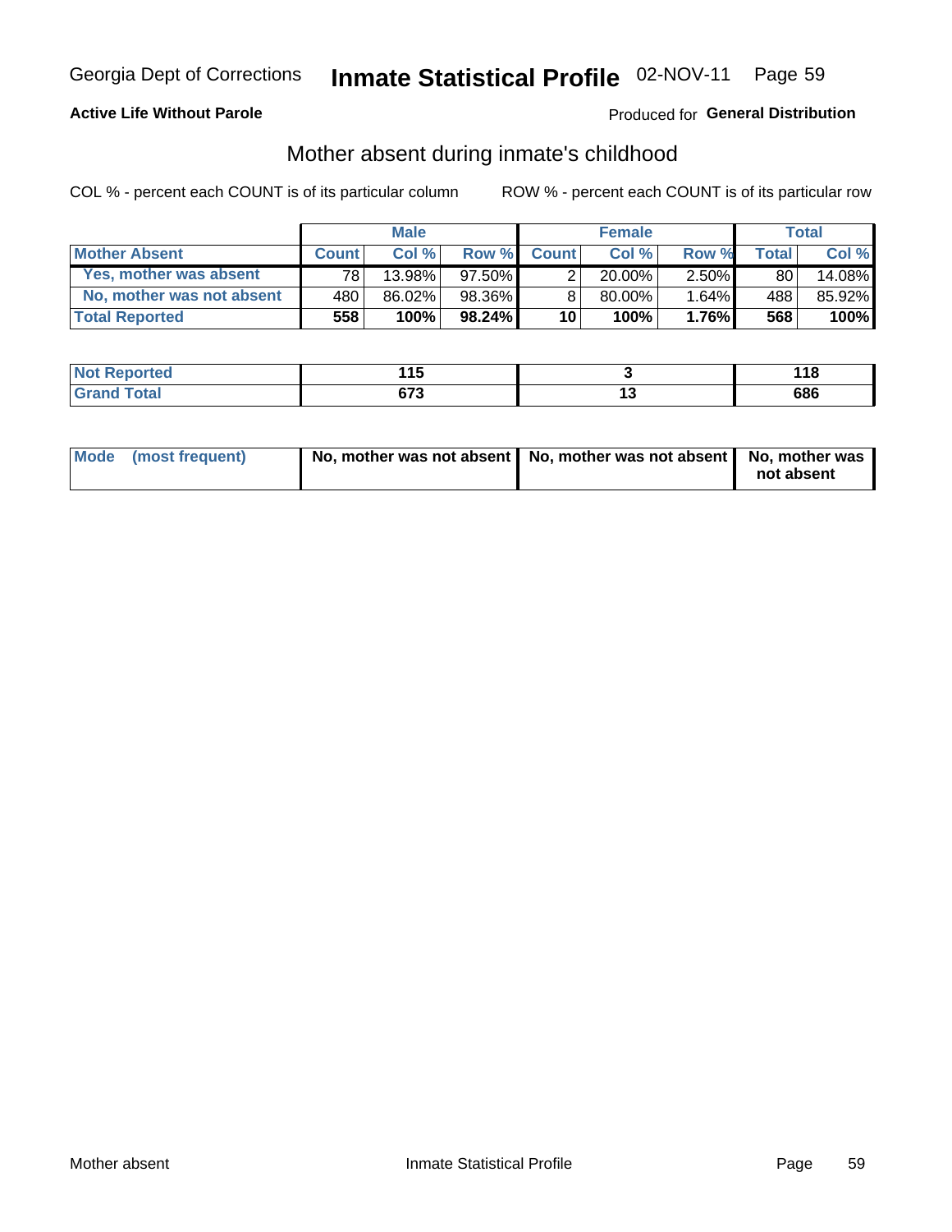Georgia Dept of Corrections **Inmate Statistical Profile** 02-NOV-11

**Active Life Without Parole**

Produced for **General Distribution**

## Mother absent during inmate's childhood

COL % - percent each COUNT is of its particular column

ROW % - percent each COUNT is of its particular row

| | Male | | | Female | | | Total | |
|---|---|---|---|---|---|---|---|---|
| **Mother Absent** | **Count** | **Col %** | **Row %** | **Count** | **Col %** | **Row %** | **Total** | **Col %** |
| Yes, mother was absent | 78 | 13.98% | 97.50% | 2 | 20.00% | 2.50% | 80 | 14.08% |
| No, mother was not absent | 480 | 86.02% | 98.36% | 8 | 80.00% | 1.64% | 488 | 85.92% |
| **Total Reported** | **558** | **100%** | **98.24%** | **10** | **100%** | **1.76%** | **568** | **100%** |

| | Male | Female | Total |
|---|---|---|---|
| **Not Reported** | **115** | **3** | **118** |
| **Grand Total** | **673** | **13** | **686** |

| | Male | Female | Total |
|---|---|---|---|
| **Mode (most frequent)** | **No, mother was not absent** | **No, mother was not absent** | **No, mother was not absent** |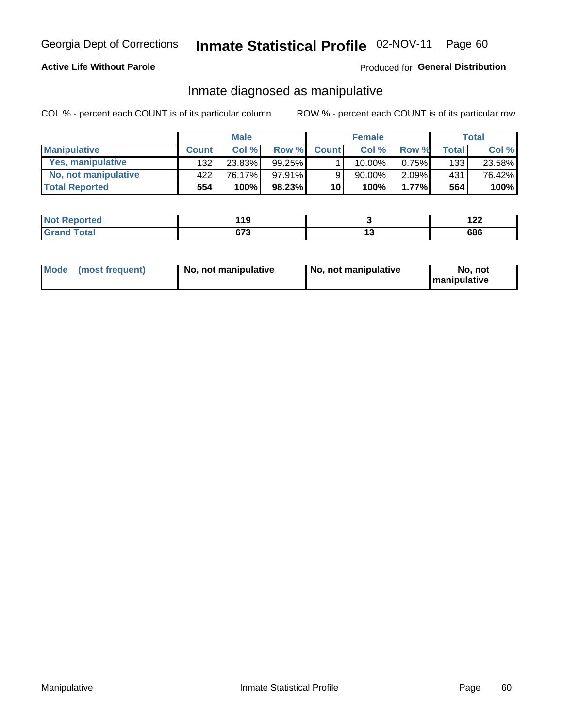Georgia Dept of Corrections **Inmate Statistical Profile** 02-NOV-11

**Active Life Without Parole**

Produced for **General Distribution**

## Inmate diagnosed as manipulative

COL % - percent each COUNT is of its particular column

ROW % - percent each COUNT is of its particular row

| | Male | | | Female | | | Total | |
|---|---|---|---|---|---|---|---|---|
| **Manipulative** | **Count** | **Col %** | **Row %** | **Count** | **Col %** | **Row %** | **Total** | **Col %** |
| **Yes, manipulative** | 132 | 23.83% | 99.25% | 1 | 10.00% | 0.75% | 133 | 23.58% |
| **No, not manipulative** | 422 | 76.17% | 97.91% | 9 | 90.00% | 2.09% | 431 | 76.42% |
| **Total Reported** | **554** | **100%** | **98.23%** | **10** | **100%** | **1.77%** | **564** | **100%** |

| | Male | Female | Total |
|---|---|---|---|
| **Not Reported** | **119** | **3** | **122** |
| **Grand Total** | **673** | **13** | **686** |

| | Male | Female | Total |
|---|---|---|---|
| **Mode (most frequent)** | **No, not manipulative** | **No, not manipulative** | **No, not manipulative** |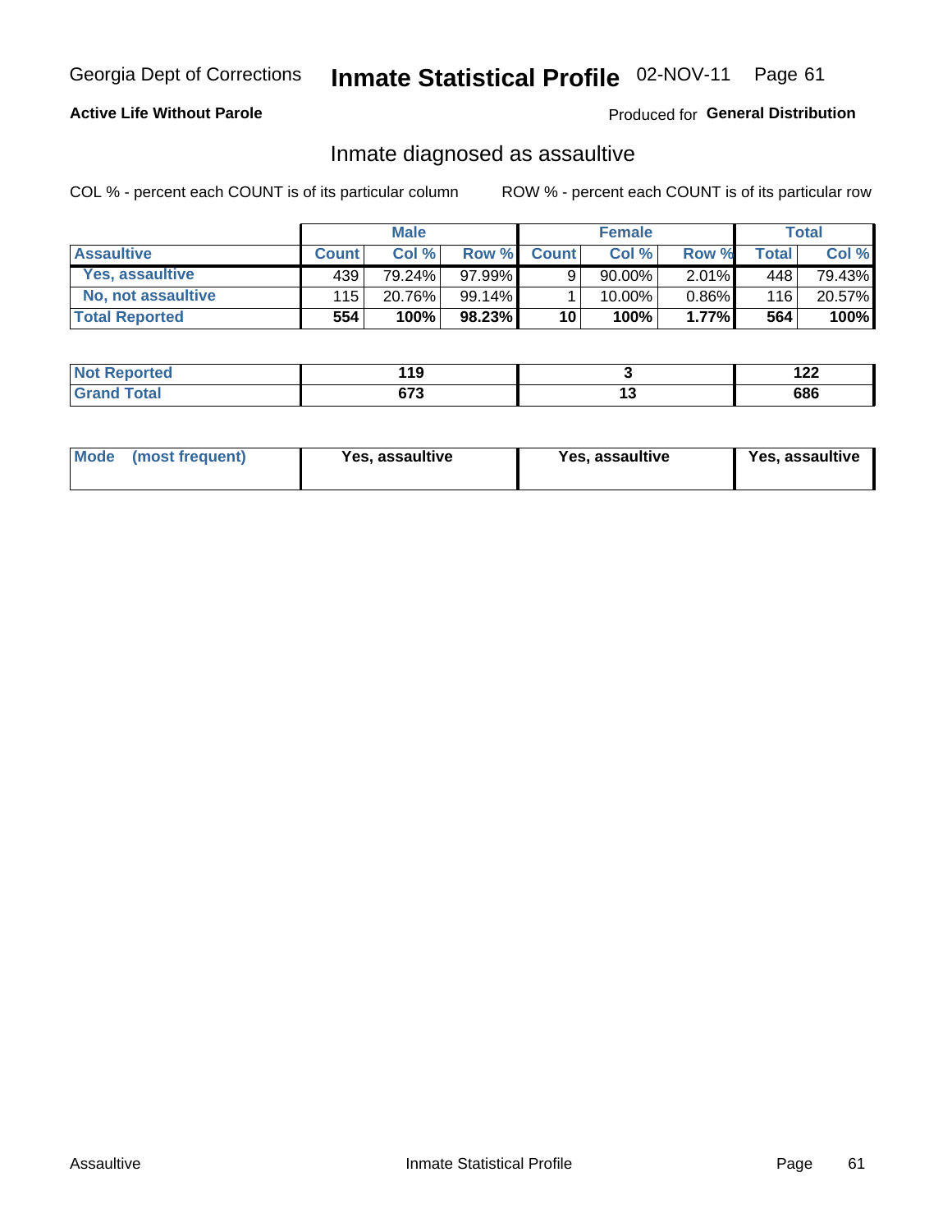Georgia Dept of Corrections **Inmate Statistical Profile** 02-NOV-11

**Active Life Without Parole**

Produced for **General Distribution**

## Inmate diagnosed as assaultive

COL % - percent each COUNT is of its particular column

ROW % - percent each COUNT is of its particular row

| | Male | | | Female | | | Total | |
|---|---|---|---|---|---|---|---|---|
| **Assaultive** | **Count** | **Col %** | **Row %** | **Count** | **Col %** | **Row %** | **Total** | **Col %** |
| Yes, assaultive | 439 | 79.24% | 97.99% | 9 | 90.00% | 2.01% | 448 | 79.43% |
| No, not assaultive | 115 | 20.76% | 99.14% | 1 | 10.00% | 0.86% | 116 | 20.57% |
| **Total Reported** | **554** | **100%** | **98.23%** | **10** | **100%** | **1.77%** | **564** | **100%** |

| | Male | Female | Total |
|---|---|---|---|
| **Not Reported** | **119** | **3** | **122** |
| **Grand Total** | **673** | **13** | **686** |

| | Male | Female | Total |
|---|---|---|---|
| **Mode (most frequent)** | **Yes, assaultive** | **Yes, assaultive** | **Yes, assaultive** |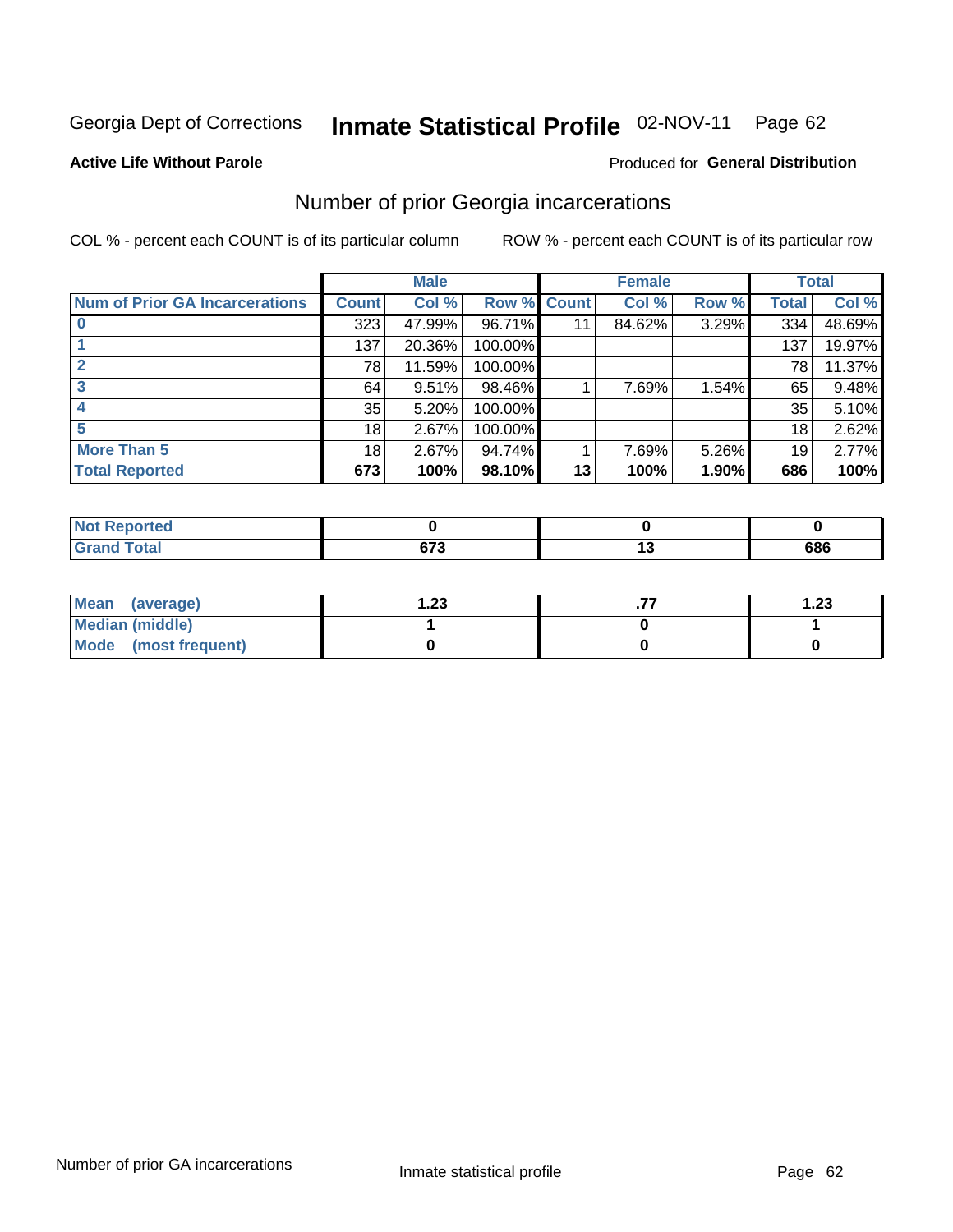Georgia Dept of Corrections **Inmate Statistical Profile** 02-NOV-11

**Active Life Without Parole**

Produced for **General Distribution**

## Number of prior Georgia incarcerations

COL % - percent each COUNT is of its particular column     ROW % - percent each COUNT is of its particular row

| | Male | | | Female | | | Total | |
|---|---|---|---|---|---|---|---|---|
| **Num of Prior GA Incarcerations** | **Count** | **Col %** | **Row %** | **Count** | **Col %** | **Row %** | **Total** | **Col %** |
| **0** | 323 | 47.99% | 96.71% | 11 | 84.62% | 3.29% | 334 | 48.69% |
| **1** | 137 | 20.36% | 100.00% | | | | 137 | 19.97% |
| **2** | 78 | 11.59% | 100.00% | | | | 78 | 11.37% |
| **3** | 64 | 9.51% | 98.46% | 1 | 7.69% | 1.54% | 65 | 9.48% |
| **4** | 35 | 5.20% | 100.00% | | | | 35 | 5.10% |
| **5** | 18 | 2.67% | 100.00% | | | | 18 | 2.62% |
| **More Than 5** | 18 | 2.67% | 94.74% | 1 | 7.69% | 5.26% | 19 | 2.77% |
| **Total Reported** | **673** | **100%** | **98.10%** | **13** | **100%** | **1.90%** | **686** | **100%** |

| | Male | Female | Total |
|---|---|---|---|
| **Not Reported** | **0** | **0** | **0** |
| **Grand Total** | **673** | **13** | **686** |

| | Male | Female | Total |
|---|---|---|---|
| **Mean (average)** | **1.23** | **.77** | **1.23** |
| **Median (middle)** | **1** | **0** | **1** |
| **Mode (most frequent)** | **0** | **0** | **0** |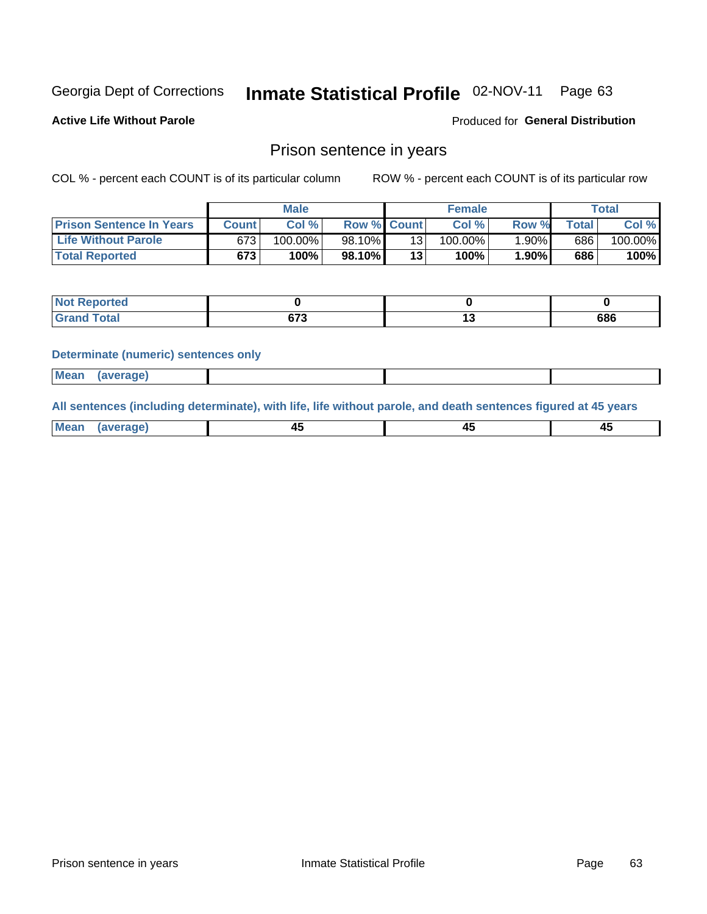Georgia Dept of Corrections **Inmate Statistical Profile** 02-NOV-11 Page 63

**Active Life Without Parole**

Produced for **General Distribution**

## Prison sentence in years

COL % - percent each COUNT is of its particular column ROW % - percent each COUNT is of its particular row

| | Male | | | Female | | | Total | |
|---|---|---|---|---|---|---|---|---|
| **Prison Sentence In Years** | **Count** | **Col %** | **Row %** | **Count** | **Col %** | **Row %** | **Total** | **Col %** |
| **Life Without Parole** | 673 | 100.00% | 98.10% | 13 | 100.00% | 1.90% | 686 | 100.00% |
| **Total Reported** | **673** | **100%** | **98.10%** | **13** | **100%** | **1.90%** | **686** | **100%** |

| | Male | Female | Total |
|---|---|---|---|
| **Not Reported** | **0** | **0** | **0** |
| **Grand Total** | **673** | **13** | **686** |

**Determinate (numeric) sentences only**

| | Male | Female | Total |
|---|---|---|---|
| **Mean (average)** | | | |

**All sentences (including determinate), with life, life without parole, and death sentences figured at 45 years**

| | Male | Female | Total |
|---|---|---|---|
| **Mean (average)** | **45** | **45** | **45** |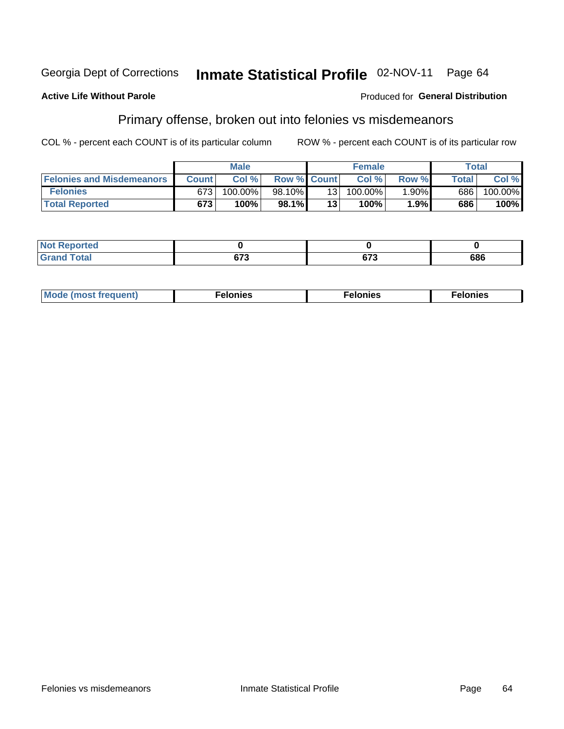Georgia Dept of Corrections **Inmate Statistical Profile** 02-NOV-11 Page 64

**Active Life Without Parole**

Produced for **General Distribution**

## Primary offense, broken out into felonies vs misdemeanors

COL % - percent each COUNT is of its particular column

ROW % - percent each COUNT is of its particular row

| | Male | | | Female | | | Total | |
|---|---|---|---|---|---|---|---|---|
| **Felonies and Misdemeanors** | **Count** | **Col %** | **Row %** | **Count** | **Col %** | **Row %** | **Total** | **Col %** |
| **Felonies** | 673 | 100.00% | 98.10% | 13 | 100.00% | 1.90% | 686 | 100.00% |
| **Total Reported** | **673** | **100%** | **98.1%** | **13** | **100%** | **1.9%** | **686** | **100%** |

| | | | |
|---|---|---|---|
| **Not Reported** | **0** | **0** | **0** |
| **Grand Total** | **673** | **673** | **686** |

| | | | |
|---|---|---|---|
| **Mode (most frequent)** | **Felonies** | **Felonies** | **Felonies** |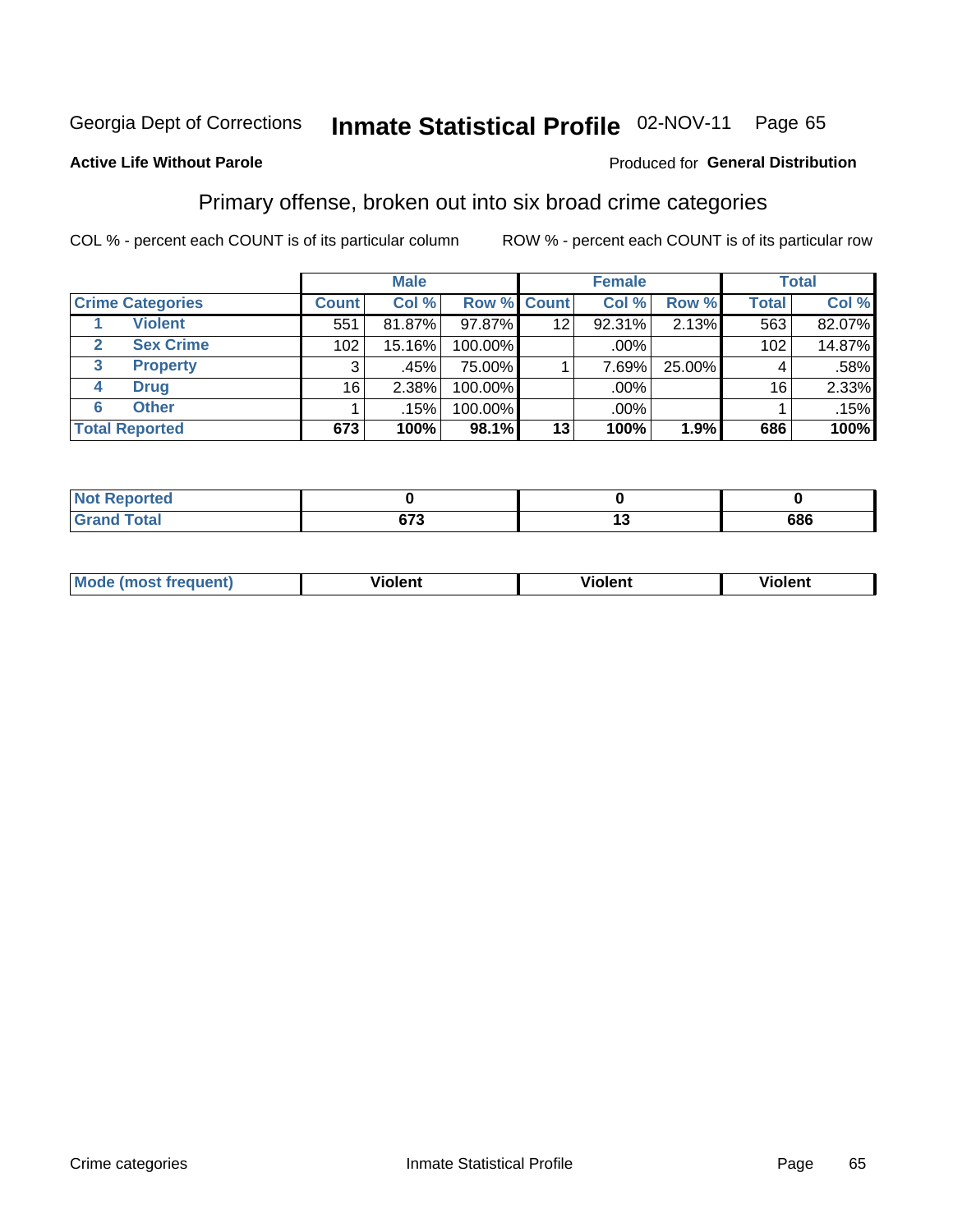Georgia Dept of Corrections **Inmate Statistical Profile** 02-NOV-11 Page 65

**Active Life Without Parole**

Produced for **General Distribution**

## Primary offense, broken out into six broad crime categories

COL % - percent each COUNT is of its particular column

ROW % - percent each COUNT is of its particular row

| | | Male | | | Female | | | Total | |
|---|---|---|---|---|---|---|---|---|---|
| Crime Categories | | Count | Col % | Row % | Count | Col % | Row % | Total | Col % |
| 1 | Violent | 551 | 81.87% | 97.87% | 12 | 92.31% | 2.13% | 563 | 82.07% |
| 2 | Sex Crime | 102 | 15.16% | 100.00% | | .00% | | 102 | 14.87% |
| 3 | Property | 3 | .45% | 75.00% | 1 | 7.69% | 25.00% | 4 | .58% |
| 4 | Drug | 16 | 2.38% | 100.00% | | .00% | | 16 | 2.33% |
| 6 | Other | 1 | .15% | 100.00% | | .00% | | 1 | .15% |
| **Total Reported** | | **673** | **100%** | **98.1%** | **13** | **100%** | **1.9%** | **686** | **100%** |

| | Male | Female | Total |
|---|---|---|---|
| Not Reported | 0 | 0 | 0 |
| Grand Total | 673 | 13 | 686 |

| | Male | Female | Total |
|---|---|---|---|
| Mode (most frequent) | Violent | Violent | Violent |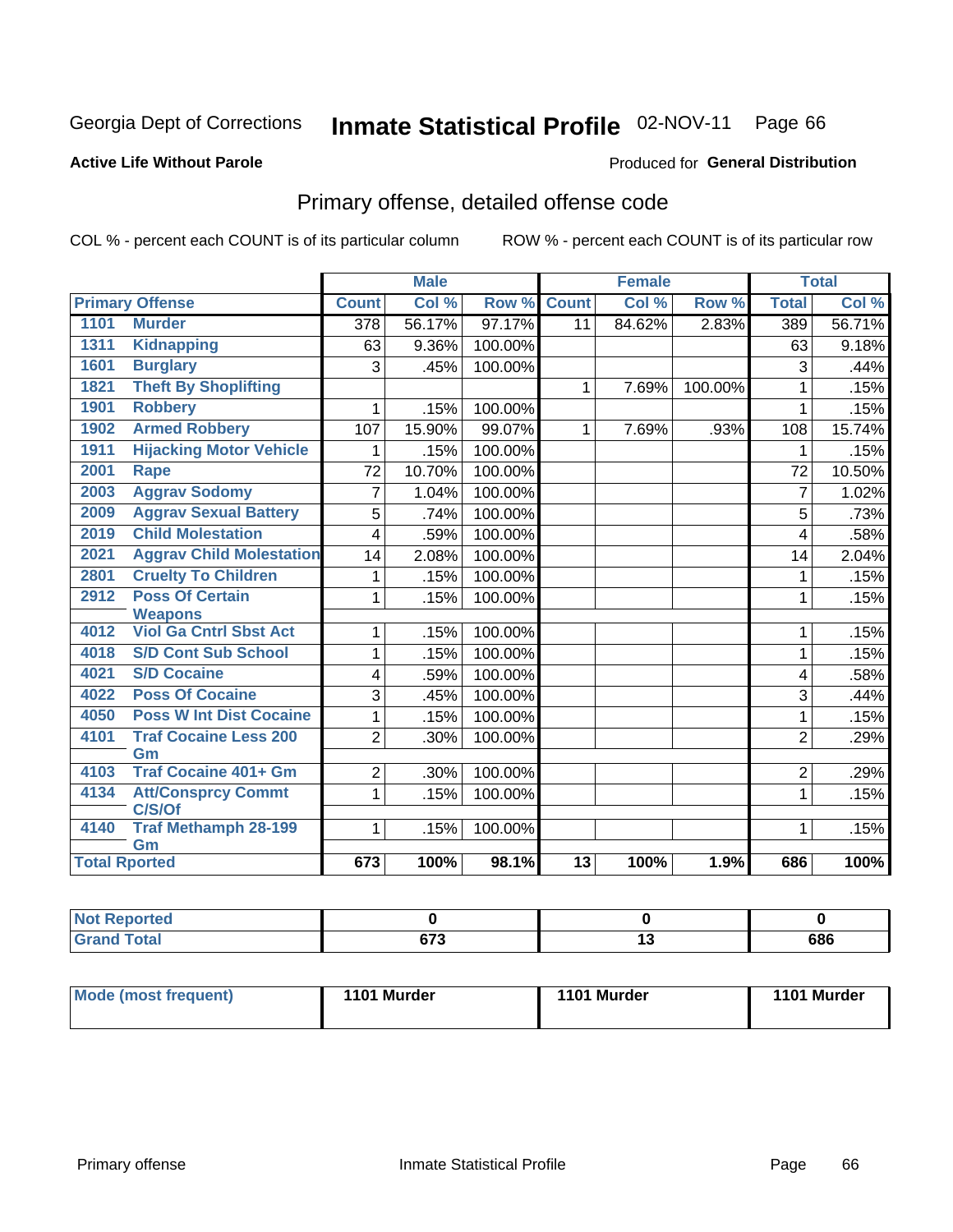Georgia Dept of Corrections **Inmate Statistical Profile** 02-NOV-11

**Active Life Without Parole**

Produced for **General Distribution**

## Primary offense, detailed offense code

COL % - percent each COUNT is of its particular column    ROW % - percent each COUNT is of its particular row

| Primary Offense | | Male | | | Female | | | Total | |
|---|---|---|---|---|---|---|---|---|---|
| | | Count | Col % | Row % | Count | Col % | Row % | Total | Col % |
| 1101 | Murder | 378 | 56.17% | 97.17% | 11 | 84.62% | 2.83% | 389 | 56.71% |
| 1311 | Kidnapping | 63 | 9.36% | 100.00% | | | | 63 | 9.18% |
| 1601 | Burglary | 3 | .45% | 100.00% | | | | 3 | .44% |
| 1821 | Theft By Shoplifting | | | | 1 | 7.69% | 100.00% | 1 | .15% |
| 1901 | Robbery | 1 | .15% | 100.00% | | | | 1 | .15% |
| 1902 | Armed Robbery | 107 | 15.90% | 99.07% | 1 | 7.69% | .93% | 108 | 15.74% |
| 1911 | Hijacking Motor Vehicle | 1 | .15% | 100.00% | | | | 1 | .15% |
| 2001 | Rape | 72 | 10.70% | 100.00% | | | | 72 | 10.50% |
| 2003 | Aggrav Sodomy | 7 | 1.04% | 100.00% | | | | 7 | 1.02% |
| 2009 | Aggrav Sexual Battery | 5 | .74% | 100.00% | | | | 5 | .73% |
| 2019 | Child Molestation | 4 | .59% | 100.00% | | | | 4 | .58% |
| 2021 | Aggrav Child Molestation | 14 | 2.08% | 100.00% | | | | 14 | 2.04% |
| 2801 | Cruelty To Children | 1 | .15% | 100.00% | | | | 1 | .15% |
| 2912 | Poss Of Certain Weapons | 1 | .15% | 100.00% | | | | 1 | .15% |
| 4012 | Viol Ga Cntrl Sbst Act | 1 | .15% | 100.00% | | | | 1 | .15% |
| 4018 | S/D Cont Sub School | 1 | .15% | 100.00% | | | | 1 | .15% |
| 4021 | S/D Cocaine | 4 | .59% | 100.00% | | | | 4 | .58% |
| 4022 | Poss Of Cocaine | 3 | .45% | 100.00% | | | | 3 | .44% |
| 4050 | Poss W Int Dist Cocaine | 1 | .15% | 100.00% | | | | 1 | .15% |
| 4101 | Traf Cocaine Less 200 Gm | 2 | .30% | 100.00% | | | | 2 | .29% |
| 4103 | Traf Cocaine 401+ Gm | 2 | .30% | 100.00% | | | | 2 | .29% |
| 4134 | Att/Consprcy Commt C/S/Of | 1 | .15% | 100.00% | | | | 1 | .15% |
| 4140 | Traf Methamph 28-199 Gm | 1 | .15% | 100.00% | | | | 1 | .15% |
| **Total Rported** | | **673** | **100%** | **98.1%** | **13** | **100%** | **1.9%** | **686** | **100%** |

| | Male | Female | Total |
|---|---|---|---|
| Not Reported | 0 | 0 | 0 |
| Grand Total | 673 | 13 | 686 |

| | Male | Female | Total |
|---|---|---|---|
| Mode (most frequent) | 1101 Murder | 1101 Murder | 1101 Murder |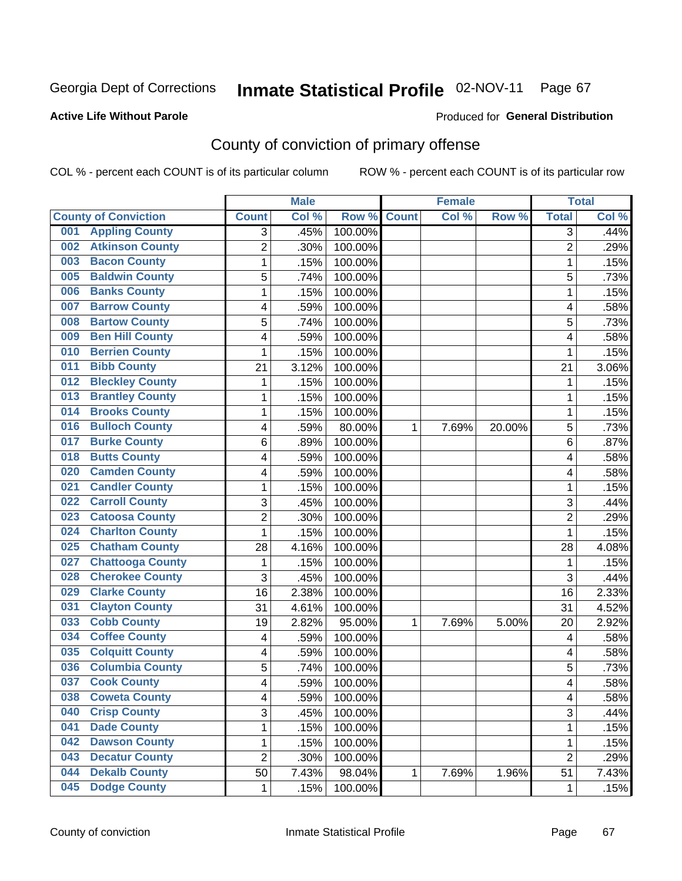Georgia Dept of Corrections **Inmate Statistical Profile** 02-NOV-11

**Active Life Without Parole**

Produced for **General Distribution**

## County of conviction of primary offense

COL % - percent each COUNT is of its particular column    ROW % - percent each COUNT is of its particular row

| County of Conviction | Male | | | Female | | | Total | |
|---|---|---|---|---|---|---|---|---|
| | Count | Col % | Row % | Count | Col % | Row % | Total | Col % |
| 001 Appling County | 3 | .45% | 100.00% | | | | 3 | .44% |
| 002 Atkinson County | 2 | .30% | 100.00% | | | | 2 | .29% |
| 003 Bacon County | 1 | .15% | 100.00% | | | | 1 | .15% |
| 005 Baldwin County | 5 | .74% | 100.00% | | | | 5 | .73% |
| 006 Banks County | 1 | .15% | 100.00% | | | | 1 | .15% |
| 007 Barrow County | 4 | .59% | 100.00% | | | | 4 | .58% |
| 008 Bartow County | 5 | .74% | 100.00% | | | | 5 | .73% |
| 009 Ben Hill County | 4 | .59% | 100.00% | | | | 4 | .58% |
| 010 Berrien County | 1 | .15% | 100.00% | | | | 1 | .15% |
| 011 Bibb County | 21 | 3.12% | 100.00% | | | | 21 | 3.06% |
| 012 Bleckley County | 1 | .15% | 100.00% | | | | 1 | .15% |
| 013 Brantley County | 1 | .15% | 100.00% | | | | 1 | .15% |
| 014 Brooks County | 1 | .15% | 100.00% | | | | 1 | .15% |
| 016 Bulloch County | 4 | .59% | 80.00% | 1 | 7.69% | 20.00% | 5 | .73% |
| 017 Burke County | 6 | .89% | 100.00% | | | | 6 | .87% |
| 018 Butts County | 4 | .59% | 100.00% | | | | 4 | .58% |
| 020 Camden County | 4 | .59% | 100.00% | | | | 4 | .58% |
| 021 Candler County | 1 | .15% | 100.00% | | | | 1 | .15% |
| 022 Carroll County | 3 | .45% | 100.00% | | | | 3 | .44% |
| 023 Catoosa County | 2 | .30% | 100.00% | | | | 2 | .29% |
| 024 Charlton County | 1 | .15% | 100.00% | | | | 1 | .15% |
| 025 Chatham County | 28 | 4.16% | 100.00% | | | | 28 | 4.08% |
| 027 Chattooga County | 1 | .15% | 100.00% | | | | 1 | .15% |
| 028 Cherokee County | 3 | .45% | 100.00% | | | | 3 | .44% |
| 029 Clarke County | 16 | 2.38% | 100.00% | | | | 16 | 2.33% |
| 031 Clayton County | 31 | 4.61% | 100.00% | | | | 31 | 4.52% |
| 033 Cobb County | 19 | 2.82% | 95.00% | 1 | 7.69% | 5.00% | 20 | 2.92% |
| 034 Coffee County | 4 | .59% | 100.00% | | | | 4 | .58% |
| 035 Colquitt County | 4 | .59% | 100.00% | | | | 4 | .58% |
| 036 Columbia County | 5 | .74% | 100.00% | | | | 5 | .73% |
| 037 Cook County | 4 | .59% | 100.00% | | | | 4 | .58% |
| 038 Coweta County | 4 | .59% | 100.00% | | | | 4 | .58% |
| 040 Crisp County | 3 | .45% | 100.00% | | | | 3 | .44% |
| 041 Dade County | 1 | .15% | 100.00% | | | | 1 | .15% |
| 042 Dawson County | 1 | .15% | 100.00% | | | | 1 | .15% |
| 043 Decatur County | 2 | .30% | 100.00% | | | | 2 | .29% |
| 044 Dekalb County | 50 | 7.43% | 98.04% | 1 | 7.69% | 1.96% | 51 | 7.43% |
| 045 Dodge County | 1 | .15% | 100.00% | | | | 1 | .15% |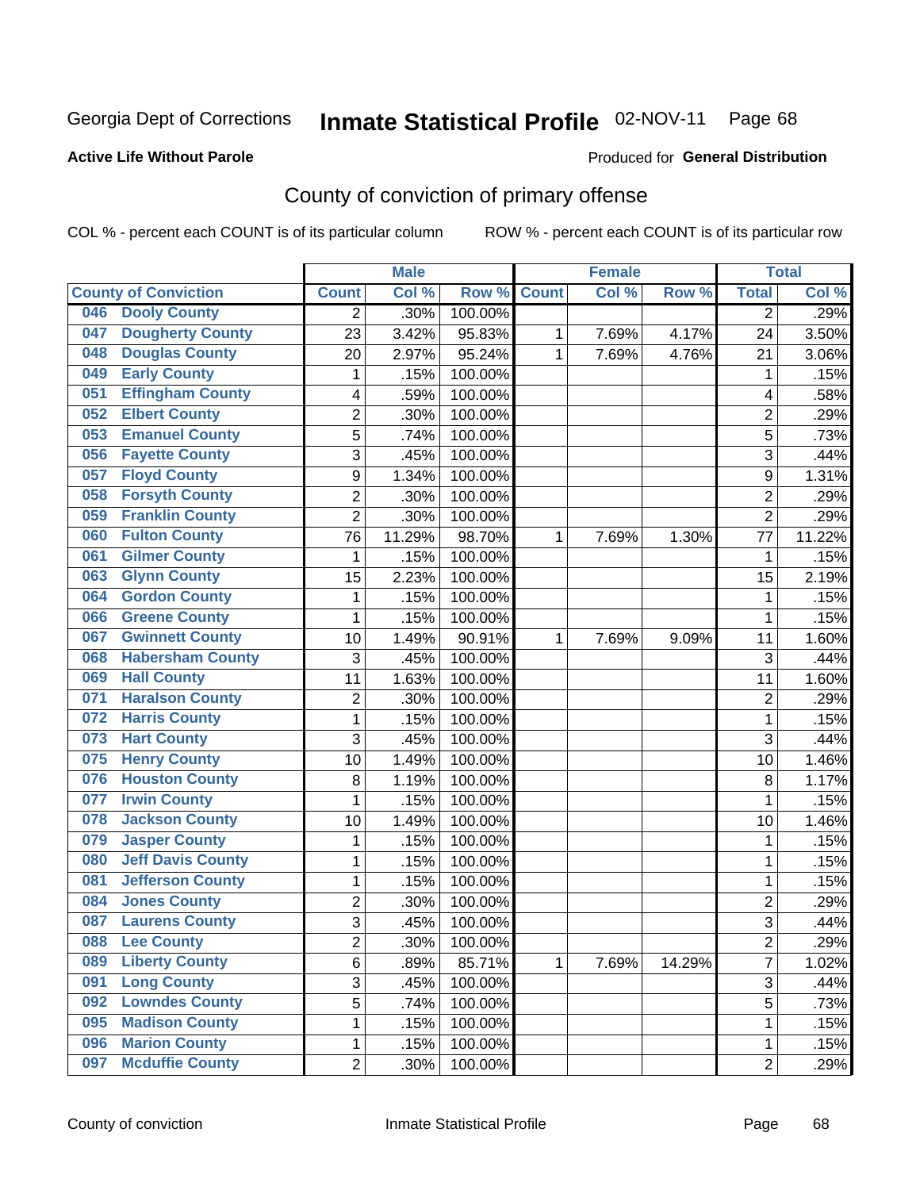Georgia Dept of Corrections **Inmate Statistical Profile** 02-NOV-11

**Active Life Without Parole**

Produced for **General Distribution**

## County of conviction of primary offense

COL % - percent each COUNT is of its particular column ROW % - percent each COUNT is of its particular row

| County of Conviction | Male | | | Female | | | Total | |
|---|---|---|---|---|---|---|---|---|
| | Count | Col % | Row % | Count | Col % | Row % | Total | Col % |
| 046 Dooly County | 2 | .30% | 100.00% | | | | 2 | .29% |
| 047 Dougherty County | 23 | 3.42% | 95.83% | 1 | 7.69% | 4.17% | 24 | 3.50% |
| 048 Douglas County | 20 | 2.97% | 95.24% | 1 | 7.69% | 4.76% | 21 | 3.06% |
| 049 Early County | 1 | .15% | 100.00% | | | | 1 | .15% |
| 051 Effingham County | 4 | .59% | 100.00% | | | | 4 | .58% |
| 052 Elbert County | 2 | .30% | 100.00% | | | | 2 | .29% |
| 053 Emanuel County | 5 | .74% | 100.00% | | | | 5 | .73% |
| 056 Fayette County | 3 | .45% | 100.00% | | | | 3 | .44% |
| 057 Floyd County | 9 | 1.34% | 100.00% | | | | 9 | 1.31% |
| 058 Forsyth County | 2 | .30% | 100.00% | | | | 2 | .29% |
| 059 Franklin County | 2 | .30% | 100.00% | | | | 2 | .29% |
| 060 Fulton County | 76 | 11.29% | 98.70% | 1 | 7.69% | 1.30% | 77 | 11.22% |
| 061 Gilmer County | 1 | .15% | 100.00% | | | | 1 | .15% |
| 063 Glynn County | 15 | 2.23% | 100.00% | | | | 15 | 2.19% |
| 064 Gordon County | 1 | .15% | 100.00% | | | | 1 | .15% |
| 066 Greene County | 1 | .15% | 100.00% | | | | 1 | .15% |
| 067 Gwinnett County | 10 | 1.49% | 90.91% | 1 | 7.69% | 9.09% | 11 | 1.60% |
| 068 Habersham County | 3 | .45% | 100.00% | | | | 3 | .44% |
| 069 Hall County | 11 | 1.63% | 100.00% | | | | 11 | 1.60% |
| 071 Haralson County | 2 | .30% | 100.00% | | | | 2 | .29% |
| 072 Harris County | 1 | .15% | 100.00% | | | | 1 | .15% |
| 073 Hart County | 3 | .45% | 100.00% | | | | 3 | .44% |
| 075 Henry County | 10 | 1.49% | 100.00% | | | | 10 | 1.46% |
| 076 Houston County | 8 | 1.19% | 100.00% | | | | 8 | 1.17% |
| 077 Irwin County | 1 | .15% | 100.00% | | | | 1 | .15% |
| 078 Jackson County | 10 | 1.49% | 100.00% | | | | 10 | 1.46% |
| 079 Jasper County | 1 | .15% | 100.00% | | | | 1 | .15% |
| 080 Jeff Davis County | 1 | .15% | 100.00% | | | | 1 | .15% |
| 081 Jefferson County | 1 | .15% | 100.00% | | | | 1 | .15% |
| 084 Jones County | 2 | .30% | 100.00% | | | | 2 | .29% |
| 087 Laurens County | 3 | .45% | 100.00% | | | | 3 | .44% |
| 088 Lee County | 2 | .30% | 100.00% | | | | 2 | .29% |
| 089 Liberty County | 6 | .89% | 85.71% | 1 | 7.69% | 14.29% | 7 | 1.02% |
| 091 Long County | 3 | .45% | 100.00% | | | | 3 | .44% |
| 092 Lowndes County | 5 | .74% | 100.00% | | | | 5 | .73% |
| 095 Madison County | 1 | .15% | 100.00% | | | | 1 | .15% |
| 096 Marion County | 1 | .15% | 100.00% | | | | 1 | .15% |
| 097 Mcduffie County | 2 | .30% | 100.00% | | | | 2 | .29% |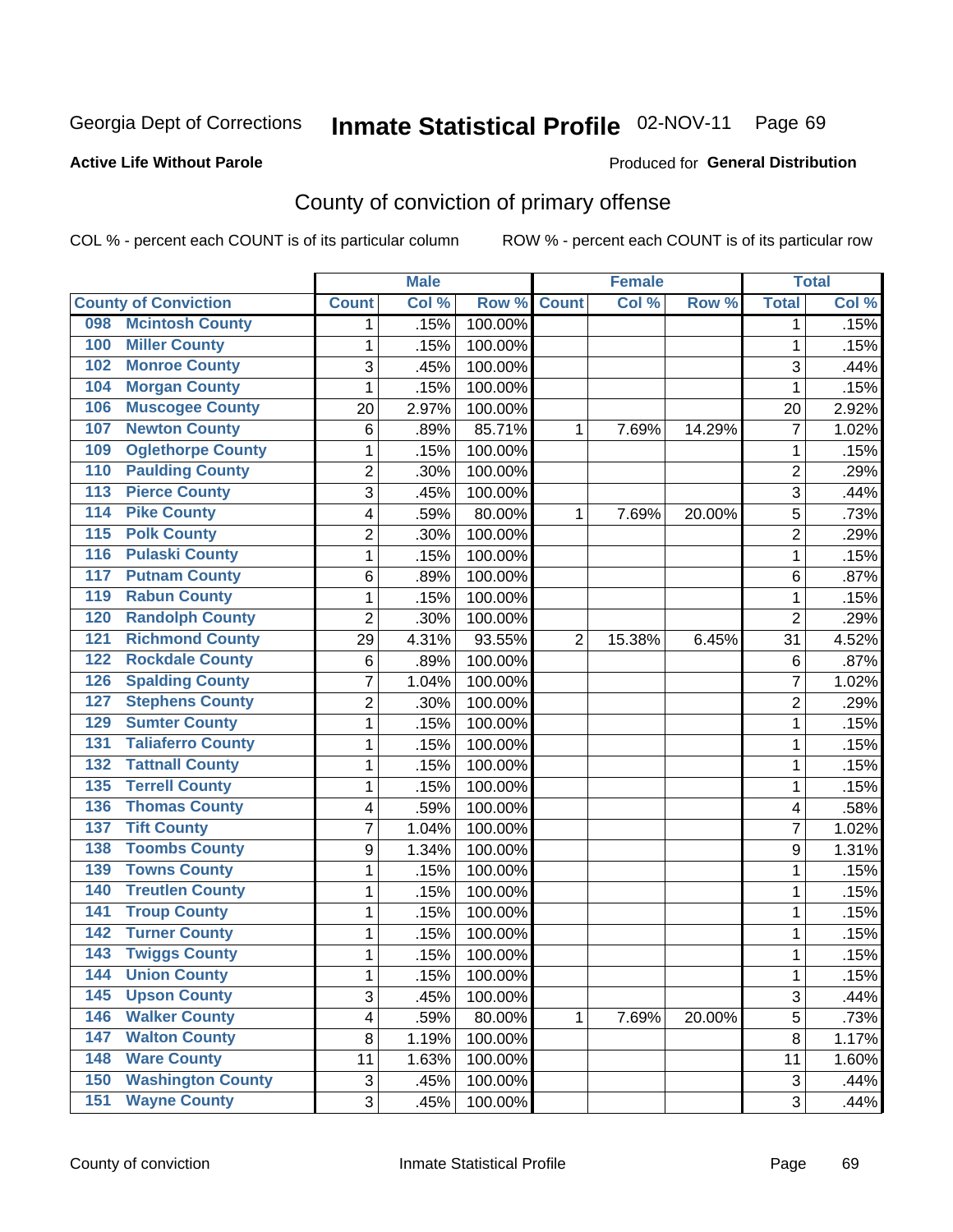Georgia Dept of Corrections **Inmate Statistical Profile** 02-NOV-11

**Active Life Without Parole**

Produced for **General Distribution**

## County of conviction of primary offense

COL % - percent each COUNT is of its particular column ROW % - percent each COUNT is of its particular row

| County of Conviction | | Male | | | Female | | | Total | |
|---|---|---|---|---|---|---|---|---|---|
| | | Count | Col % | Row % | Count | Col % | Row % | Total | Col % |
| 098 | Mcintosh County | 1 | .15% | 100.00% | | | | 1 | .15% |
| 100 | Miller County | 1 | .15% | 100.00% | | | | 1 | .15% |
| 102 | Monroe County | 3 | .45% | 100.00% | | | | 3 | .44% |
| 104 | Morgan County | 1 | .15% | 100.00% | | | | 1 | .15% |
| 106 | Muscogee County | 20 | 2.97% | 100.00% | | | | 20 | 2.92% |
| 107 | Newton County | 6 | .89% | 85.71% | 1 | 7.69% | 14.29% | 7 | 1.02% |
| 109 | Oglethorpe County | 1 | .15% | 100.00% | | | | 1 | .15% |
| 110 | Paulding County | 2 | .30% | 100.00% | | | | 2 | .29% |
| 113 | Pierce County | 3 | .45% | 100.00% | | | | 3 | .44% |
| 114 | Pike County | 4 | .59% | 80.00% | 1 | 7.69% | 20.00% | 5 | .73% |
| 115 | Polk County | 2 | .30% | 100.00% | | | | 2 | .29% |
| 116 | Pulaski County | 1 | .15% | 100.00% | | | | 1 | .15% |
| 117 | Putnam County | 6 | .89% | 100.00% | | | | 6 | .87% |
| 119 | Rabun County | 1 | .15% | 100.00% | | | | 1 | .15% |
| 120 | Randolph County | 2 | .30% | 100.00% | | | | 2 | .29% |
| 121 | Richmond County | 29 | 4.31% | 93.55% | 2 | 15.38% | 6.45% | 31 | 4.52% |
| 122 | Rockdale County | 6 | .89% | 100.00% | | | | 6 | .87% |
| 126 | Spalding County | 7 | 1.04% | 100.00% | | | | 7 | 1.02% |
| 127 | Stephens County | 2 | .30% | 100.00% | | | | 2 | .29% |
| 129 | Sumter County | 1 | .15% | 100.00% | | | | 1 | .15% |
| 131 | Taliaferro County | 1 | .15% | 100.00% | | | | 1 | .15% |
| 132 | Tattnall County | 1 | .15% | 100.00% | | | | 1 | .15% |
| 135 | Terrell County | 1 | .15% | 100.00% | | | | 1 | .15% |
| 136 | Thomas County | 4 | .59% | 100.00% | | | | 4 | .58% |
| 137 | Tift County | 7 | 1.04% | 100.00% | | | | 7 | 1.02% |
| 138 | Toombs County | 9 | 1.34% | 100.00% | | | | 9 | 1.31% |
| 139 | Towns County | 1 | .15% | 100.00% | | | | 1 | .15% |
| 140 | Treutlen County | 1 | .15% | 100.00% | | | | 1 | .15% |
| 141 | Troup County | 1 | .15% | 100.00% | | | | 1 | .15% |
| 142 | Turner County | 1 | .15% | 100.00% | | | | 1 | .15% |
| 143 | Twiggs County | 1 | .15% | 100.00% | | | | 1 | .15% |
| 144 | Union County | 1 | .15% | 100.00% | | | | 1 | .15% |
| 145 | Upson County | 3 | .45% | 100.00% | | | | 3 | .44% |
| 146 | Walker County | 4 | .59% | 80.00% | 1 | 7.69% | 20.00% | 5 | .73% |
| 147 | Walton County | 8 | 1.19% | 100.00% | | | | 8 | 1.17% |
| 148 | Ware County | 11 | 1.63% | 100.00% | | | | 11 | 1.60% |
| 150 | Washington County | 3 | .45% | 100.00% | | | | 3 | .44% |
| 151 | Wayne County | 3 | .45% | 100.00% | | | | 3 | .44% |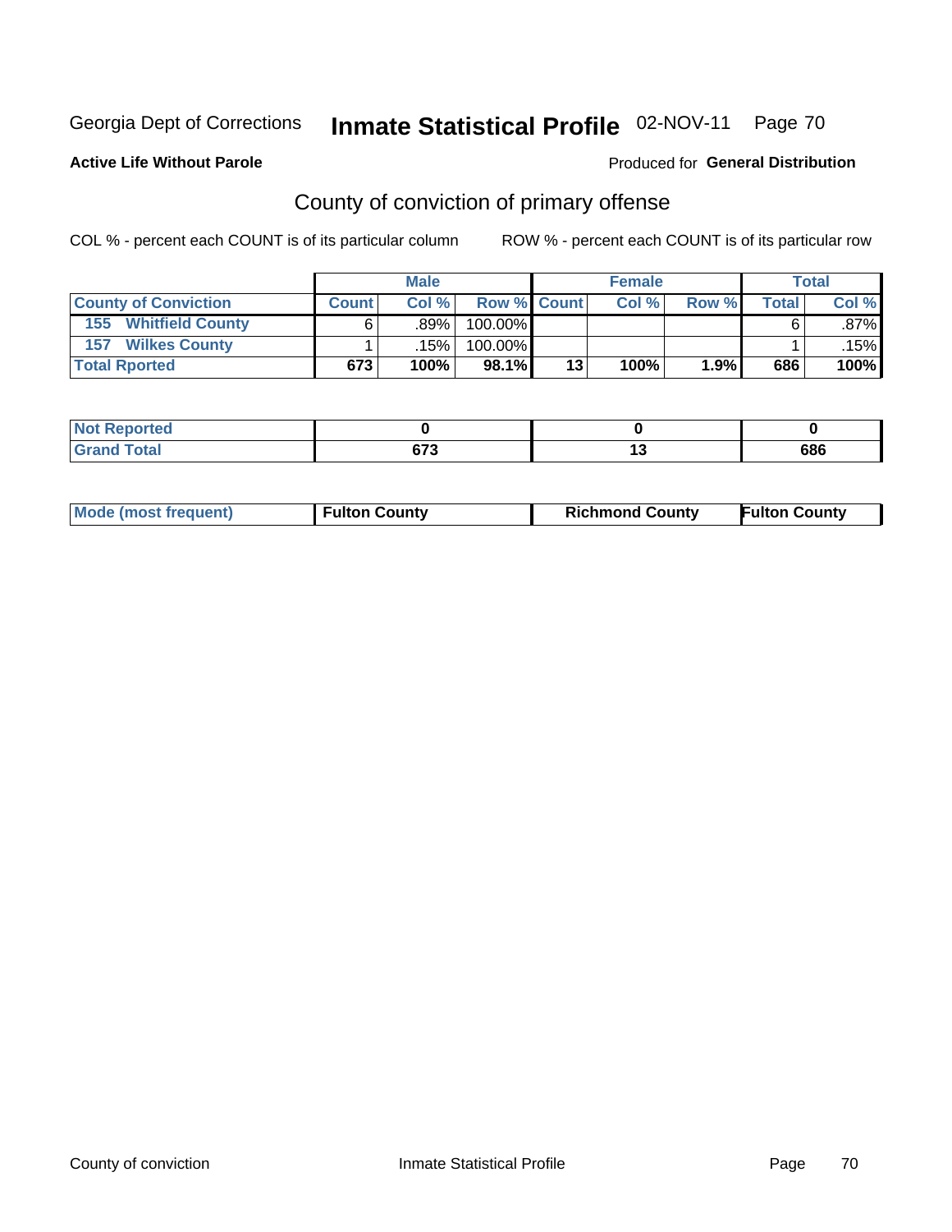Georgia Dept of Corrections **Inmate Statistical Profile** 02-NOV-11 Page 70

**Active Life Without Parole**

Produced for **General Distribution**

## County of conviction of primary offense

COL % - percent each COUNT is of its particular column ROW % - percent each COUNT is of its particular row

| | Male | | | Female | | | Total | |
|---|---|---|---|---|---|---|---|---|
| **County of Conviction** | **Count** | **Col %** | **Row %** | **Count** | **Col %** | **Row %** | **Total** | **Col %** |
| 155 Whitfield County | 6 | .89% | 100.00% | | | | 6 | .87% |
| 157 Wilkes County | 1 | .15% | 100.00% | | | | 1 | .15% |
| **Total Rported** | **673** | **100%** | **98.1%** | **13** | **100%** | **1.9%** | **686** | **100%** |

| | Male | Female | Total |
|---|---|---|---|
| **Not Reported** | **0** | **0** | **0** |
| **Grand Total** | **673** | **13** | **686** |

| | Male | Female | Total |
|---|---|---|---|
| **Mode (most frequent)** | **Fulton County** | **Richmond County** | **Fulton County** |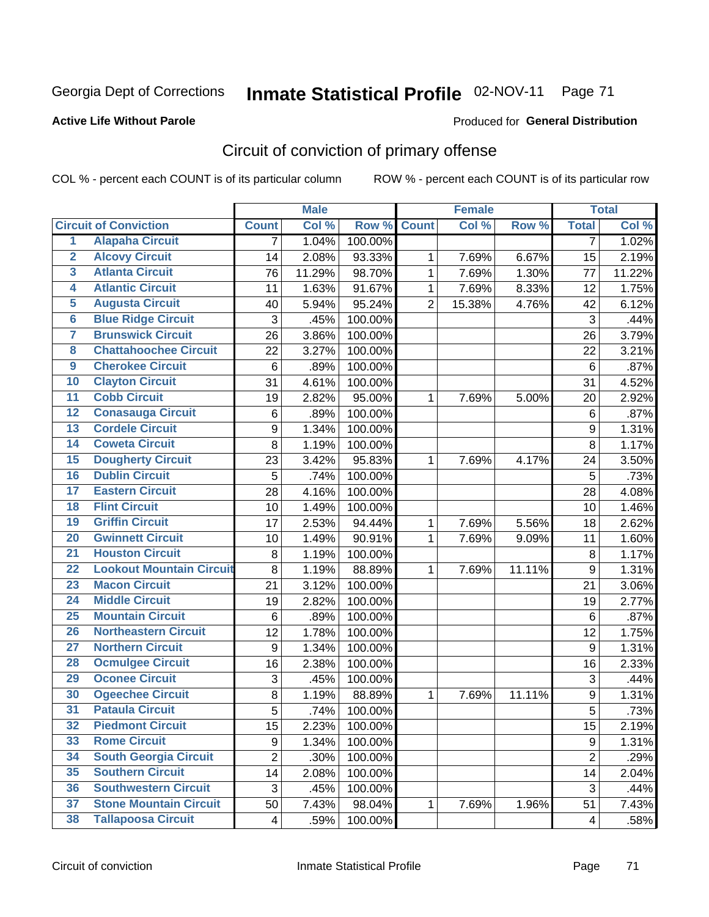Georgia Dept of Corrections **Inmate Statistical Profile** 02-NOV-11

**Active Life Without Parole**

Produced for **General Distribution**

## Circuit of conviction of primary offense

COL % - percent each COUNT is of its particular column ROW % - percent each COUNT is of its particular row

| | | Male | | | Female | | | Total | |
|---|---|---|---|---|---|---|---|---|---|
| **Circuit of Conviction** | | **Count** | **Col %** | **Row %** | **Count** | **Col %** | **Row %** | **Total** | **Col %** |
| 1 | Alapaha Circuit | 7 | 1.04% | 100.00% | | | | 7 | 1.02% |
| 2 | Alcovy Circuit | 14 | 2.08% | 93.33% | 1 | 7.69% | 6.67% | 15 | 2.19% |
| 3 | Atlanta Circuit | 76 | 11.29% | 98.70% | 1 | 7.69% | 1.30% | 77 | 11.22% |
| 4 | Atlantic Circuit | 11 | 1.63% | 91.67% | 1 | 7.69% | 8.33% | 12 | 1.75% |
| 5 | Augusta Circuit | 40 | 5.94% | 95.24% | 2 | 15.38% | 4.76% | 42 | 6.12% |
| 6 | Blue Ridge Circuit | 3 | .45% | 100.00% | | | | 3 | .44% |
| 7 | Brunswick Circuit | 26 | 3.86% | 100.00% | | | | 26 | 3.79% |
| 8 | Chattahoochee Circuit | 22 | 3.27% | 100.00% | | | | 22 | 3.21% |
| 9 | Cherokee Circuit | 6 | .89% | 100.00% | | | | 6 | .87% |
| 10 | Clayton Circuit | 31 | 4.61% | 100.00% | | | | 31 | 4.52% |
| 11 | Cobb Circuit | 19 | 2.82% | 95.00% | 1 | 7.69% | 5.00% | 20 | 2.92% |
| 12 | Conasauga Circuit | 6 | .89% | 100.00% | | | | 6 | .87% |
| 13 | Cordele Circuit | 9 | 1.34% | 100.00% | | | | 9 | 1.31% |
| 14 | Coweta Circuit | 8 | 1.19% | 100.00% | | | | 8 | 1.17% |
| 15 | Dougherty Circuit | 23 | 3.42% | 95.83% | 1 | 7.69% | 4.17% | 24 | 3.50% |
| 16 | Dublin Circuit | 5 | .74% | 100.00% | | | | 5 | .73% |
| 17 | Eastern Circuit | 28 | 4.16% | 100.00% | | | | 28 | 4.08% |
| 18 | Flint Circuit | 10 | 1.49% | 100.00% | | | | 10 | 1.46% |
| 19 | Griffin Circuit | 17 | 2.53% | 94.44% | 1 | 7.69% | 5.56% | 18 | 2.62% |
| 20 | Gwinnett Circuit | 10 | 1.49% | 90.91% | 1 | 7.69% | 9.09% | 11 | 1.60% |
| 21 | Houston Circuit | 8 | 1.19% | 100.00% | | | | 8 | 1.17% |
| 22 | Lookout Mountain Circuit | 8 | 1.19% | 88.89% | 1 | 7.69% | 11.11% | 9 | 1.31% |
| 23 | Macon Circuit | 21 | 3.12% | 100.00% | | | | 21 | 3.06% |
| 24 | Middle Circuit | 19 | 2.82% | 100.00% | | | | 19 | 2.77% |
| 25 | Mountain Circuit | 6 | .89% | 100.00% | | | | 6 | .87% |
| 26 | Northeastern Circuit | 12 | 1.78% | 100.00% | | | | 12 | 1.75% |
| 27 | Northern Circuit | 9 | 1.34% | 100.00% | | | | 9 | 1.31% |
| 28 | Ocmulgee Circuit | 16 | 2.38% | 100.00% | | | | 16 | 2.33% |
| 29 | Oconee Circuit | 3 | .45% | 100.00% | | | | 3 | .44% |
| 30 | Ogeechee Circuit | 8 | 1.19% | 88.89% | 1 | 7.69% | 11.11% | 9 | 1.31% |
| 31 | Pataula Circuit | 5 | .74% | 100.00% | | | | 5 | .73% |
| 32 | Piedmont Circuit | 15 | 2.23% | 100.00% | | | | 15 | 2.19% |
| 33 | Rome Circuit | 9 | 1.34% | 100.00% | | | | 9 | 1.31% |
| 34 | South Georgia Circuit | 2 | .30% | 100.00% | | | | 2 | .29% |
| 35 | Southern Circuit | 14 | 2.08% | 100.00% | | | | 14 | 2.04% |
| 36 | Southwestern Circuit | 3 | .45% | 100.00% | | | | 3 | .44% |
| 37 | Stone Mountain Circuit | 50 | 7.43% | 98.04% | 1 | 7.69% | 1.96% | 51 | 7.43% |
| 38 | Tallapoosa Circuit | 4 | .59% | 100.00% | | | | 4 | .58% |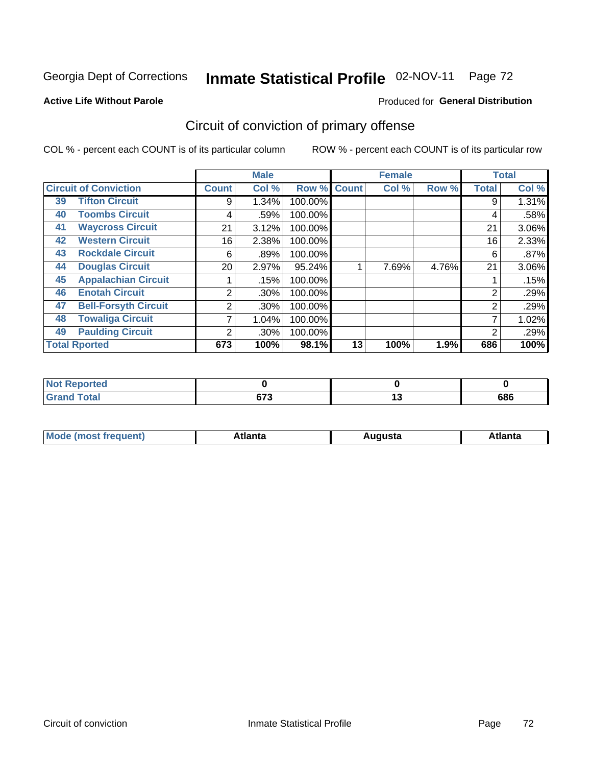Georgia Dept of Corrections **Inmate Statistical Profile** 02-NOV-11

**Active Life Without Parole**

Produced for **General Distribution**

## Circuit of conviction of primary offense

COL % - percent each COUNT is of its particular column

ROW % - percent each COUNT is of its particular row

| Circuit of Conviction | | Male | | | Female | | | Total | |
|---|---|---|---|---|---|---|---|---|---|
| | | Count | Col % | Row % | Count | Col % | Row % | Total | Col % |
| 39 | Tifton Circuit | 9 | 1.34% | 100.00% | | | | 9 | 1.31% |
| 40 | Toombs Circuit | 4 | .59% | 100.00% | | | | 4 | .58% |
| 41 | Waycross Circuit | 21 | 3.12% | 100.00% | | | | 21 | 3.06% |
| 42 | Western Circuit | 16 | 2.38% | 100.00% | | | | 16 | 2.33% |
| 43 | Rockdale Circuit | 6 | .89% | 100.00% | | | | 6 | .87% |
| 44 | Douglas Circuit | 20 | 2.97% | 95.24% | 1 | 7.69% | 4.76% | 21 | 3.06% |
| 45 | Appalachian Circuit | 1 | .15% | 100.00% | | | | 1 | .15% |
| 46 | Enotah Circuit | 2 | .30% | 100.00% | | | | 2 | .29% |
| 47 | Bell-Forsyth Circuit | 2 | .30% | 100.00% | | | | 2 | .29% |
| 48 | Towaliga Circuit | 7 | 1.04% | 100.00% | | | | 7 | 1.02% |
| 49 | Paulding Circuit | 2 | .30% | 100.00% | | | | 2 | .29% |
| **Total Rported** | | **673** | **100%** | **98.1%** | **13** | **100%** | **1.9%** | **686** | **100%** |

| | Male | Female | Total |
|---|---|---|---|
| Not Reported | 0 | 0 | 0 |
| Grand Total | 673 | 13 | 686 |

| | Male | Female | Total |
|---|---|---|---|
| Mode (most frequent) | Atlanta | Augusta | Atlanta |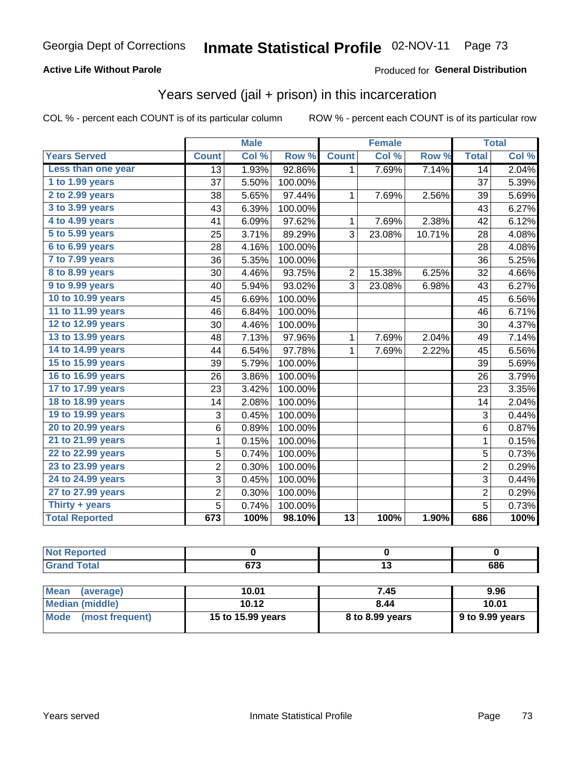Georgia Dept of Corrections **Inmate Statistical Profile** 02-NOV-11

**Active Life Without Parole**

Produced for **General Distribution**

## Years served (jail + prison) in this incarceration

COL % - percent each COUNT is of its particular column ROW % - percent each COUNT is of its particular row

| | Male | | | Female | | | Total | |
|---|---|---|---|---|---|---|---|---|
| **Years Served** | **Count** | **Col %** | **Row %** | **Count** | **Col %** | **Row %** | **Total** | **Col %** |
| **Less than one year** | 13 | 1.93% | 92.86% | 1 | 7.69% | 7.14% | 14 | 2.04% |
| **1 to 1.99 years** | 37 | 5.50% | 100.00% | | | | 37 | 5.39% |
| **2 to 2.99 years** | 38 | 5.65% | 97.44% | 1 | 7.69% | 2.56% | 39 | 5.69% |
| **3 to 3.99 years** | 43 | 6.39% | 100.00% | | | | 43 | 6.27% |
| **4 to 4.99 years** | 41 | 6.09% | 97.62% | 1 | 7.69% | 2.38% | 42 | 6.12% |
| **5 to 5.99 years** | 25 | 3.71% | 89.29% | 3 | 23.08% | 10.71% | 28 | 4.08% |
| **6 to 6.99 years** | 28 | 4.16% | 100.00% | | | | 28 | 4.08% |
| **7 to 7.99 years** | 36 | 5.35% | 100.00% | | | | 36 | 5.25% |
| **8 to 8.99 years** | 30 | 4.46% | 93.75% | 2 | 15.38% | 6.25% | 32 | 4.66% |
| **9 to 9.99 years** | 40 | 5.94% | 93.02% | 3 | 23.08% | 6.98% | 43 | 6.27% |
| **10 to 10.99 years** | 45 | 6.69% | 100.00% | | | | 45 | 6.56% |
| **11 to 11.99 years** | 46 | 6.84% | 100.00% | | | | 46 | 6.71% |
| **12 to 12.99 years** | 30 | 4.46% | 100.00% | | | | 30 | 4.37% |
| **13 to 13.99 years** | 48 | 7.13% | 97.96% | 1 | 7.69% | 2.04% | 49 | 7.14% |
| **14 to 14.99 years** | 44 | 6.54% | 97.78% | 1 | 7.69% | 2.22% | 45 | 6.56% |
| **15 to 15.99 years** | 39 | 5.79% | 100.00% | | | | 39 | 5.69% |
| **16 to 16.99 years** | 26 | 3.86% | 100.00% | | | | 26 | 3.79% |
| **17 to 17.99 years** | 23 | 3.42% | 100.00% | | | | 23 | 3.35% |
| **18 to 18.99 years** | 14 | 2.08% | 100.00% | | | | 14 | 2.04% |
| **19 to 19.99 years** | 3 | 0.45% | 100.00% | | | | 3 | 0.44% |
| **20 to 20.99 years** | 6 | 0.89% | 100.00% | | | | 6 | 0.87% |
| **21 to 21.99 years** | 1 | 0.15% | 100.00% | | | | 1 | 0.15% |
| **22 to 22.99 years** | 5 | 0.74% | 100.00% | | | | 5 | 0.73% |
| **23 to 23.99 years** | 2 | 0.30% | 100.00% | | | | 2 | 0.29% |
| **24 to 24.99 years** | 3 | 0.45% | 100.00% | | | | 3 | 0.44% |
| **27 to 27.99 years** | 2 | 0.30% | 100.00% | | | | 2 | 0.29% |
| **Thirty + years** | 5 | 0.74% | 100.00% | | | | 5 | 0.73% |
| **Total Reported** | **673** | **100%** | **98.10%** | **13** | **100%** | **1.90%** | **686** | **100%** |

| | Male | Female | Total |
|---|---|---|---|
| **Not Reported** | **0** | **0** | **0** |
| **Grand Total** | **673** | **13** | **686** |

| | Male | Female | Total |
|---|---|---|---|
| **Mean (average)** | **10.01** | **7.45** | **9.96** |
| **Median (middle)** | **10.12** | **8.44** | **10.01** |
| **Mode (most frequent)** | **15 to 15.99 years** | **8 to 8.99 years** | **9 to 9.99 years** |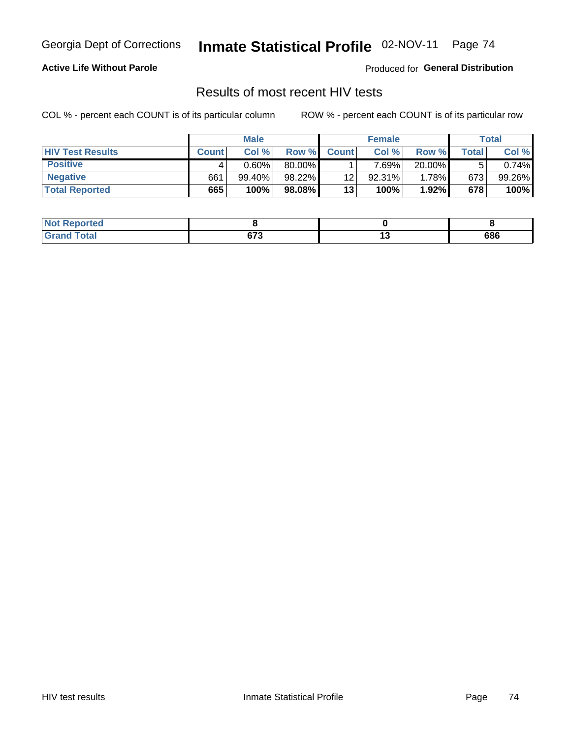Georgia Dept of Corrections **Inmate Statistical Profile** 02-NOV-11

**Active Life Without Parole**

Produced for **General Distribution**

## Results of most recent HIV tests

COL % - percent each COUNT is of its particular column ROW % - percent each COUNT is of its particular row

| | Male | | | Female | | | Total | |
|---|---|---|---|---|---|---|---|---|
| **HIV Test Results** | **Count** | **Col %** | **Row %** | **Count** | **Col %** | **Row %** | **Total** | **Col %** |
| **Positive** | 4 | 0.60% | 80.00% | 1 | 7.69% | 20.00% | 5 | 0.74% |
| **Negative** | 661 | 99.40% | 98.22% | 12 | 92.31% | 1.78% | 673 | 99.26% |
| **Total Reported** | **665** | **100%** | **98.08%** | **13** | **100%** | **1.92%** | **678** | **100%** |

| | Male | Female | Total |
|---|---|---|---|
| **Not Reported** | **8** | **0** | **8** |
| **Grand Total** | **673** | **13** | **686** |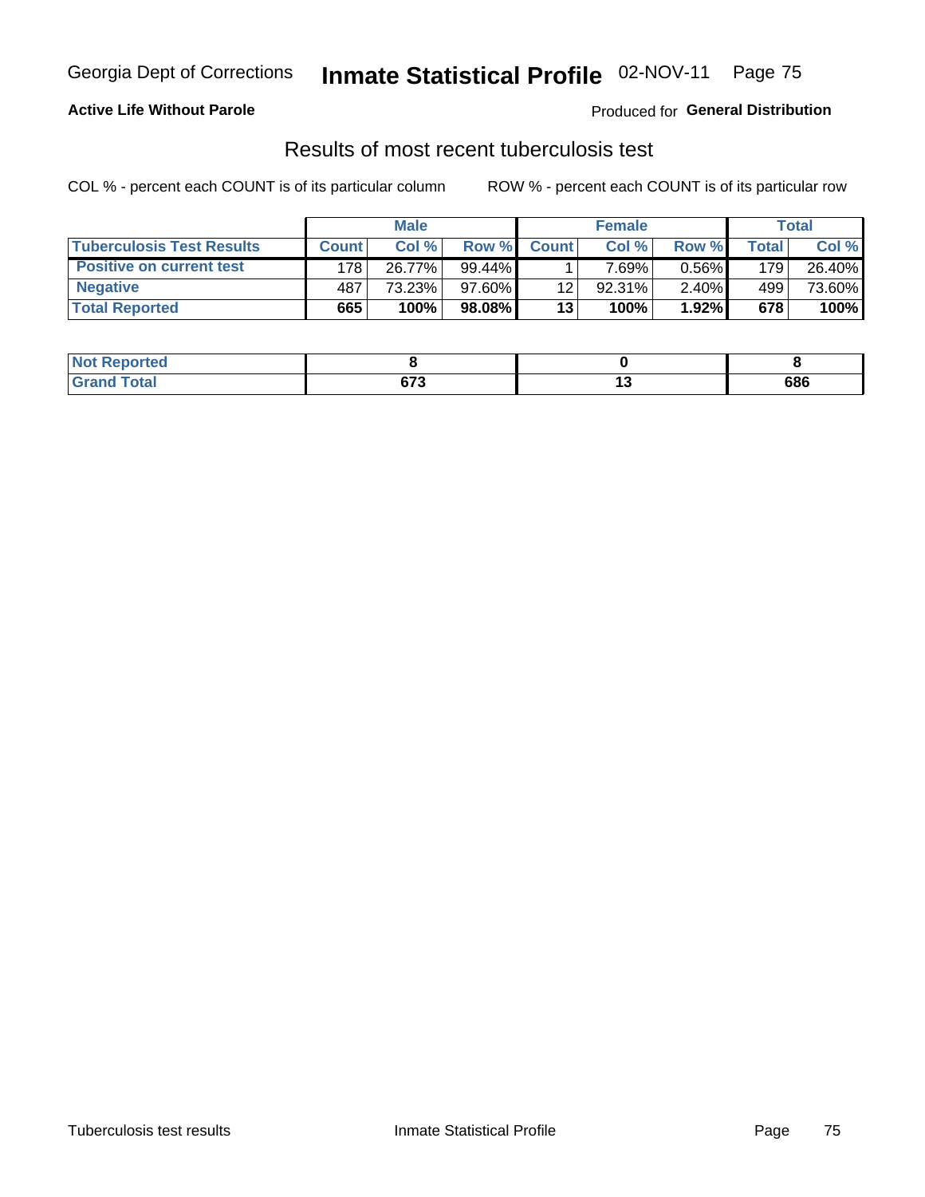Georgia Dept of Corrections **Inmate Statistical Profile** 02-NOV-11 Page 75

**Active Life Without Parole**

Produced for **General Distribution**

## Results of most recent tuberculosis test

COL % - percent each COUNT is of its particular column

ROW % - percent each COUNT is of its particular row

| | Male | | | Female | | | Total | |
|---|---|---|---|---|---|---|---|---|
| **Tuberculosis Test Results** | **Count** | **Col %** | **Row %** | **Count** | **Col %** | **Row %** | **Total** | **Col %** |
| **Positive on current test** | 178 | 26.77% | 99.44% | 1 | 7.69% | 0.56% | 179 | 26.40% |
| **Negative** | 487 | 73.23% | 97.60% | 12 | 92.31% | 2.40% | 499 | 73.60% |
| **Total Reported** | **665** | **100%** | **98.08%** | **13** | **100%** | **1.92%** | **678** | **100%** |

| | Male | Female | Total |
|---|---|---|---|
| **Not Reported** | **8** | **0** | **8** |
| **Grand Total** | **673** | **13** | **686** |

Tuberculosis test results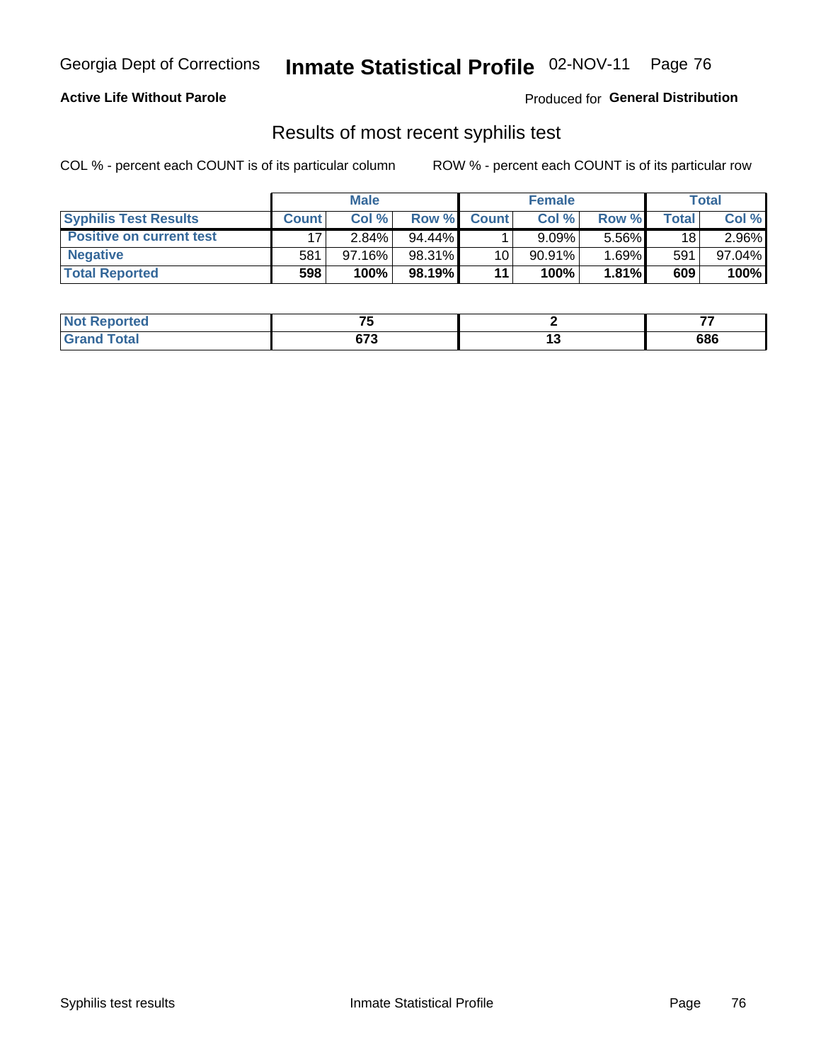Georgia Dept of Corrections **Inmate Statistical Profile** 02-NOV-11

**Active Life Without Parole**

Produced for **General Distribution**

## Results of most recent syphilis test

COL % - percent each COUNT is of its particular column     ROW % - percent each COUNT is of its particular row

| | Male | | | Female | | | Total | |
|---|---|---|---|---|---|---|---|---|
| **Syphilis Test Results** | **Count** | **Col %** | **Row %** | **Count** | **Col %** | **Row %** | **Total** | **Col %** |
| **Positive on current test** | 17 | 2.84% | 94.44% | 1 | 9.09% | 5.56% | 18 | 2.96% |
| **Negative** | 581 | 97.16% | 98.31% | 10 | 90.91% | 1.69% | 591 | 97.04% |
| **Total Reported** | **598** | **100%** | **98.19%** | **11** | **100%** | **1.81%** | **609** | **100%** |

| | Male | Female | Total |
|---|---|---|---|
| **Not Reported** | **75** | **2** | **77** |
| **Grand Total** | **673** | **13** | **686** |

Syphilis test results     Inmate Statistical Profile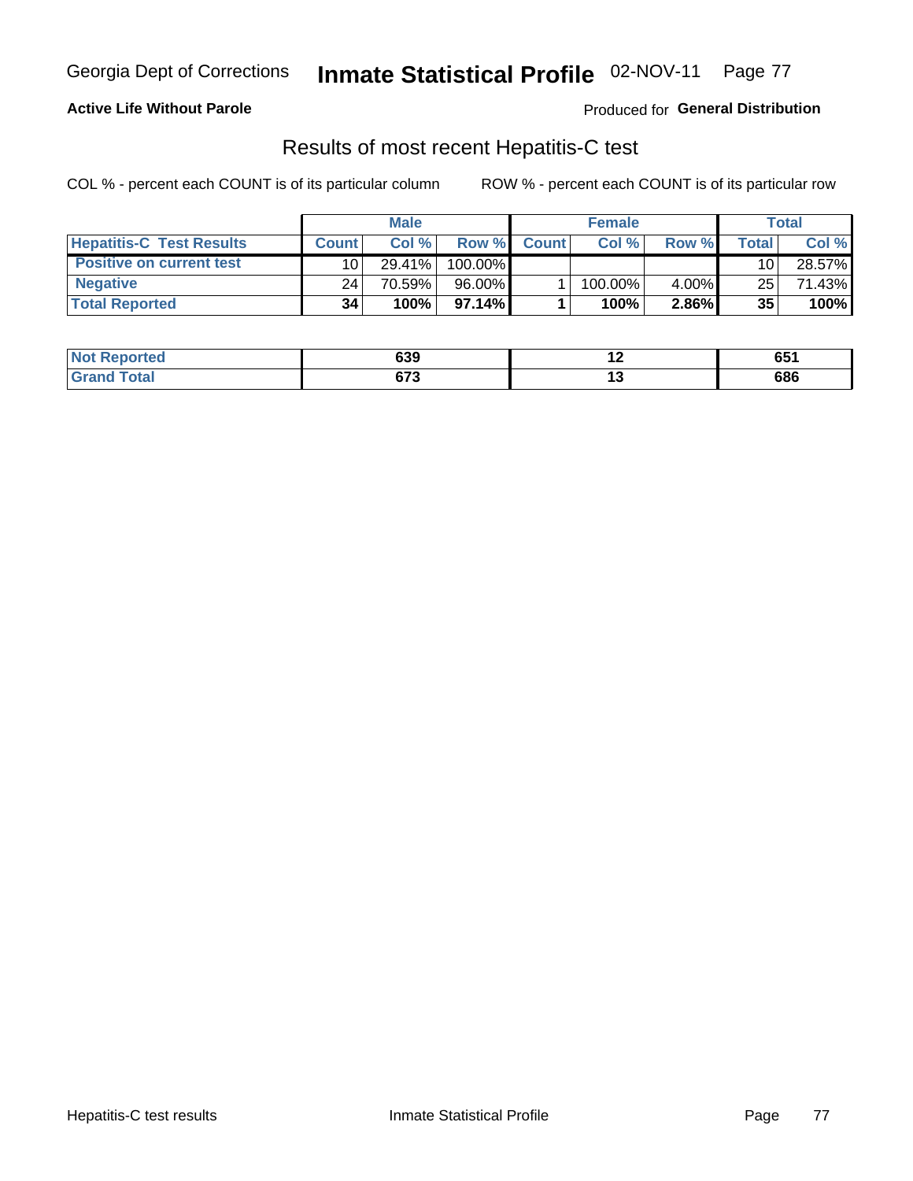Georgia Dept of Corrections **Inmate Statistical Profile** 02-NOV-11 Page 77

**Active Life Without Parole**

Produced for **General Distribution**

## Results of most recent Hepatitis-C test

COL % - percent each COUNT is of its particular column  ROW % - percent each COUNT is of its particular row

| | Male | | | Female | | | Total | |
|---|---|---|---|---|---|---|---|---|
| **Hepatitis-C Test Results** | **Count** | **Col %** | **Row %** | **Count** | **Col %** | **Row %** | **Total** | **Col %** |
| **Positive on current test** | 10 | 29.41% | 100.00% | | | | 10 | 28.57% |
| **Negative** | 24 | 70.59% | 96.00% | 1 | 100.00% | 4.00% | 25 | 71.43% |
| **Total Reported** | **34** | **100%** | **97.14%** | **1** | **100%** | **2.86%** | **35** | **100%** |

| | | | |
|---|---|---|---|
| **Not Reported** | **639** | **12** | **651** |
| **Grand Total** | **673** | **13** | **686** |